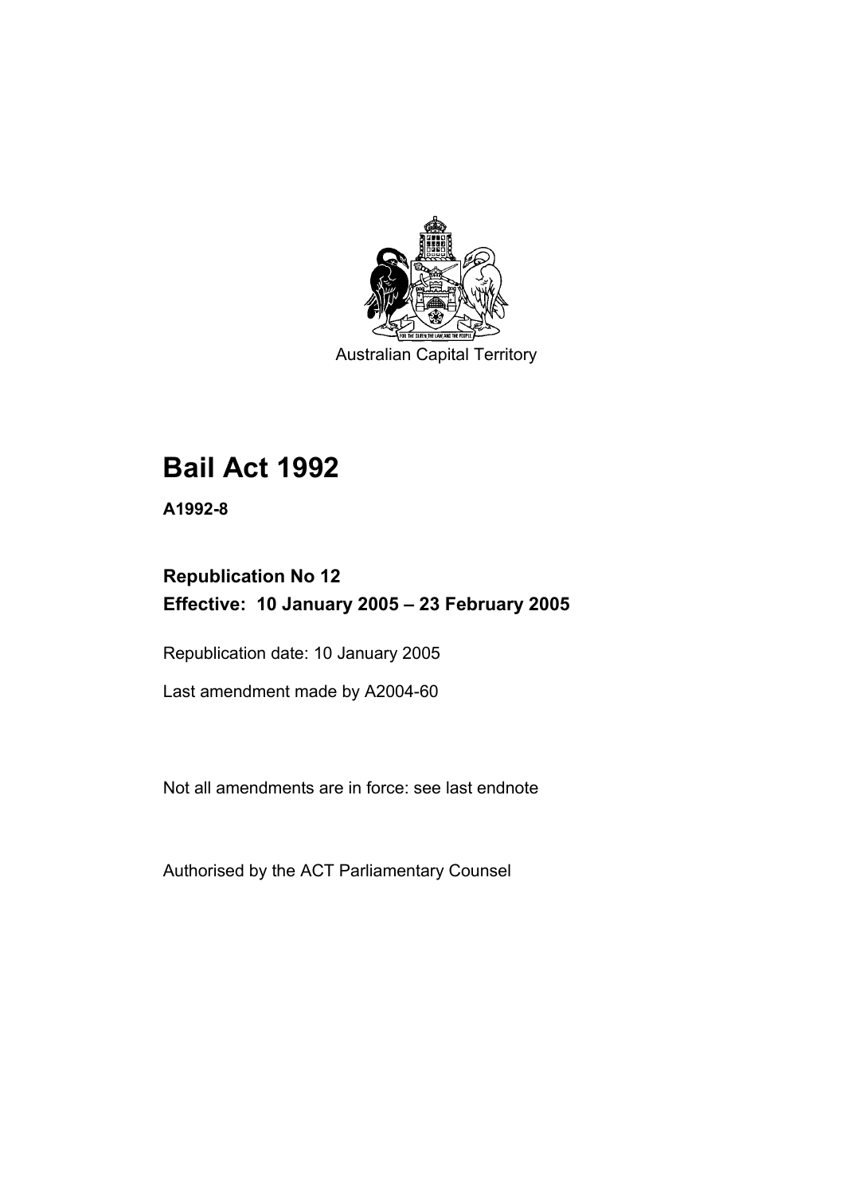Australian Capital Territory

# Bail Act 1992

**A1992-8**

## Republication No 12
## Effective: 10 January 2005 – 23 February 2005

Republication date: 10 January 2005

Last amendment made by A2004-60

Not all amendments are in force: see last endnote

Authorised by the ACT Parliamentary Counsel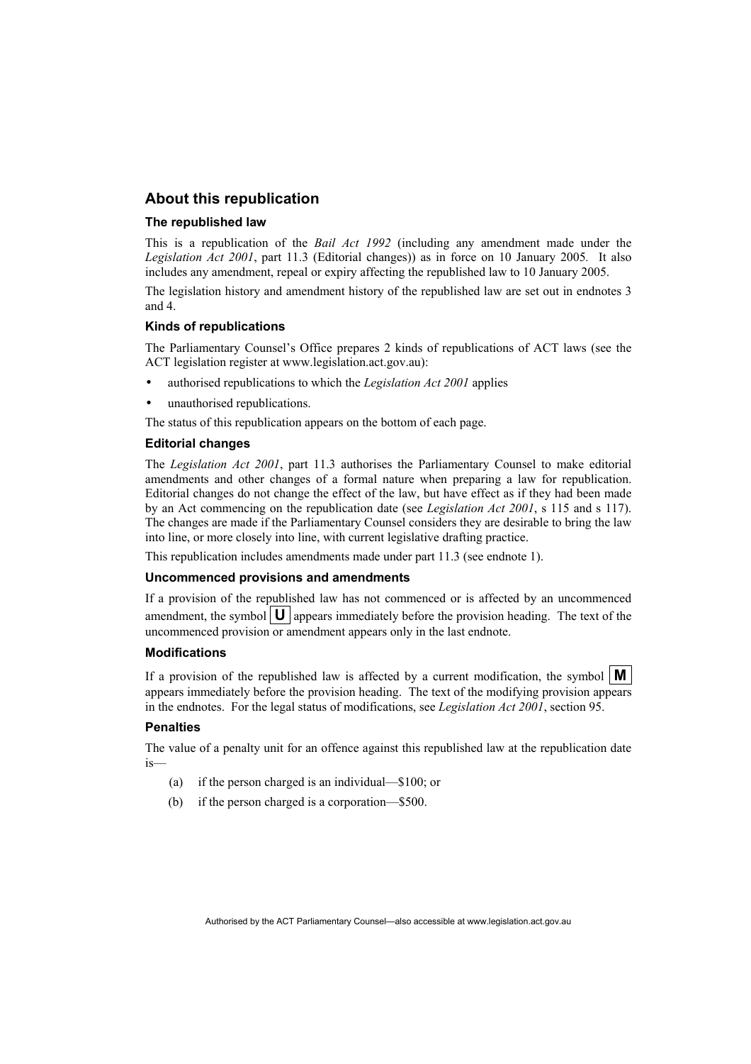## About this republication

### The republished law

This is a republication of the *Bail Act 1992* (including any amendment made under the *Legislation Act 2001*, part 11.3 (Editorial changes)) as in force on 10 January 2005*.* It also includes any amendment, repeal or expiry affecting the republished law to 10 January 2005.

The legislation history and amendment history of the republished law are set out in endnotes 3 and 4.

### Kinds of republications

The Parliamentary Counsel's Office prepares 2 kinds of republications of ACT laws (see the ACT legislation register at www.legislation.act.gov.au):

- authorised republications to which the *Legislation Act 2001* applies
- unauthorised republications.

The status of this republication appears on the bottom of each page.

### Editorial changes

The *Legislation Act 2001*, part 11.3 authorises the Parliamentary Counsel to make editorial amendments and other changes of a formal nature when preparing a law for republication. Editorial changes do not change the effect of the law, but have effect as if they had been made by an Act commencing on the republication date (see *Legislation Act 2001*, s 115 and s 117). The changes are made if the Parliamentary Counsel considers they are desirable to bring the law into line, or more closely into line, with current legislative drafting practice.

This republication includes amendments made under part 11.3 (see endnote 1).

### Uncommenced provisions and amendments

If a provision of the republished law has not commenced or is affected by an uncommenced amendment, the symbol **U** appears immediately before the provision heading. The text of the uncommenced provision or amendment appears only in the last endnote.

### Modifications

If a provision of the republished law is affected by a current modification, the symbol **M** appears immediately before the provision heading. The text of the modifying provision appears in the endnotes. For the legal status of modifications, see *Legislation Act 2001*, section 95.

### Penalties

The value of a penalty unit for an offence against this republished law at the republication date is—

(a) if the person charged is an individual—$100; or

(b) if the person charged is a corporation—$500.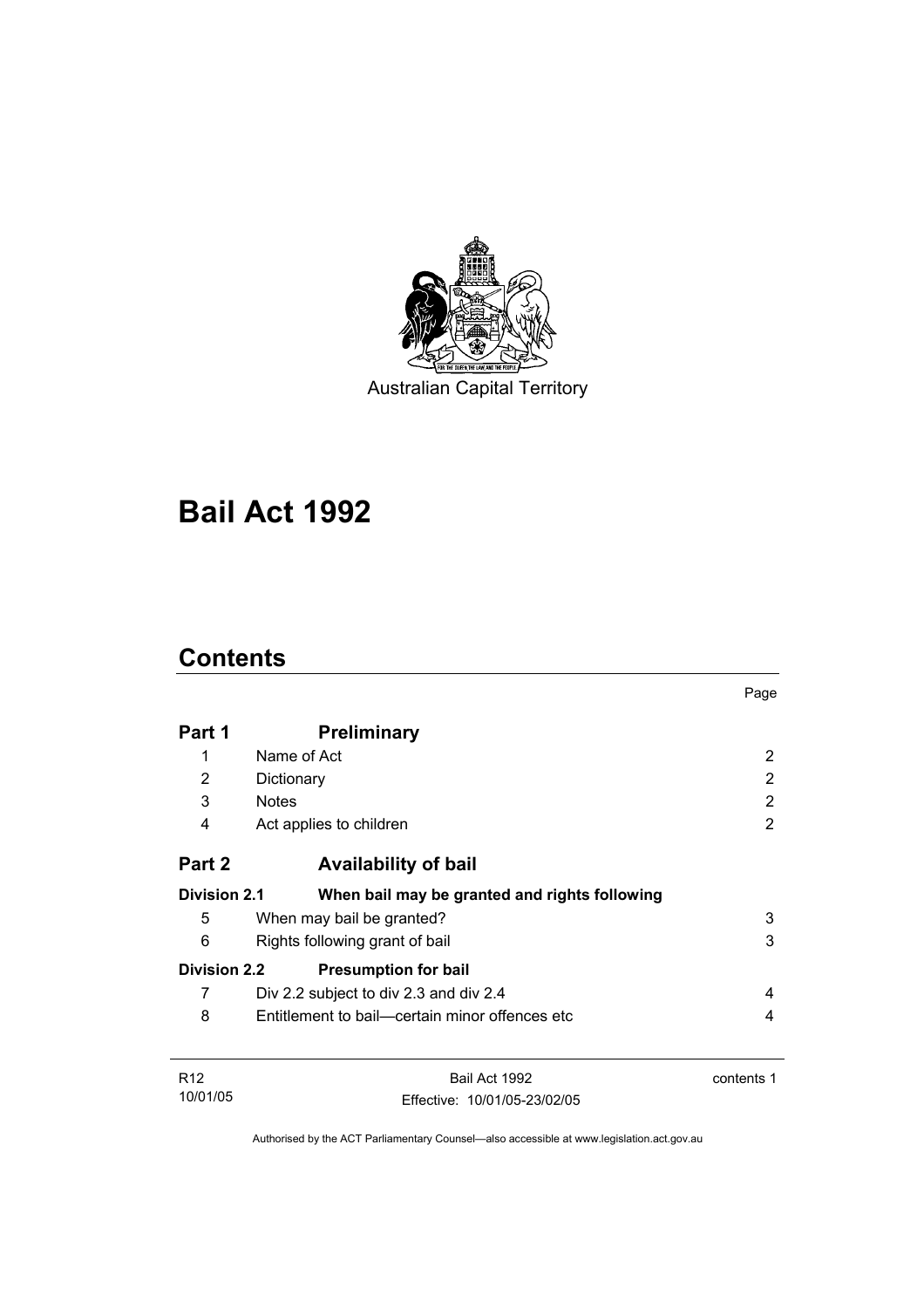Australian Capital Territory

# Bail Act 1992

## Contents

| | | Page |
|---|---|---|
| **Part 1** | **Preliminary** | |
| 1 | Name of Act | 2 |
| 2 | Dictionary | 2 |
| 3 | Notes | 2 |
| 4 | Act applies to children | 2 |
| **Part 2** | **Availability of bail** | |
| **Division 2.1** | **When bail may be granted and rights following** | |
| 5 | When may bail be granted? | 3 |
| 6 | Rights following grant of bail | 3 |
| **Division 2.2** | **Presumption for bail** | |
| 7 | Div 2.2 subject to div 2.3 and div 2.4 | 4 |
| 8 | Entitlement to bail—certain minor offences etc | 4 |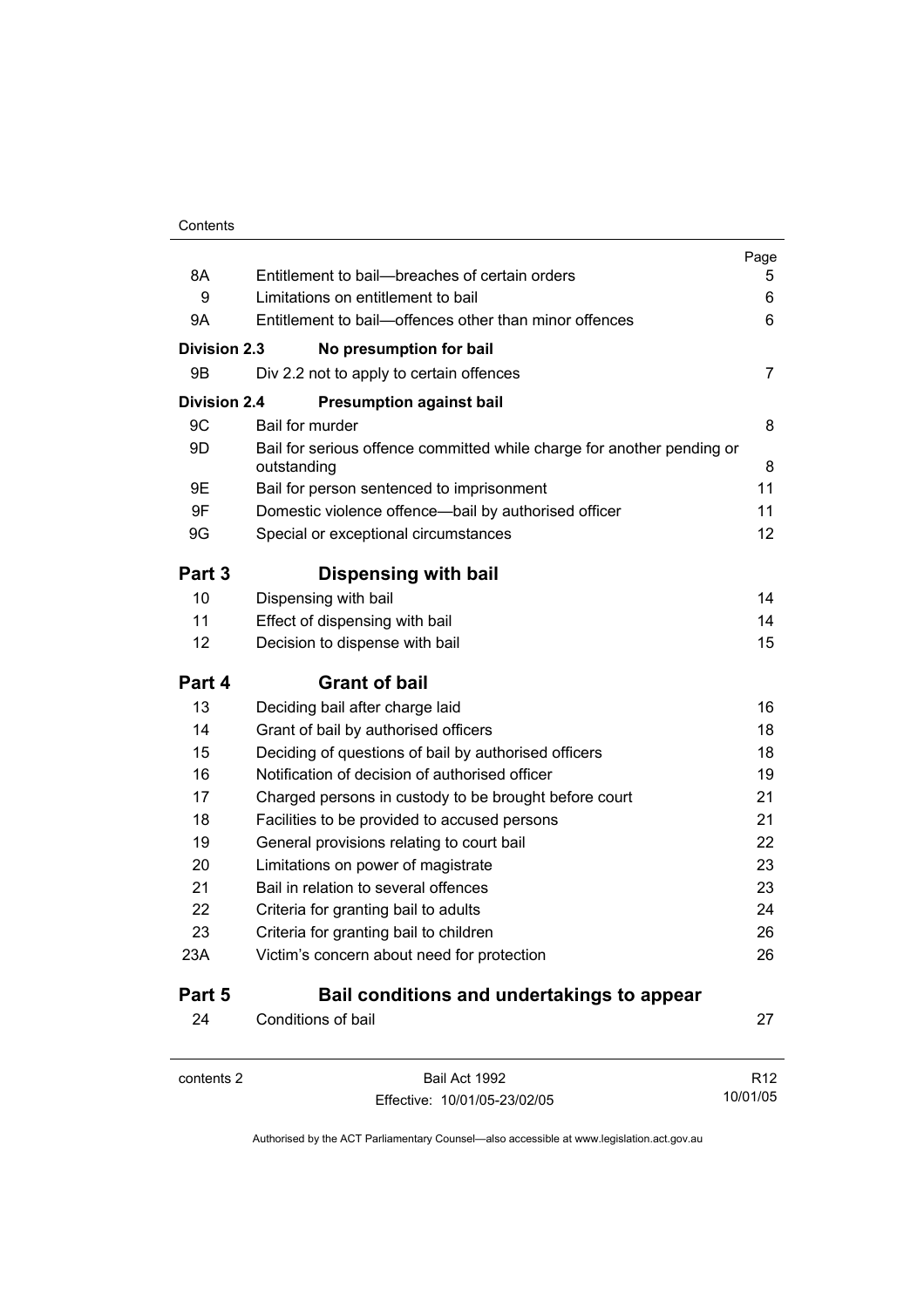| | | Page |
|---|---|---|
| 8A | Entitlement to bail—breaches of certain orders | 5 |
| 9 | Limitations on entitlement to bail | 6 |
| 9A | Entitlement to bail—offences other than minor offences | 6 |
| **Division 2.3** | **No presumption for bail** | |
| 9B | Div 2.2 not to apply to certain offences | 7 |
| **Division 2.4** | **Presumption against bail** | |
| 9C | Bail for murder | 8 |
| 9D | Bail for serious offence committed while charge for another pending or outstanding | 8 |
| 9E | Bail for person sentenced to imprisonment | 11 |
| 9F | Domestic violence offence—bail by authorised officer | 11 |
| 9G | Special or exceptional circumstances | 12 |
| **Part 3** | **Dispensing with bail** | |
| 10 | Dispensing with bail | 14 |
| 11 | Effect of dispensing with bail | 14 |
| 12 | Decision to dispense with bail | 15 |
| **Part 4** | **Grant of bail** | |
| 13 | Deciding bail after charge laid | 16 |
| 14 | Grant of bail by authorised officers | 18 |
| 15 | Deciding of questions of bail by authorised officers | 18 |
| 16 | Notification of decision of authorised officer | 19 |
| 17 | Charged persons in custody to be brought before court | 21 |
| 18 | Facilities to be provided to accused persons | 21 |
| 19 | General provisions relating to court bail | 22 |
| 20 | Limitations on power of magistrate | 23 |
| 21 | Bail in relation to several offences | 23 |
| 22 | Criteria for granting bail to adults | 24 |
| 23 | Criteria for granting bail to children | 26 |
| 23A | Victim's concern about need for protection | 26 |
| **Part 5** | **Bail conditions and undertakings to appear** | |
| 24 | Conditions of bail | 27 |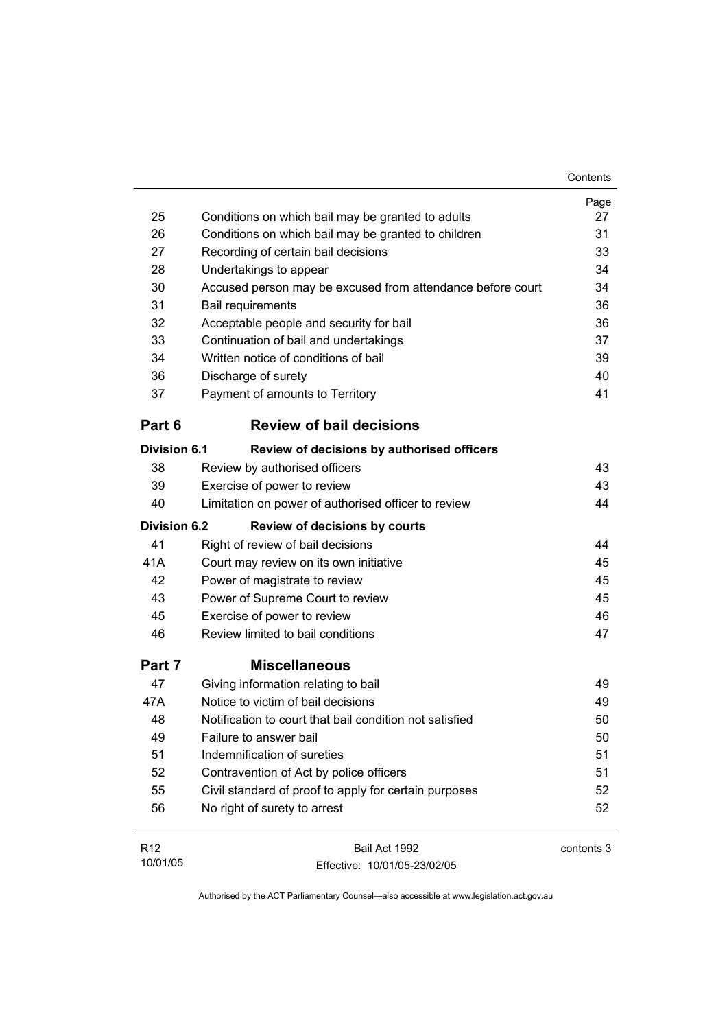| | | Page |
|---|---|---|
| 25 | Conditions on which bail may be granted to adults | 27 |
| 26 | Conditions on which bail may be granted to children | 31 |
| 27 | Recording of certain bail decisions | 33 |
| 28 | Undertakings to appear | 34 |
| 30 | Accused person may be excused from attendance before court | 34 |
| 31 | Bail requirements | 36 |
| 32 | Acceptable people and security for bail | 36 |
| 33 | Continuation of bail and undertakings | 37 |
| 34 | Written notice of conditions of bail | 39 |
| 36 | Discharge of surety | 40 |
| 37 | Payment of amounts to Territory | 41 |

## Part 6 Review of bail decisions

**Division 6.1 Review of decisions by authorised officers**

| | | |
|---|---|---|
| 38 | Review by authorised officers | 43 |
| 39 | Exercise of power to review | 43 |
| 40 | Limitation on power of authorised officer to review | 44 |

**Division 6.2 Review of decisions by courts**

| | | |
|---|---|---|
| 41 | Right of review of bail decisions | 44 |
| 41A | Court may review on its own initiative | 45 |
| 42 | Power of magistrate to review | 45 |
| 43 | Power of Supreme Court to review | 45 |
| 45 | Exercise of power to review | 46 |
| 46 | Review limited to bail conditions | 47 |

## Part 7 Miscellaneous

| | | |
|---|---|---|
| 47 | Giving information relating to bail | 49 |
| 47A | Notice to victim of bail decisions | 49 |
| 48 | Notification to court that bail condition not satisfied | 50 |
| 49 | Failure to answer bail | 50 |
| 51 | Indemnification of sureties | 51 |
| 52 | Contravention of Act by police officers | 51 |
| 55 | Civil standard of proof to apply for certain purposes | 52 |
| 56 | No right of surety to arrest | 52 |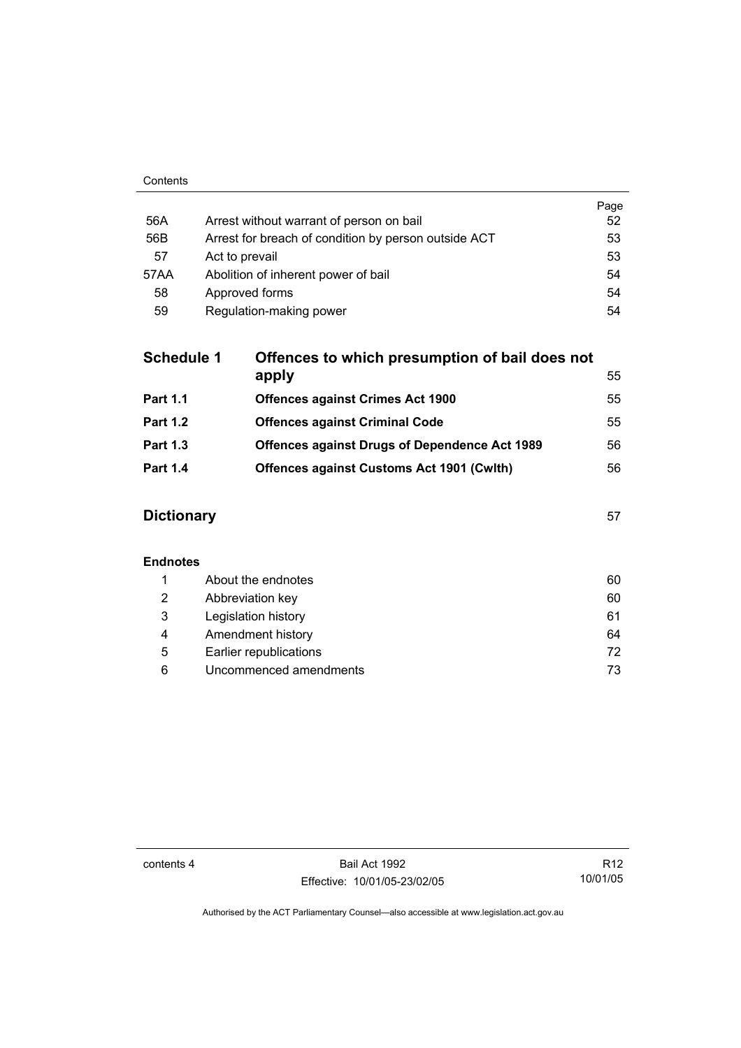| | | Page |
|---|---|---|
| 56A | Arrest without warrant of person on bail | 52 |
| 56B | Arrest for breach of condition by person outside ACT | 53 |
| 57 | Act to prevail | 53 |
| 57AA | Abolition of inherent power of bail | 54 |
| 58 | Approved forms | 54 |
| 59 | Regulation-making power | 54 |

| | | |
|---|---|---|
| **Schedule 1** | **Offences to which presumption of bail does not apply** | 55 |
| **Part 1.1** | **Offences against Crimes Act 1900** | 55 |
| **Part 1.2** | **Offences against Criminal Code** | 55 |
| **Part 1.3** | **Offences against Drugs of Dependence Act 1989** | 56 |
| **Part 1.4** | **Offences against Customs Act 1901 (Cwlth)** | 56 |

**Dictionary** 57

**Endnotes**

| | | |
|---|---|---|
| 1 | About the endnotes | 60 |
| 2 | Abbreviation key | 60 |
| 3 | Legislation history | 61 |
| 4 | Amendment history | 64 |
| 5 | Earlier republications | 72 |
| 6 | Uncommenced amendments | 73 |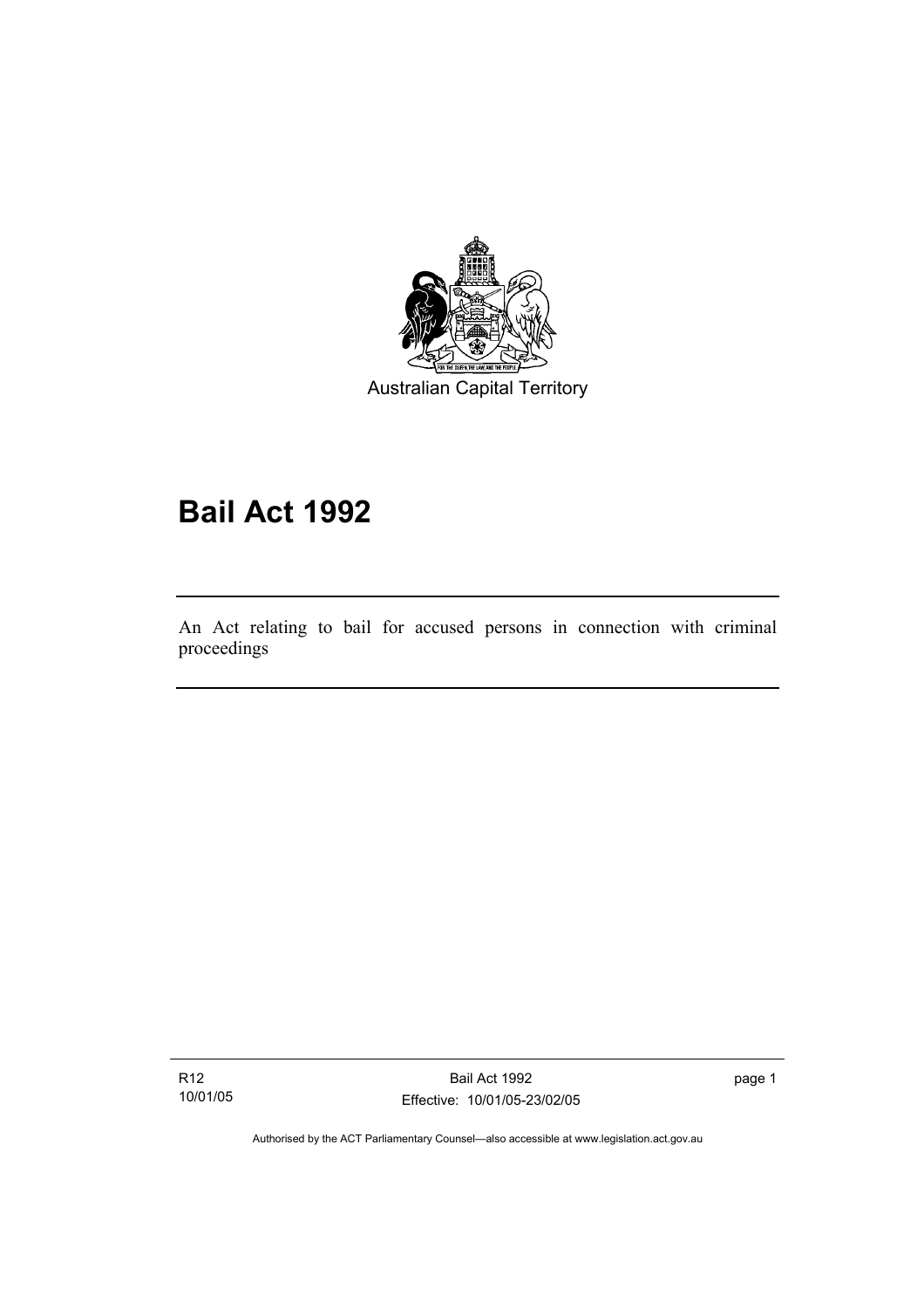Australian Capital Territory

# Bail Act 1992

An Act relating to bail for accused persons in connection with criminal proceedings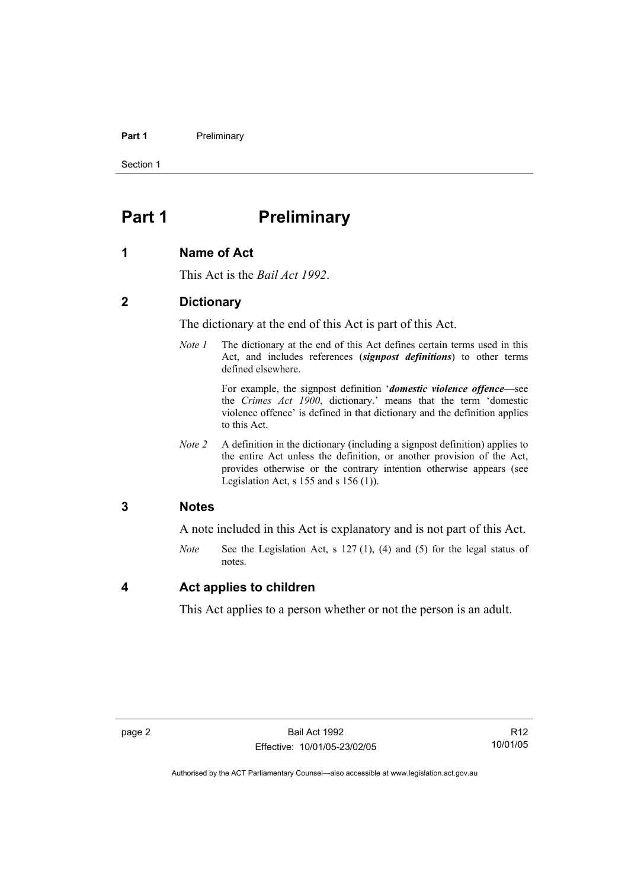# Part 1 Preliminary

## 1 Name of Act

This Act is the *Bail Act 1992*.

## 2 Dictionary

The dictionary at the end of this Act is part of this Act.

*Note 1* The dictionary at the end of this Act defines certain terms used in this Act, and includes references (***signpost definitions***) to other terms defined elsewhere.

For example, the signpost definition '***domestic violence offence***—see the *Crimes Act 1900*, dictionary.' means that the term 'domestic violence offence' is defined in that dictionary and the definition applies to this Act.

*Note 2* A definition in the dictionary (including a signpost definition) applies to the entire Act unless the definition, or another provision of the Act, provides otherwise or the contrary intention otherwise appears (see Legislation Act, s 155 and s 156 (1)).

## 3 Notes

A note included in this Act is explanatory and is not part of this Act.

*Note* See the Legislation Act, s 127 (1), (4) and (5) for the legal status of notes.

## 4 Act applies to children

This Act applies to a person whether or not the person is an adult.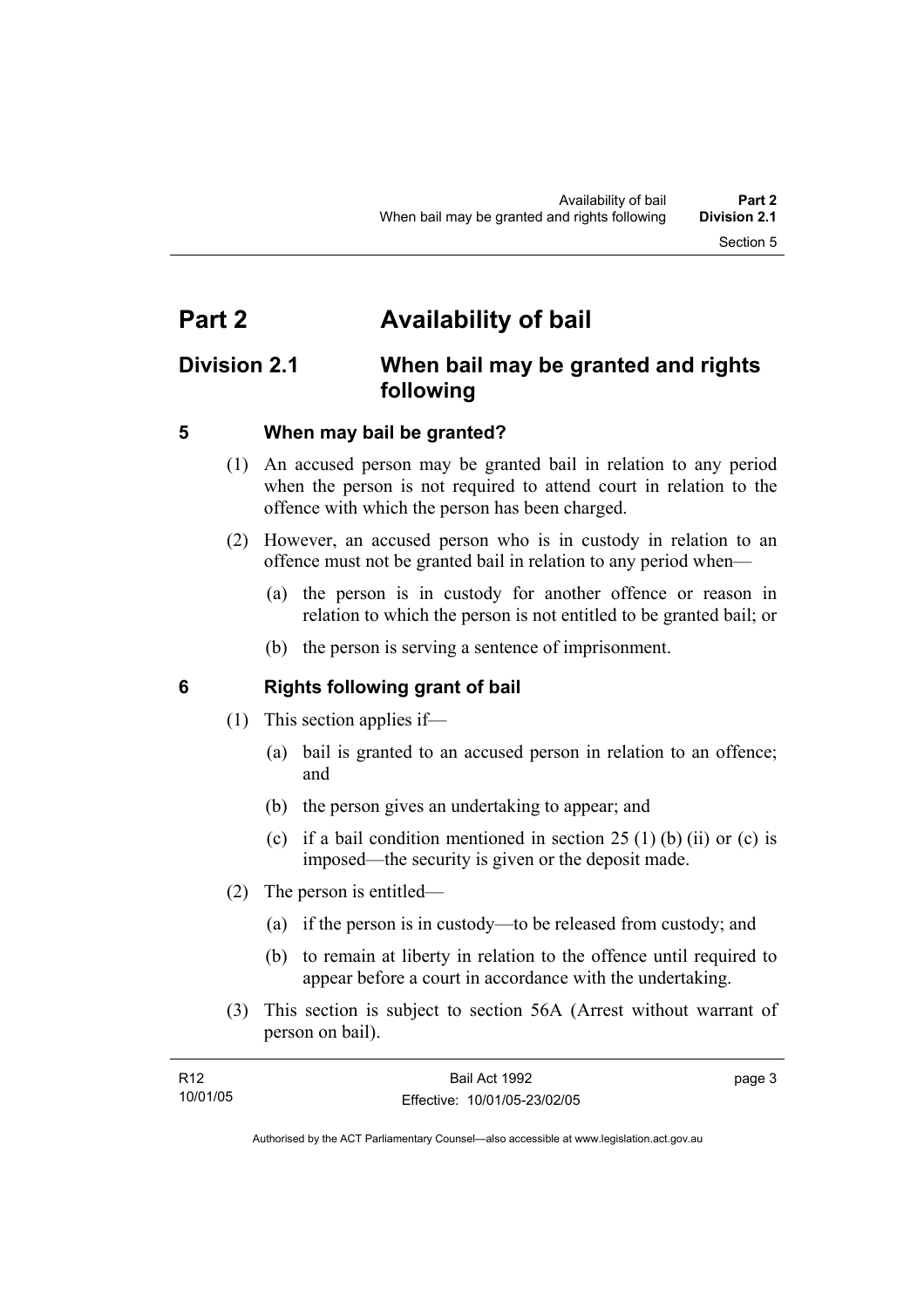# Part 2 Availability of bail

## Division 2.1 When bail may be granted and rights following

### 5 When may bail be granted?

(1) An accused person may be granted bail in relation to any period when the person is not required to attend court in relation to the offence with which the person has been charged.

(2) However, an accused person who is in custody in relation to an offence must not be granted bail in relation to any period when—

(a) the person is in custody for another offence or reason in relation to which the person is not entitled to be granted bail; or

(b) the person is serving a sentence of imprisonment.

### 6 Rights following grant of bail

(1) This section applies if—

(a) bail is granted to an accused person in relation to an offence; and

(b) the person gives an undertaking to appear; and

(c) if a bail condition mentioned in section 25 (1) (b) (ii) or (c) is imposed—the security is given or the deposit made.

(2) The person is entitled—

(a) if the person is in custody—to be released from custody; and

(b) to remain at liberty in relation to the offence until required to appear before a court in accordance with the undertaking.

(3) This section is subject to section 56A (Arrest without warrant of person on bail).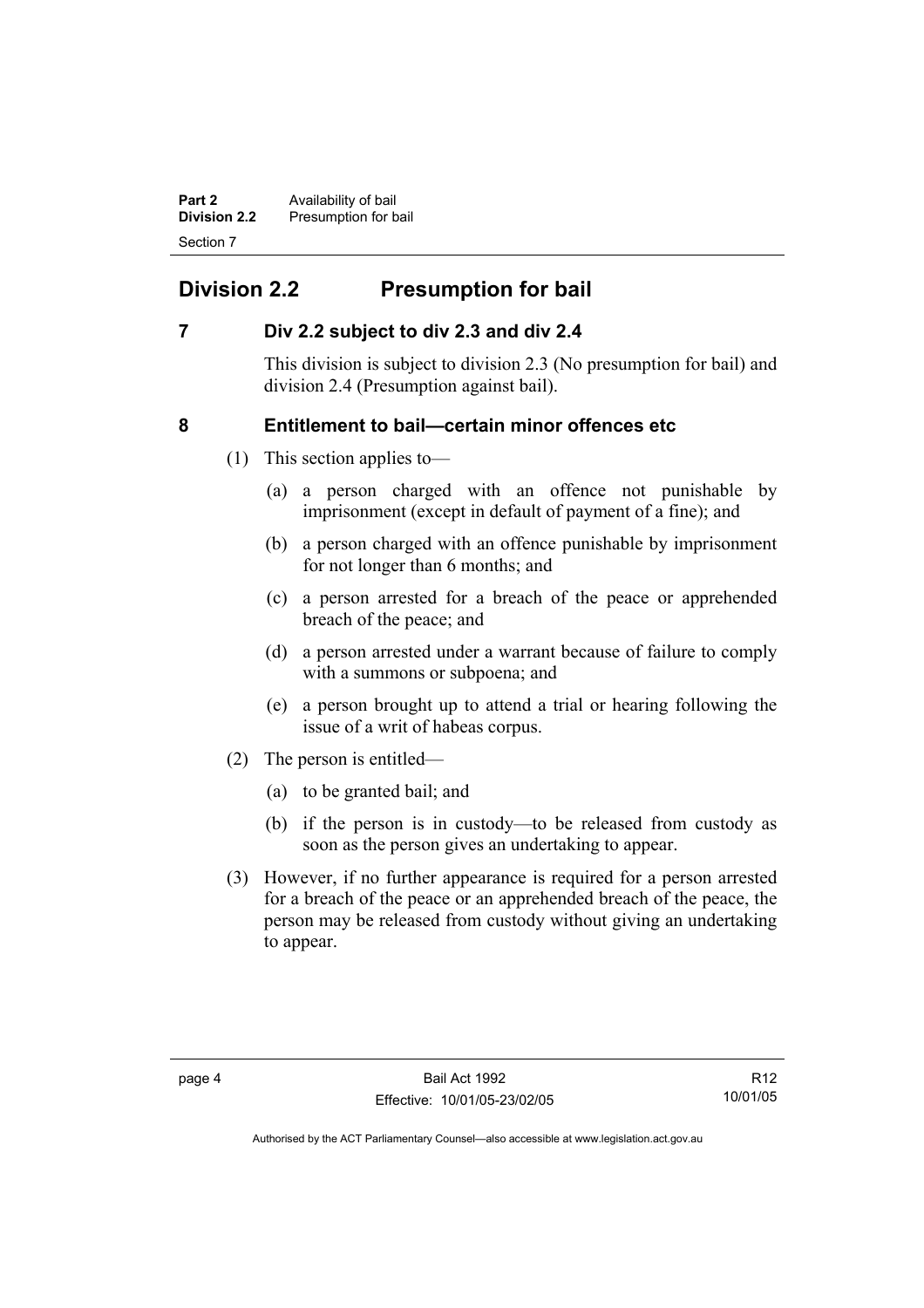## Division 2.2 Presumption for bail

### 7 Div 2.2 subject to div 2.3 and div 2.4

This division is subject to division 2.3 (No presumption for bail) and division 2.4 (Presumption against bail).

### 8 Entitlement to bail—certain minor offences etc

(1) This section applies to—

(a) a person charged with an offence not punishable by imprisonment (except in default of payment of a fine); and

(b) a person charged with an offence punishable by imprisonment for not longer than 6 months; and

(c) a person arrested for a breach of the peace or apprehended breach of the peace; and

(d) a person arrested under a warrant because of failure to comply with a summons or subpoena; and

(e) a person brought up to attend a trial or hearing following the issue of a writ of habeas corpus.

(2) The person is entitled—

(a) to be granted bail; and

(b) if the person is in custody—to be released from custody as soon as the person gives an undertaking to appear.

(3) However, if no further appearance is required for a person arrested for a breach of the peace or an apprehended breach of the peace, the person may be released from custody without giving an undertaking to appear.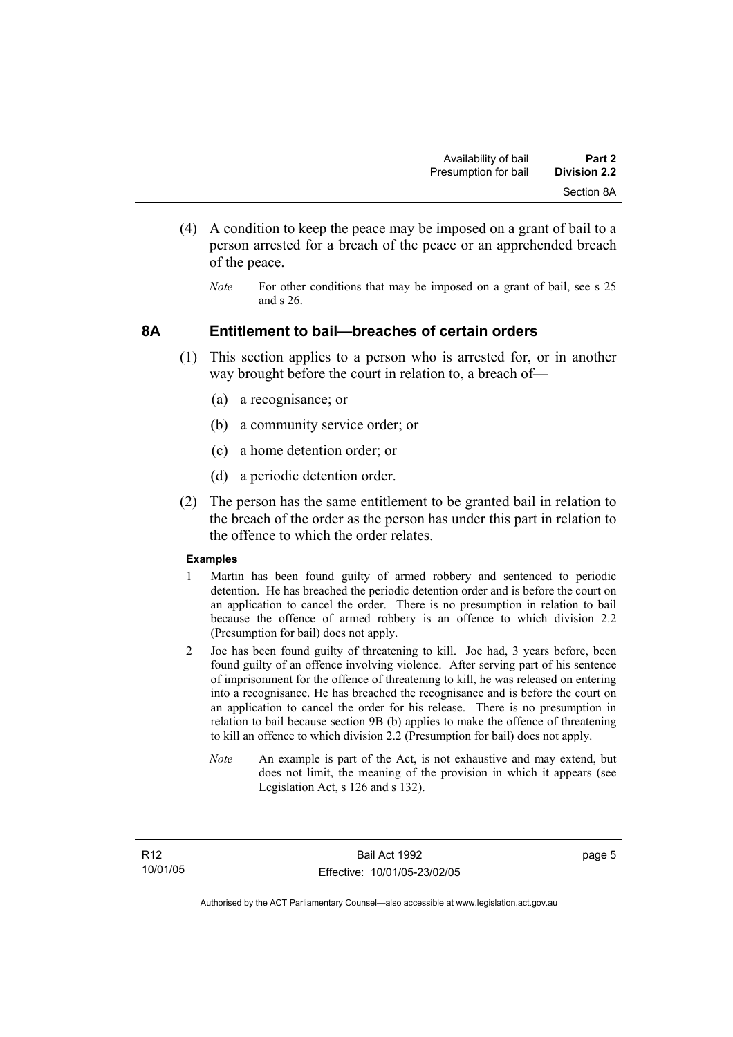(4) A condition to keep the peace may be imposed on a grant of bail to a person arrested for a breach of the peace or an apprehended breach of the peace.

*Note* For other conditions that may be imposed on a grant of bail, see s 25 and s 26.

## 8A Entitlement to bail—breaches of certain orders

(1) This section applies to a person who is arrested for, or in another way brought before the court in relation to, a breach of—

(a) a recognisance; or

(b) a community service order; or

(c) a home detention order; or

(d) a periodic detention order.

(2) The person has the same entitlement to be granted bail in relation to the breach of the order as the person has under this part in relation to the offence to which the order relates.

**Examples**

1 Martin has been found guilty of armed robbery and sentenced to periodic detention. He has breached the periodic detention order and is before the court on an application to cancel the order. There is no presumption in relation to bail because the offence of armed robbery is an offence to which division 2.2 (Presumption for bail) does not apply.

2 Joe has been found guilty of threatening to kill. Joe had, 3 years before, been found guilty of an offence involving violence. After serving part of his sentence of imprisonment for the offence of threatening to kill, he was released on entering into a recognisance. He has breached the recognisance and is before the court on an application to cancel the order for his release. There is no presumption in relation to bail because section 9B (b) applies to make the offence of threatening to kill an offence to which division 2.2 (Presumption for bail) does not apply.

*Note* An example is part of the Act, is not exhaustive and may extend, but does not limit, the meaning of the provision in which it appears (see Legislation Act, s 126 and s 132).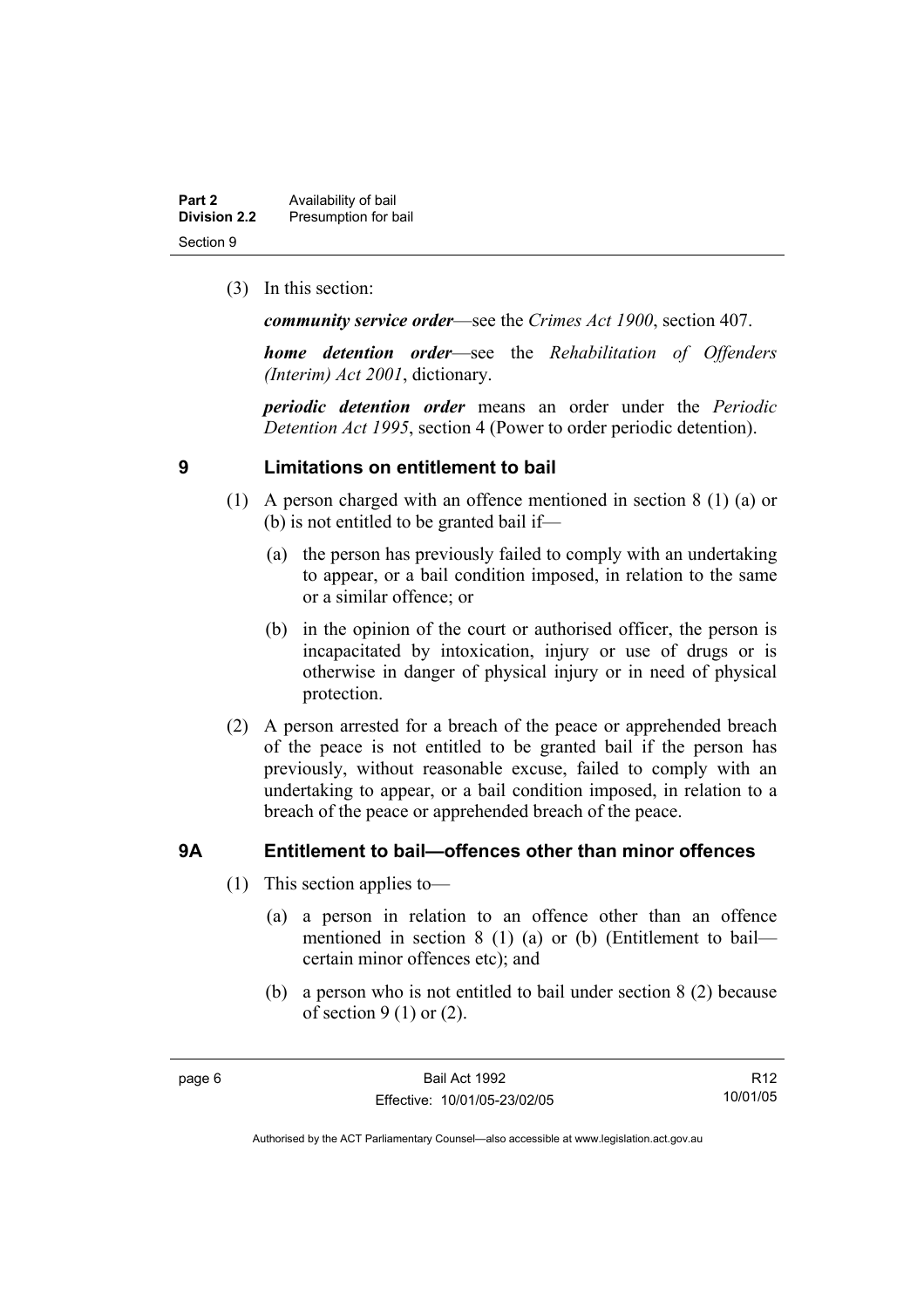(3) In this section:

***community service order***—see the *Crimes Act 1900*, section 407.

***home detention order***—see the *Rehabilitation of Offenders (Interim) Act 2001*, dictionary.

***periodic detention order*** means an order under the *Periodic Detention Act 1995*, section 4 (Power to order periodic detention).

## 9 Limitations on entitlement to bail

(1) A person charged with an offence mentioned in section 8 (1) (a) or (b) is not entitled to be granted bail if—

(a) the person has previously failed to comply with an undertaking to appear, or a bail condition imposed, in relation to the same or a similar offence; or

(b) in the opinion of the court or authorised officer, the person is incapacitated by intoxication, injury or use of drugs or is otherwise in danger of physical injury or in need of physical protection.

(2) A person arrested for a breach of the peace or apprehended breach of the peace is not entitled to be granted bail if the person has previously, without reasonable excuse, failed to comply with an undertaking to appear, or a bail condition imposed, in relation to a breach of the peace or apprehended breach of the peace.

## 9A Entitlement to bail—offences other than minor offences

(1) This section applies to—

(a) a person in relation to an offence other than an offence mentioned in section 8 (1) (a) or (b) (Entitlement to bail—certain minor offences etc); and

(b) a person who is not entitled to bail under section 8 (2) because of section 9 (1) or (2).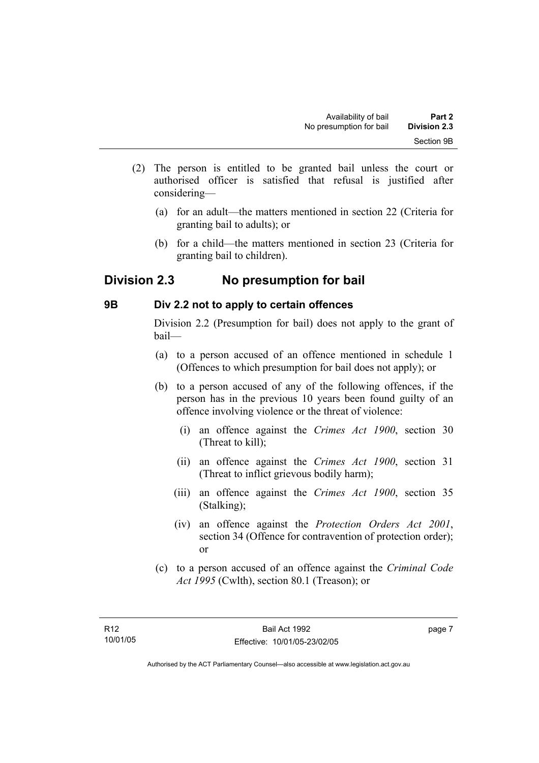(2) The person is entitled to be granted bail unless the court or authorised officer is satisfied that refusal is justified after considering—

(a) for an adult—the matters mentioned in section 22 (Criteria for granting bail to adults); or

(b) for a child—the matters mentioned in section 23 (Criteria for granting bail to children).

## Division 2.3 No presumption for bail

### 9B Div 2.2 not to apply to certain offences

Division 2.2 (Presumption for bail) does not apply to the grant of bail—

(a) to a person accused of an offence mentioned in schedule 1 (Offences to which presumption for bail does not apply); or

(b) to a person accused of any of the following offences, if the person has in the previous 10 years been found guilty of an offence involving violence or the threat of violence:

(i) an offence against the *Crimes Act 1900*, section 30 (Threat to kill);

(ii) an offence against the *Crimes Act 1900*, section 31 (Threat to inflict grievous bodily harm);

(iii) an offence against the *Crimes Act 1900*, section 35 (Stalking);

(iv) an offence against the *Protection Orders Act 2001*, section 34 (Offence for contravention of protection order); or

(c) to a person accused of an offence against the *Criminal Code Act 1995* (Cwlth), section 80.1 (Treason); or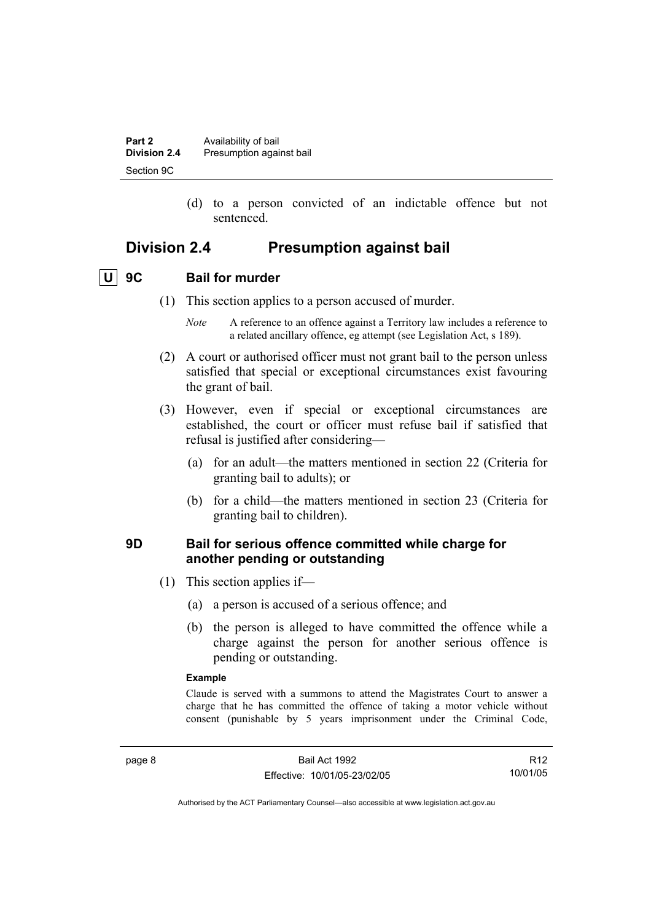(d) to a person convicted of an indictable offence but not sentenced.

## Division 2.4 Presumption against bail

### U 9C Bail for murder

(1) This section applies to a person accused of murder.

*Note* A reference to an offence against a Territory law includes a reference to a related ancillary offence, eg attempt (see Legislation Act, s 189).

(2) A court or authorised officer must not grant bail to the person unless satisfied that special or exceptional circumstances exist favouring the grant of bail.

(3) However, even if special or exceptional circumstances are established, the court or officer must refuse bail if satisfied that refusal is justified after considering—

(a) for an adult—the matters mentioned in section 22 (Criteria for granting bail to adults); or

(b) for a child—the matters mentioned in section 23 (Criteria for granting bail to children).

### 9D Bail for serious offence committed while charge for another pending or outstanding

(1) This section applies if—

(a) a person is accused of a serious offence; and

(b) the person is alleged to have committed the offence while a charge against the person for another serious offence is pending or outstanding.

**Example**

Claude is served with a summons to attend the Magistrates Court to answer a charge that he has committed the offence of taking a motor vehicle without consent (punishable by 5 years imprisonment under the Criminal Code,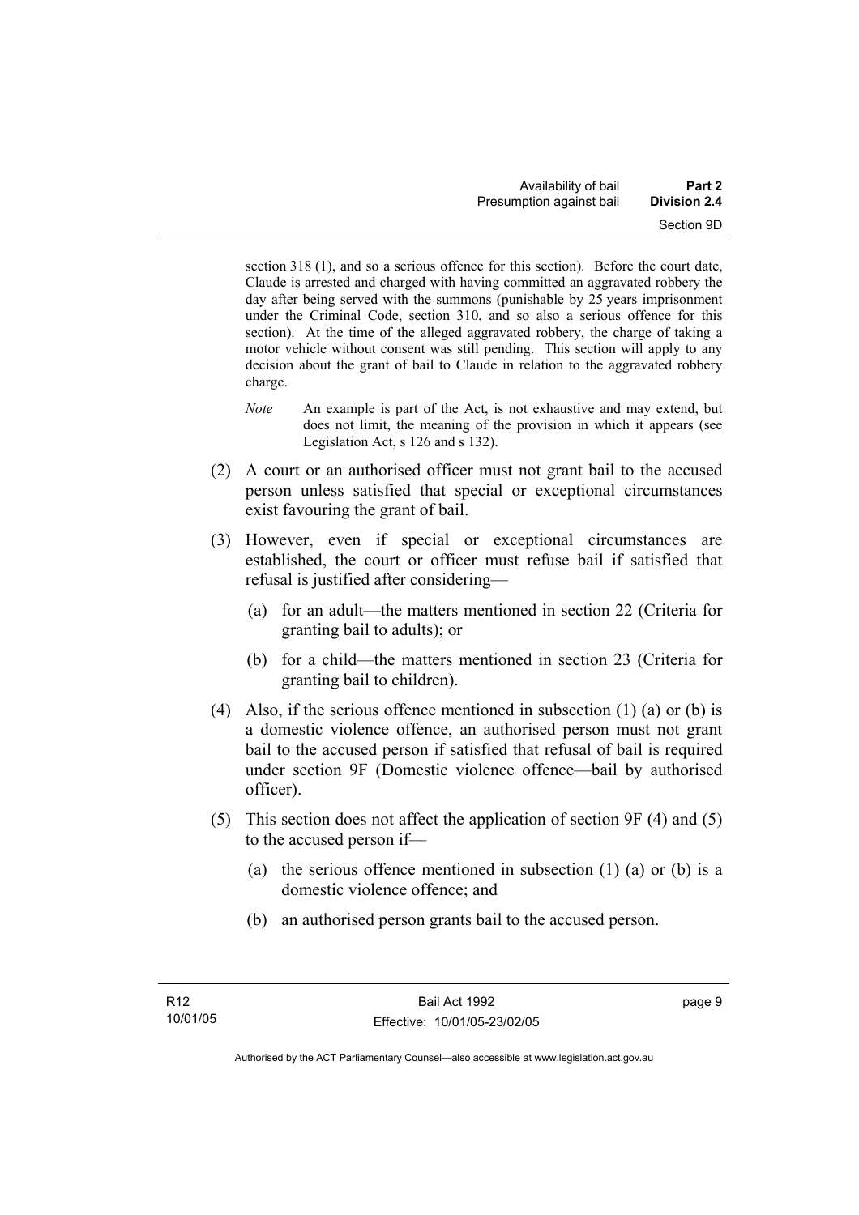section 318 (1), and so a serious offence for this section). Before the court date, Claude is arrested and charged with having committed an aggravated robbery the day after being served with the summons (punishable by 25 years imprisonment under the Criminal Code, section 310, and so also a serious offence for this section). At the time of the alleged aggravated robbery, the charge of taking a motor vehicle without consent was still pending. This section will apply to any decision about the grant of bail to Claude in relation to the aggravated robbery charge.

*Note* An example is part of the Act, is not exhaustive and may extend, but does not limit, the meaning of the provision in which it appears (see Legislation Act, s 126 and s 132).

(2) A court or an authorised officer must not grant bail to the accused person unless satisfied that special or exceptional circumstances exist favouring the grant of bail.

(3) However, even if special or exceptional circumstances are established, the court or officer must refuse bail if satisfied that refusal is justified after considering—

(a) for an adult—the matters mentioned in section 22 (Criteria for granting bail to adults); or

(b) for a child—the matters mentioned in section 23 (Criteria for granting bail to children).

(4) Also, if the serious offence mentioned in subsection (1) (a) or (b) is a domestic violence offence, an authorised person must not grant bail to the accused person if satisfied that refusal of bail is required under section 9F (Domestic violence offence—bail by authorised officer).

(5) This section does not affect the application of section 9F (4) and (5) to the accused person if—

(a) the serious offence mentioned in subsection (1) (a) or (b) is a domestic violence offence; and

(b) an authorised person grants bail to the accused person.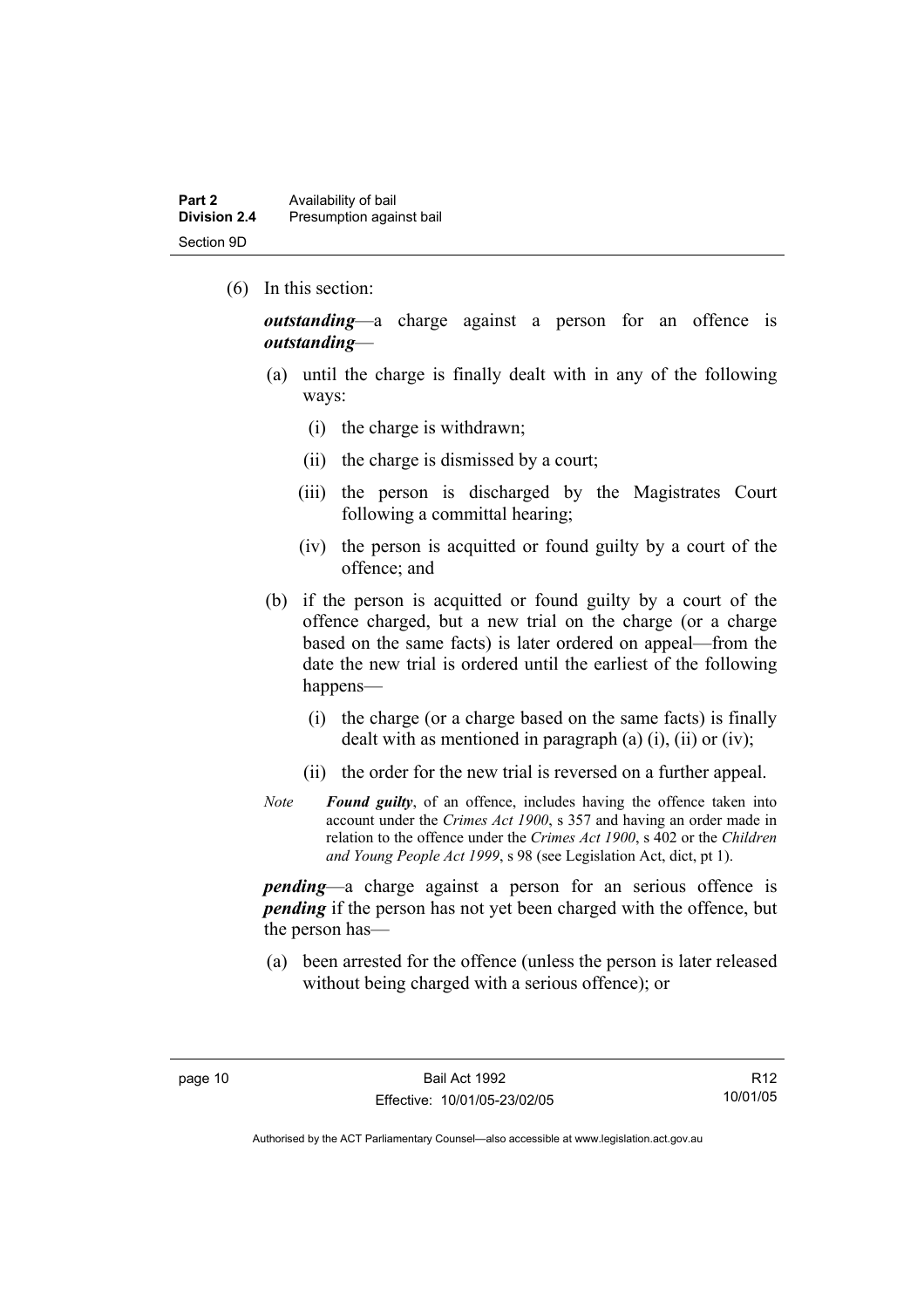(6) In this section:

***outstanding***—a charge against a person for an offence is ***outstanding***—

(a) until the charge is finally dealt with in any of the following ways:

(i) the charge is withdrawn;

(ii) the charge is dismissed by a court;

(iii) the person is discharged by the Magistrates Court following a committal hearing;

(iv) the person is acquitted or found guilty by a court of the offence; and

(b) if the person is acquitted or found guilty by a court of the offence charged, but a new trial on the charge (or a charge based on the same facts) is later ordered on appeal—from the date the new trial is ordered until the earliest of the following happens—

(i) the charge (or a charge based on the same facts) is finally dealt with as mentioned in paragraph (a) (i), (ii) or (iv);

(ii) the order for the new trial is reversed on a further appeal.

*Note* ***Found guilty***, of an offence, includes having the offence taken into account under the *Crimes Act 1900*, s 357 and having an order made in relation to the offence under the *Crimes Act 1900*, s 402 or the *Children and Young People Act 1999*, s 98 (see Legislation Act, dict, pt 1).

***pending***—a charge against a person for an serious offence is ***pending*** if the person has not yet been charged with the offence, but the person has—

(a) been arrested for the offence (unless the person is later released without being charged with a serious offence); or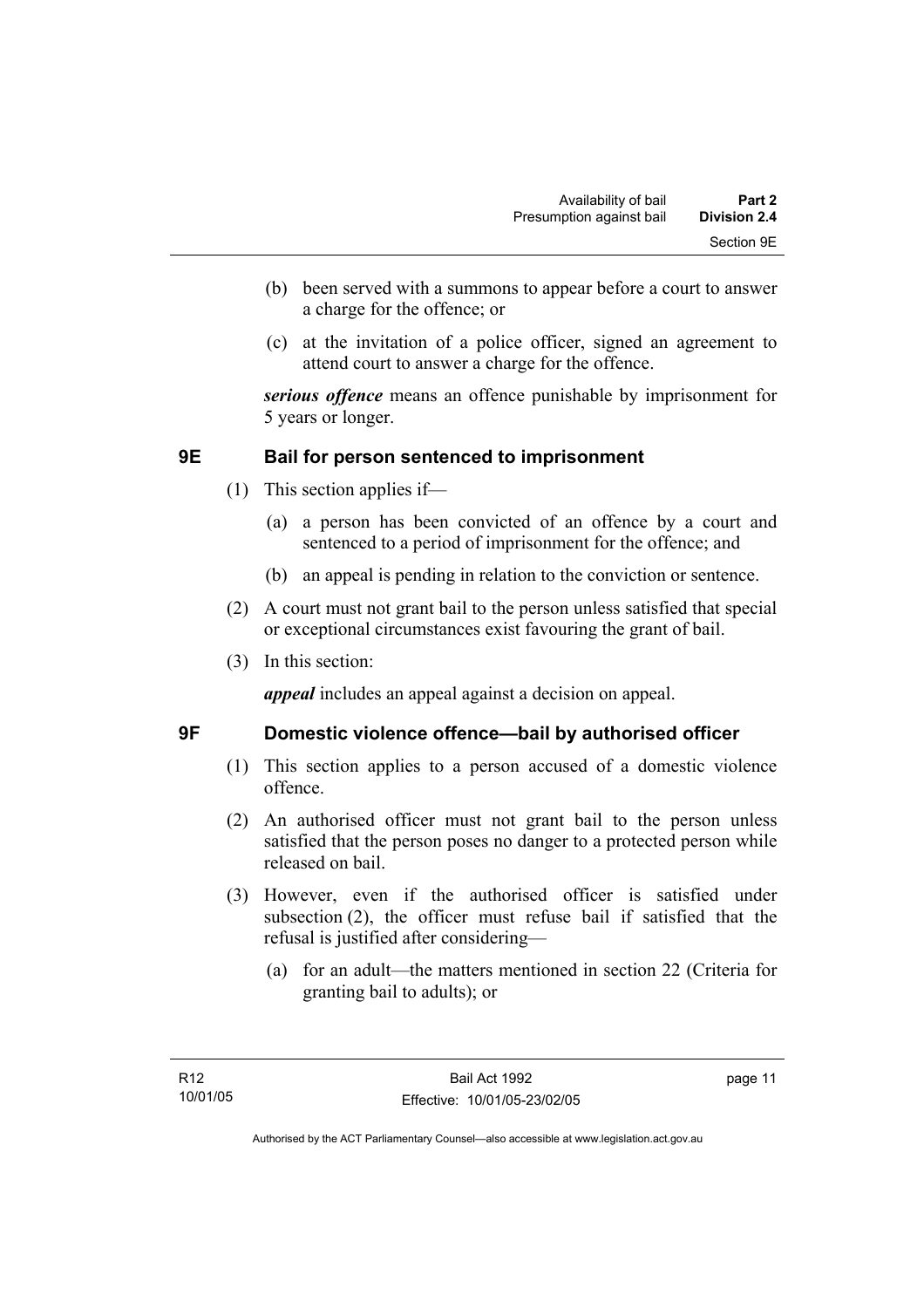(b) been served with a summons to appear before a court to answer a charge for the offence; or

(c) at the invitation of a police officer, signed an agreement to attend court to answer a charge for the offence.

***serious offence*** means an offence punishable by imprisonment for 5 years or longer.

## 9E Bail for person sentenced to imprisonment

(1) This section applies if—

(a) a person has been convicted of an offence by a court and sentenced to a period of imprisonment for the offence; and

(b) an appeal is pending in relation to the conviction or sentence.

(2) A court must not grant bail to the person unless satisfied that special or exceptional circumstances exist favouring the grant of bail.

(3) In this section:

***appeal*** includes an appeal against a decision on appeal.

## 9F Domestic violence offence—bail by authorised officer

(1) This section applies to a person accused of a domestic violence offence.

(2) An authorised officer must not grant bail to the person unless satisfied that the person poses no danger to a protected person while released on bail.

(3) However, even if the authorised officer is satisfied under subsection (2), the officer must refuse bail if satisfied that the refusal is justified after considering—

(a) for an adult—the matters mentioned in section 22 (Criteria for granting bail to adults); or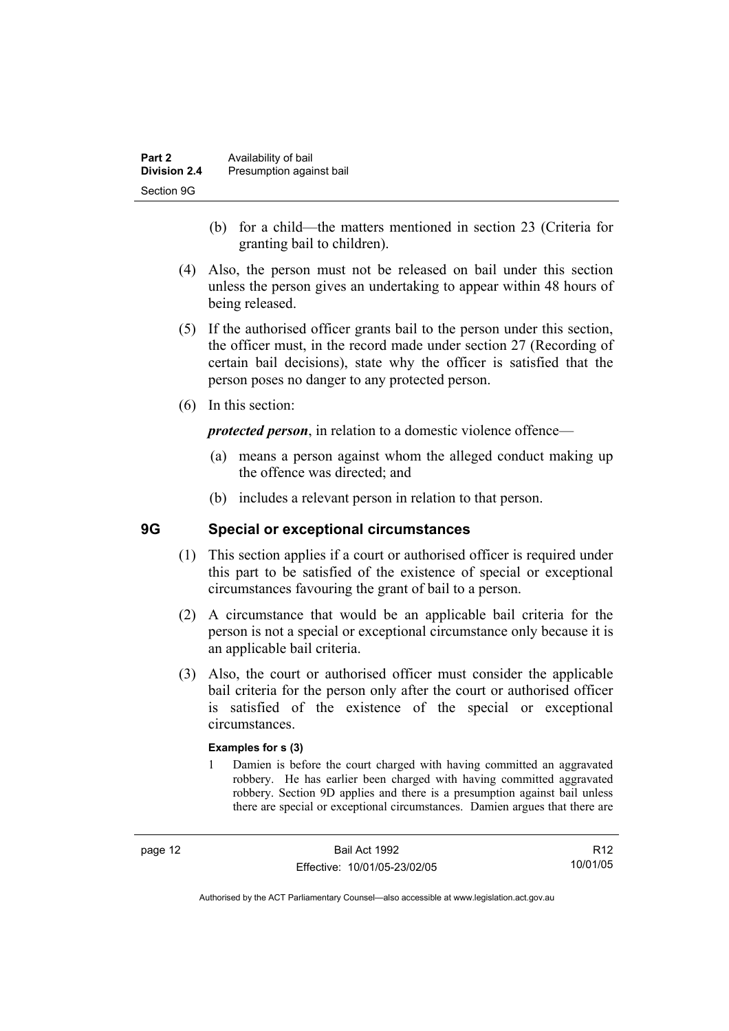(b) for a child—the matters mentioned in section 23 (Criteria for granting bail to children).

(4) Also, the person must not be released on bail under this section unless the person gives an undertaking to appear within 48 hours of being released.

(5) If the authorised officer grants bail to the person under this section, the officer must, in the record made under section 27 (Recording of certain bail decisions), state why the officer is satisfied that the person poses no danger to any protected person.

(6) In this section:

***protected person***, in relation to a domestic violence offence—

(a) means a person against whom the alleged conduct making up the offence was directed; and

(b) includes a relevant person in relation to that person.

## 9G Special or exceptional circumstances

(1) This section applies if a court or authorised officer is required under this part to be satisfied of the existence of special or exceptional circumstances favouring the grant of bail to a person.

(2) A circumstance that would be an applicable bail criteria for the person is not a special or exceptional circumstance only because it is an applicable bail criteria.

(3) Also, the court or authorised officer must consider the applicable bail criteria for the person only after the court or authorised officer is satisfied of the existence of the special or exceptional circumstances.

**Examples for s (3)**

1 Damien is before the court charged with having committed an aggravated robbery. He has earlier been charged with having committed aggravated robbery. Section 9D applies and there is a presumption against bail unless there are special or exceptional circumstances. Damien argues that there are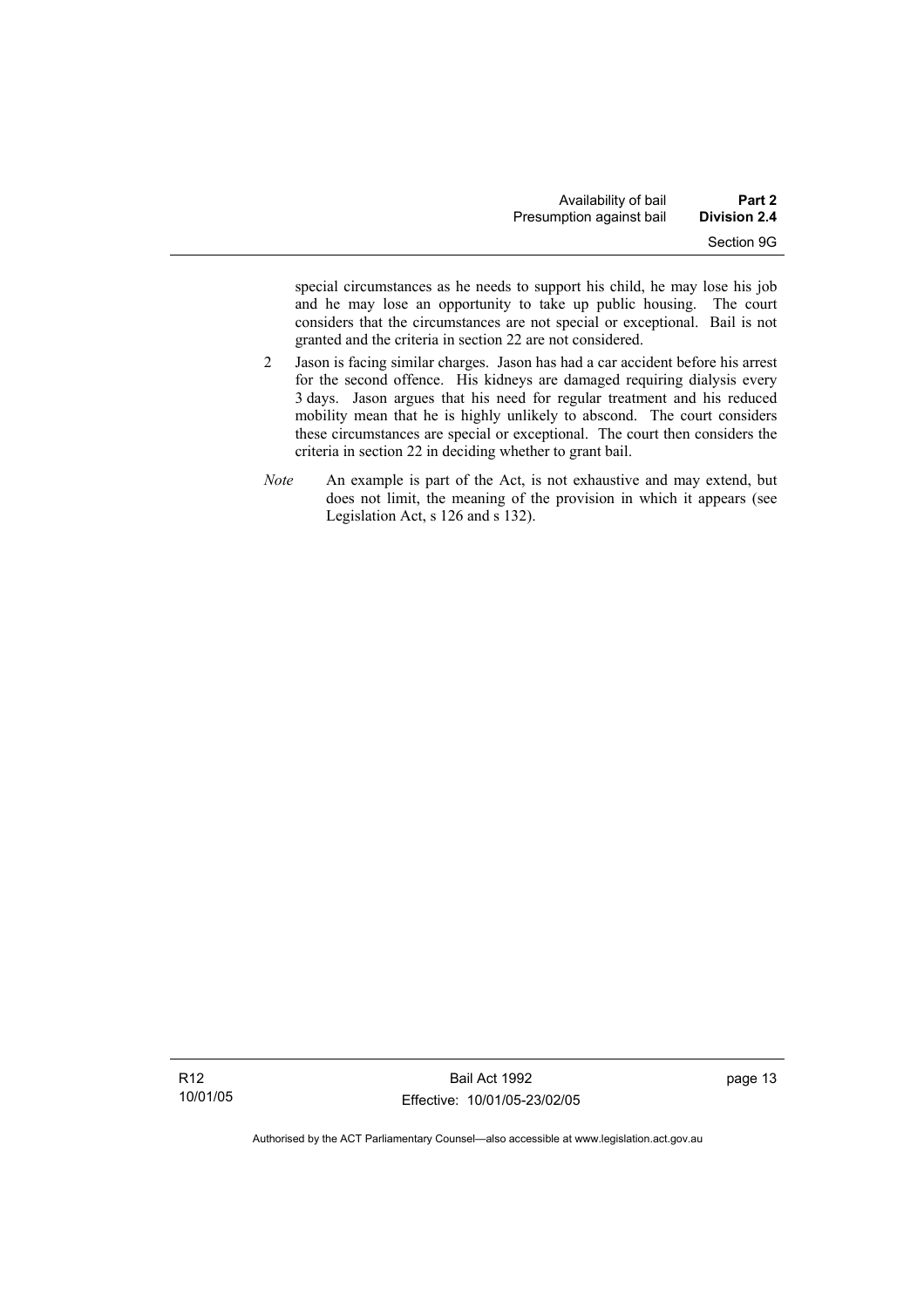special circumstances as he needs to support his child, he may lose his job and he may lose an opportunity to take up public housing. The court considers that the circumstances are not special or exceptional. Bail is not granted and the criteria in section 22 are not considered.

2 Jason is facing similar charges. Jason has had a car accident before his arrest for the second offence. His kidneys are damaged requiring dialysis every 3 days. Jason argues that his need for regular treatment and his reduced mobility mean that he is highly unlikely to abscond. The court considers these circumstances are special or exceptional. The court then considers the criteria in section 22 in deciding whether to grant bail.

*Note* An example is part of the Act, is not exhaustive and may extend, but does not limit, the meaning of the provision in which it appears (see Legislation Act, s 126 and s 132).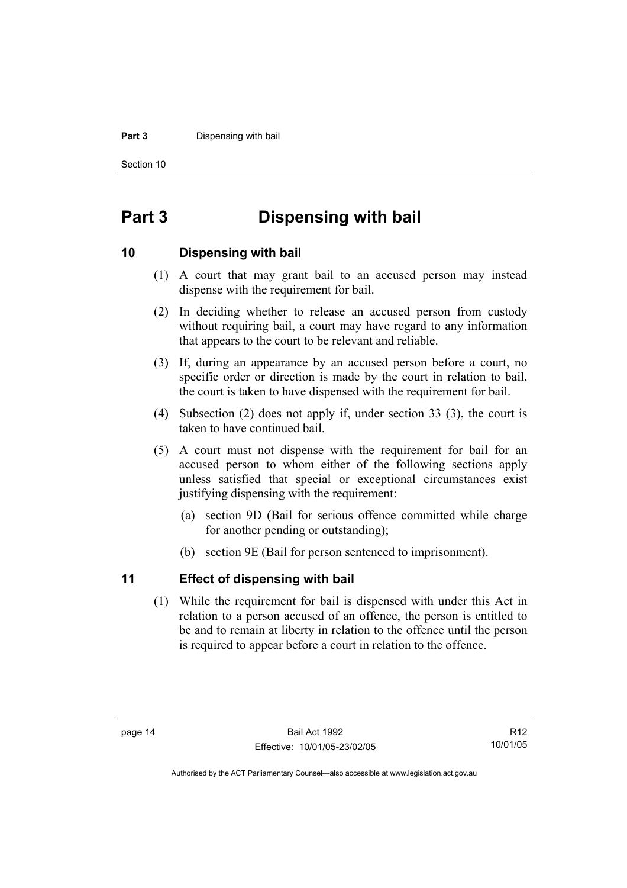# Part 3 Dispensing with bail

## 10 Dispensing with bail

(1) A court that may grant bail to an accused person may instead dispense with the requirement for bail.

(2) In deciding whether to release an accused person from custody without requiring bail, a court may have regard to any information that appears to the court to be relevant and reliable.

(3) If, during an appearance by an accused person before a court, no specific order or direction is made by the court in relation to bail, the court is taken to have dispensed with the requirement for bail.

(4) Subsection (2) does not apply if, under section 33 (3), the court is taken to have continued bail.

(5) A court must not dispense with the requirement for bail for an accused person to whom either of the following sections apply unless satisfied that special or exceptional circumstances exist justifying dispensing with the requirement:

(a) section 9D (Bail for serious offence committed while charge for another pending or outstanding);

(b) section 9E (Bail for person sentenced to imprisonment).

## 11 Effect of dispensing with bail

(1) While the requirement for bail is dispensed with under this Act in relation to a person accused of an offence, the person is entitled to be and to remain at liberty in relation to the offence until the person is required to appear before a court in relation to the offence.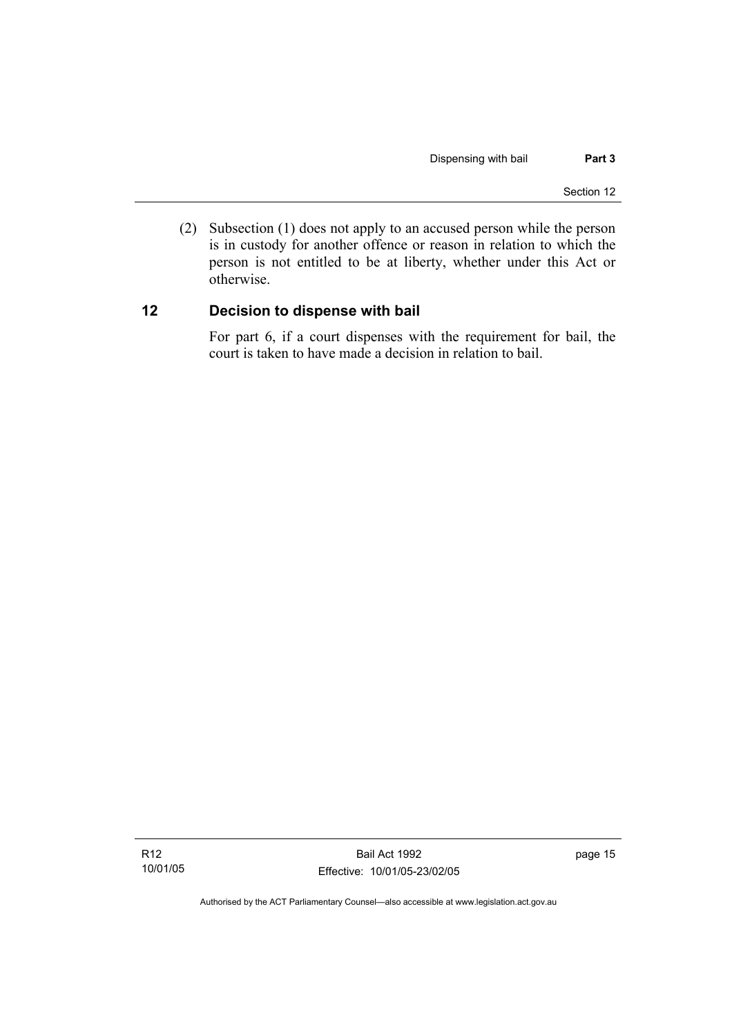(2) Subsection (1) does not apply to an accused person while the person is in custody for another offence or reason in relation to which the person is not entitled to be at liberty, whether under this Act or otherwise.

## 12 Decision to dispense with bail

For part 6, if a court dispenses with the requirement for bail, the court is taken to have made a decision in relation to bail.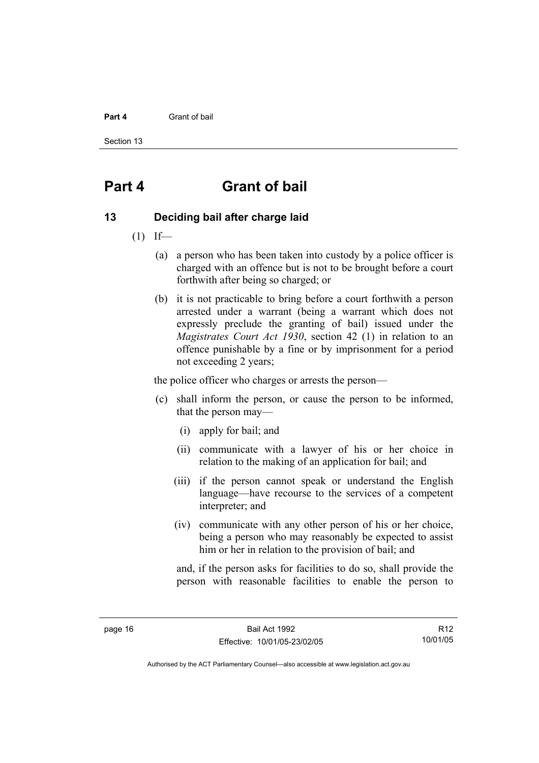# Part 4 Grant of bail

## 13 Deciding bail after charge laid

(1) If—

(a) a person who has been taken into custody by a police officer is charged with an offence but is not to be brought before a court forthwith after being so charged; or

(b) it is not practicable to bring before a court forthwith a person arrested under a warrant (being a warrant which does not expressly preclude the granting of bail) issued under the *Magistrates Court Act 1930*, section 42 (1) in relation to an offence punishable by a fine or by imprisonment for a period not exceeding 2 years;

the police officer who charges or arrests the person—

(c) shall inform the person, or cause the person to be informed, that the person may—

(i) apply for bail; and

(ii) communicate with a lawyer of his or her choice in relation to the making of an application for bail; and

(iii) if the person cannot speak or understand the English language—have recourse to the services of a competent interpreter; and

(iv) communicate with any other person of his or her choice, being a person who may reasonably be expected to assist him or her in relation to the provision of bail; and

and, if the person asks for facilities to do so, shall provide the person with reasonable facilities to enable the person to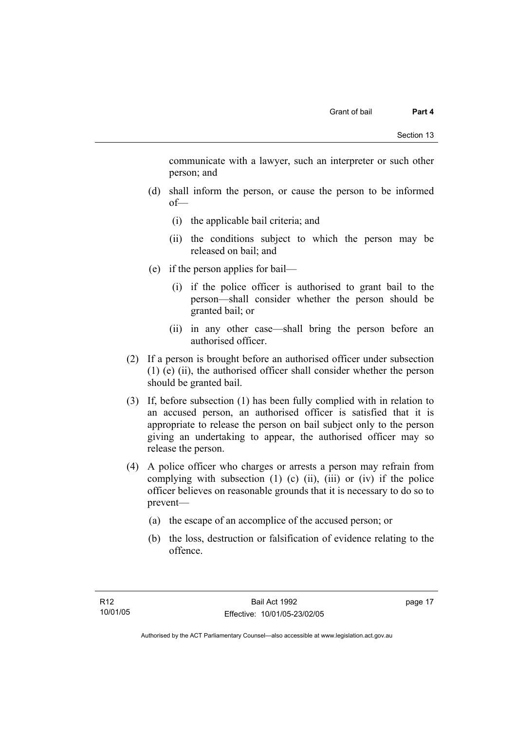communicate with a lawyer, such an interpreter or such other person; and

(d) shall inform the person, or cause the person to be informed of—

(i) the applicable bail criteria; and

(ii) the conditions subject to which the person may be released on bail; and

(e) if the person applies for bail—

(i) if the police officer is authorised to grant bail to the person—shall consider whether the person should be granted bail; or

(ii) in any other case—shall bring the person before an authorised officer.

(2) If a person is brought before an authorised officer under subsection (1) (e) (ii), the authorised officer shall consider whether the person should be granted bail.

(3) If, before subsection (1) has been fully complied with in relation to an accused person, an authorised officer is satisfied that it is appropriate to release the person on bail subject only to the person giving an undertaking to appear, the authorised officer may so release the person.

(4) A police officer who charges or arrests a person may refrain from complying with subsection (1) (c) (ii), (iii) or (iv) if the police officer believes on reasonable grounds that it is necessary to do so to prevent—

(a) the escape of an accomplice of the accused person; or

(b) the loss, destruction or falsification of evidence relating to the offence.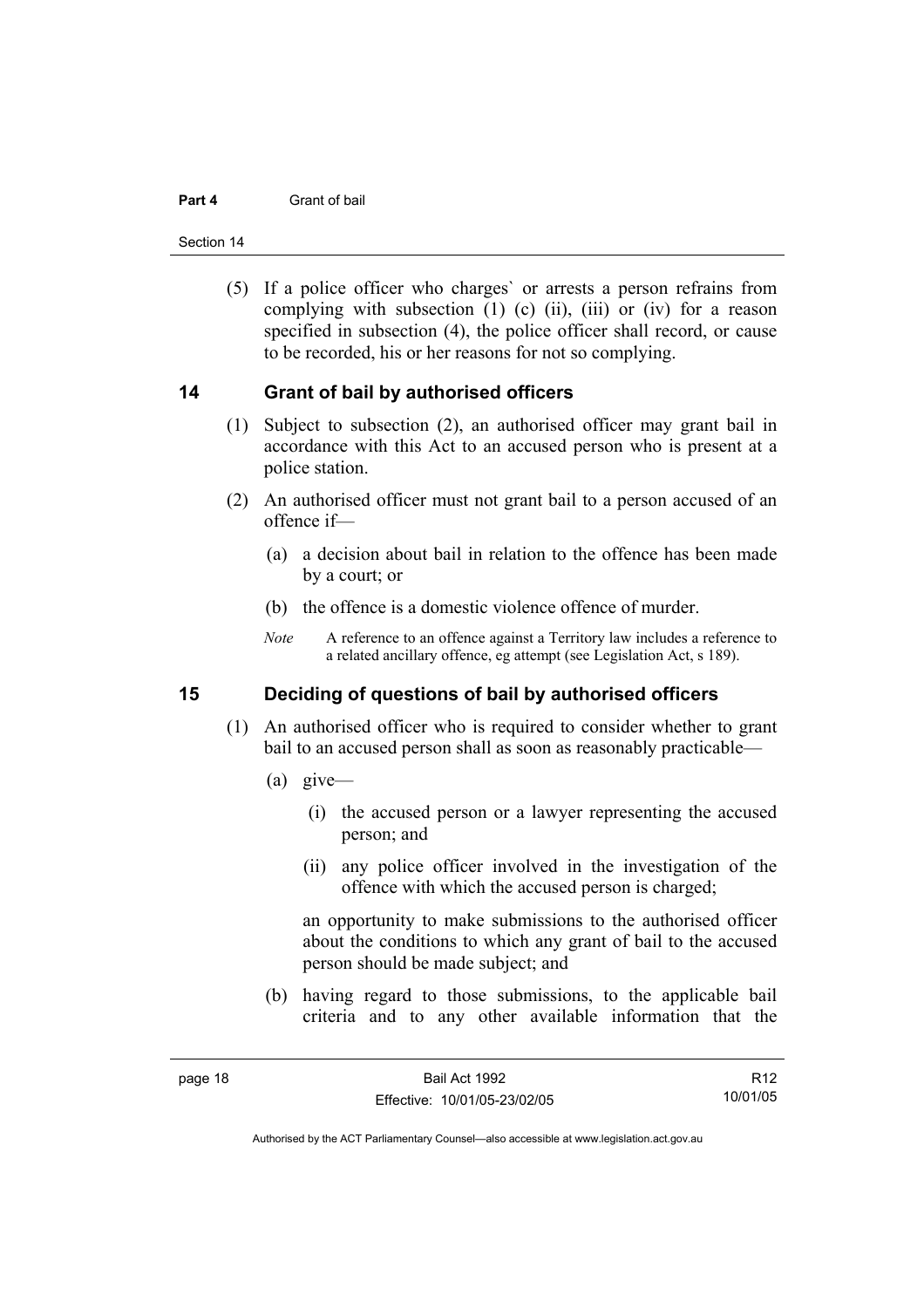(5) If a police officer who charges` or arrests a person refrains from complying with subsection (1) (c) (ii), (iii) or (iv) for a reason specified in subsection (4), the police officer shall record, or cause to be recorded, his or her reasons for not so complying.

## 14 Grant of bail by authorised officers

(1) Subject to subsection (2), an authorised officer may grant bail in accordance with this Act to an accused person who is present at a police station.

(2) An authorised officer must not grant bail to a person accused of an offence if—

(a) a decision about bail in relation to the offence has been made by a court; or

(b) the offence is a domestic violence offence of murder.

*Note* A reference to an offence against a Territory law includes a reference to a related ancillary offence, eg attempt (see Legislation Act, s 189).

## 15 Deciding of questions of bail by authorised officers

(1) An authorised officer who is required to consider whether to grant bail to an accused person shall as soon as reasonably practicable—

(a) give—

(i) the accused person or a lawyer representing the accused person; and

(ii) any police officer involved in the investigation of the offence with which the accused person is charged;

an opportunity to make submissions to the authorised officer about the conditions to which any grant of bail to the accused person should be made subject; and

(b) having regard to those submissions, to the applicable bail criteria and to any other available information that the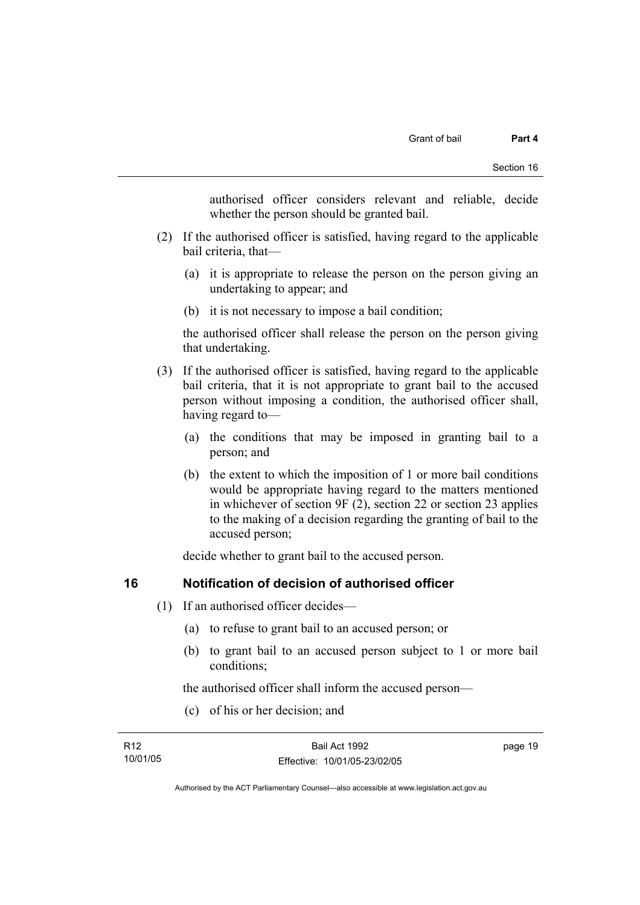authorised officer considers relevant and reliable, decide whether the person should be granted bail.

(2) If the authorised officer is satisfied, having regard to the applicable bail criteria, that—

(a) it is appropriate to release the person on the person giving an undertaking to appear; and

(b) it is not necessary to impose a bail condition;

the authorised officer shall release the person on the person giving that undertaking.

(3) If the authorised officer is satisfied, having regard to the applicable bail criteria, that it is not appropriate to grant bail to the accused person without imposing a condition, the authorised officer shall, having regard to—

(a) the conditions that may be imposed in granting bail to a person; and

(b) the extent to which the imposition of 1 or more bail conditions would be appropriate having regard to the matters mentioned in whichever of section 9F (2), section 22 or section 23 applies to the making of a decision regarding the granting of bail to the accused person;

decide whether to grant bail to the accused person.

## 16 Notification of decision of authorised officer

(1) If an authorised officer decides—

(a) to refuse to grant bail to an accused person; or

(b) to grant bail to an accused person subject to 1 or more bail conditions;

the authorised officer shall inform the accused person—

(c) of his or her decision; and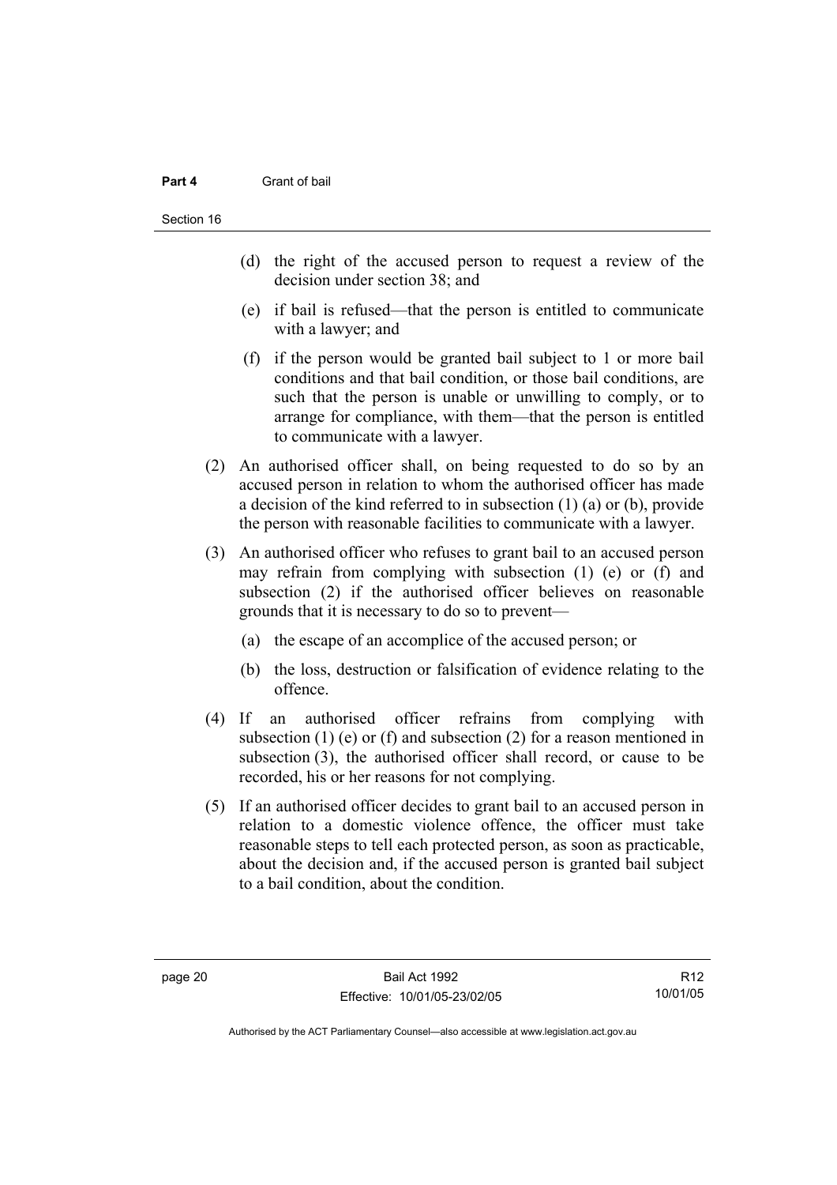(d) the right of the accused person to request a review of the decision under section 38; and

(e) if bail is refused—that the person is entitled to communicate with a lawyer; and

(f) if the person would be granted bail subject to 1 or more bail conditions and that bail condition, or those bail conditions, are such that the person is unable or unwilling to comply, or to arrange for compliance, with them—that the person is entitled to communicate with a lawyer.

(2) An authorised officer shall, on being requested to do so by an accused person in relation to whom the authorised officer has made a decision of the kind referred to in subsection (1) (a) or (b), provide the person with reasonable facilities to communicate with a lawyer.

(3) An authorised officer who refuses to grant bail to an accused person may refrain from complying with subsection (1) (e) or (f) and subsection (2) if the authorised officer believes on reasonable grounds that it is necessary to do so to prevent—

(a) the escape of an accomplice of the accused person; or

(b) the loss, destruction or falsification of evidence relating to the offence.

(4) If an authorised officer refrains from complying with subsection (1) (e) or (f) and subsection (2) for a reason mentioned in subsection (3), the authorised officer shall record, or cause to be recorded, his or her reasons for not complying.

(5) If an authorised officer decides to grant bail to an accused person in relation to a domestic violence offence, the officer must take reasonable steps to tell each protected person, as soon as practicable, about the decision and, if the accused person is granted bail subject to a bail condition, about the condition.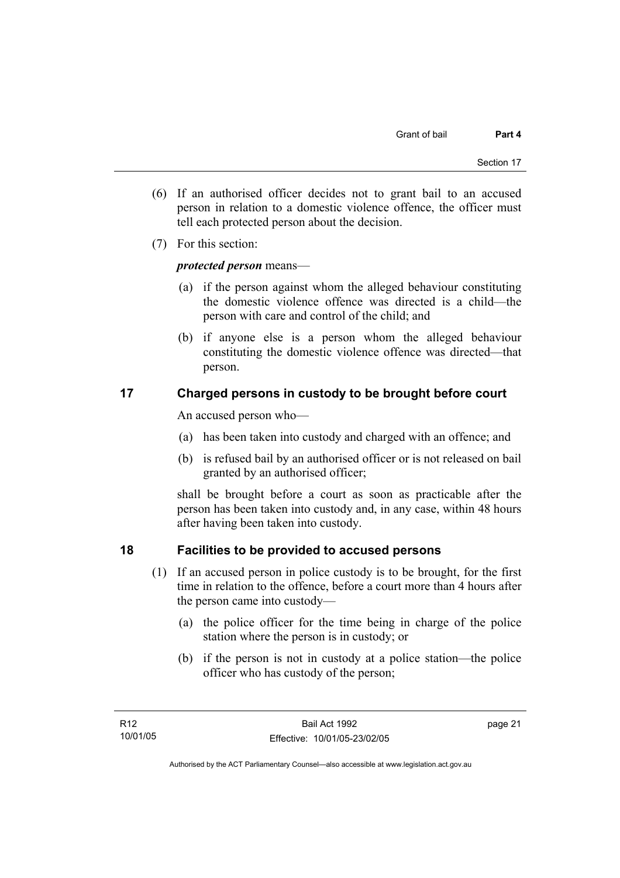(6) If an authorised officer decides not to grant bail to an accused person in relation to a domestic violence offence, the officer must tell each protected person about the decision.

(7) For this section:

***protected person*** means—

(a) if the person against whom the alleged behaviour constituting the domestic violence offence was directed is a child—the person with care and control of the child; and

(b) if anyone else is a person whom the alleged behaviour constituting the domestic violence offence was directed—that person.

## 17 Charged persons in custody to be brought before court

An accused person who—

(a) has been taken into custody and charged with an offence; and

(b) is refused bail by an authorised officer or is not released on bail granted by an authorised officer;

shall be brought before a court as soon as practicable after the person has been taken into custody and, in any case, within 48 hours after having been taken into custody.

## 18 Facilities to be provided to accused persons

(1) If an accused person in police custody is to be brought, for the first time in relation to the offence, before a court more than 4 hours after the person came into custody—

(a) the police officer for the time being in charge of the police station where the person is in custody; or

(b) if the person is not in custody at a police station—the police officer who has custody of the person;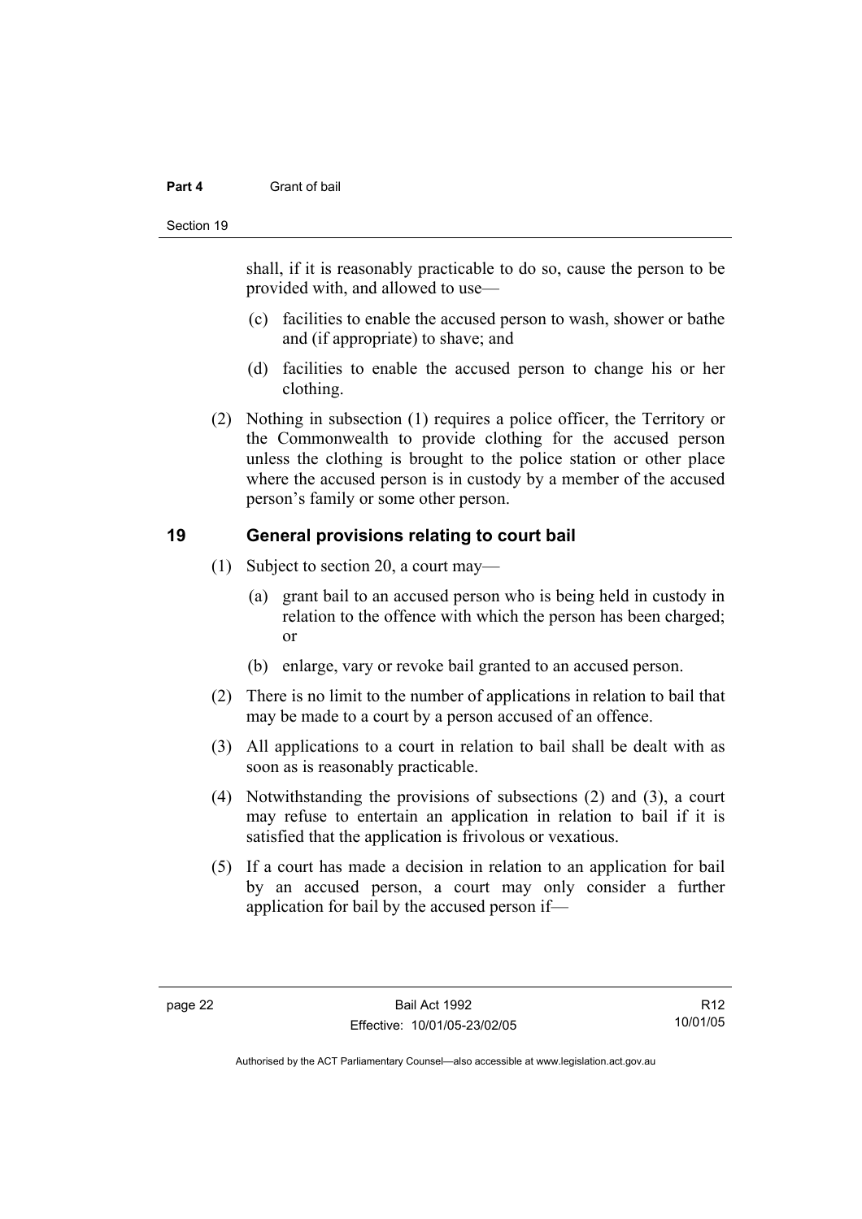shall, if it is reasonably practicable to do so, cause the person to be provided with, and allowed to use—

(c) facilities to enable the accused person to wash, shower or bathe and (if appropriate) to shave; and

(d) facilities to enable the accused person to change his or her clothing.

(2) Nothing in subsection (1) requires a police officer, the Territory or the Commonwealth to provide clothing for the accused person unless the clothing is brought to the police station or other place where the accused person is in custody by a member of the accused person's family or some other person.

## 19 General provisions relating to court bail

(1) Subject to section 20, a court may—

(a) grant bail to an accused person who is being held in custody in relation to the offence with which the person has been charged; or

(b) enlarge, vary or revoke bail granted to an accused person.

(2) There is no limit to the number of applications in relation to bail that may be made to a court by a person accused of an offence.

(3) All applications to a court in relation to bail shall be dealt with as soon as is reasonably practicable.

(4) Notwithstanding the provisions of subsections (2) and (3), a court may refuse to entertain an application in relation to bail if it is satisfied that the application is frivolous or vexatious.

(5) If a court has made a decision in relation to an application for bail by an accused person, a court may only consider a further application for bail by the accused person if—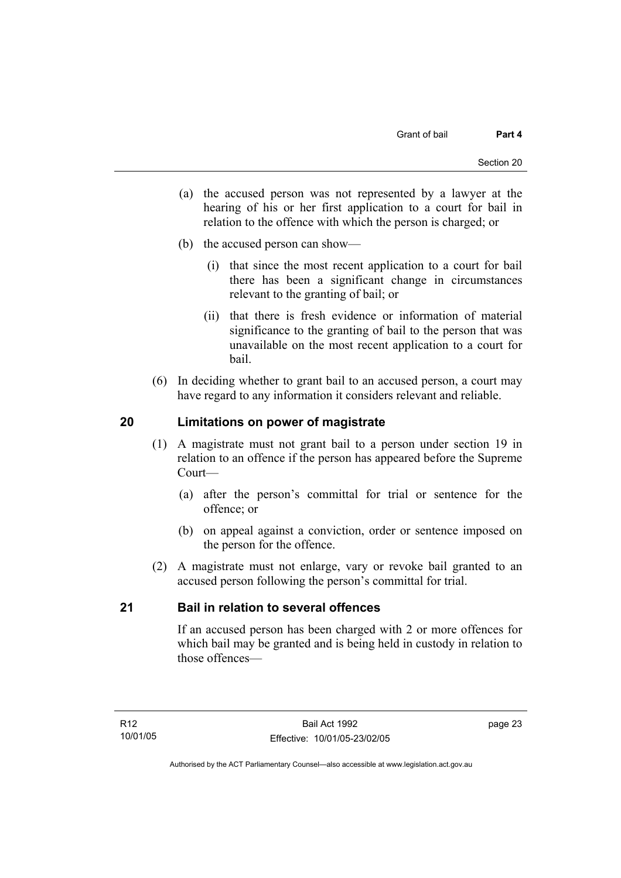(a) the accused person was not represented by a lawyer at the hearing of his or her first application to a court for bail in relation to the offence with which the person is charged; or

(b) the accused person can show—

(i) that since the most recent application to a court for bail there has been a significant change in circumstances relevant to the granting of bail; or

(ii) that there is fresh evidence or information of material significance to the granting of bail to the person that was unavailable on the most recent application to a court for bail.

(6) In deciding whether to grant bail to an accused person, a court may have regard to any information it considers relevant and reliable.

## 20 Limitations on power of magistrate

(1) A magistrate must not grant bail to a person under section 19 in relation to an offence if the person has appeared before the Supreme Court—

(a) after the person's committal for trial or sentence for the offence; or

(b) on appeal against a conviction, order or sentence imposed on the person for the offence.

(2) A magistrate must not enlarge, vary or revoke bail granted to an accused person following the person's committal for trial.

## 21 Bail in relation to several offences

If an accused person has been charged with 2 or more offences for which bail may be granted and is being held in custody in relation to those offences—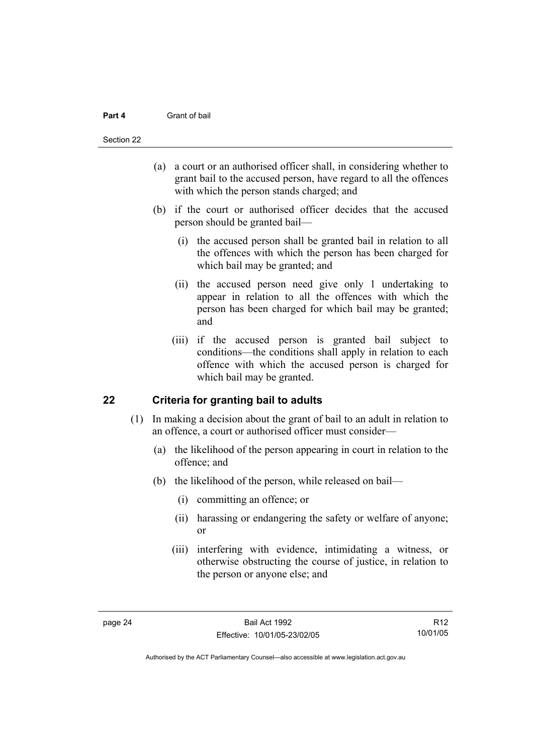(a) a court or an authorised officer shall, in considering whether to grant bail to the accused person, have regard to all the offences with which the person stands charged; and

(b) if the court or authorised officer decides that the accused person should be granted bail—

  (i) the accused person shall be granted bail in relation to all the offences with which the person has been charged for which bail may be granted; and

  (ii) the accused person need give only 1 undertaking to appear in relation to all the offences with which the person has been charged for which bail may be granted; and

  (iii) if the accused person is granted bail subject to conditions—the conditions shall apply in relation to each offence with which the accused person is charged for which bail may be granted.

## 22 Criteria for granting bail to adults

(1) In making a decision about the grant of bail to an adult in relation to an offence, a court or authorised officer must consider—

  (a) the likelihood of the person appearing in court in relation to the offence; and

  (b) the likelihood of the person, while released on bail—

    (i) committing an offence; or

    (ii) harassing or endangering the safety or welfare of anyone; or

    (iii) interfering with evidence, intimidating a witness, or otherwise obstructing the course of justice, in relation to the person or anyone else; and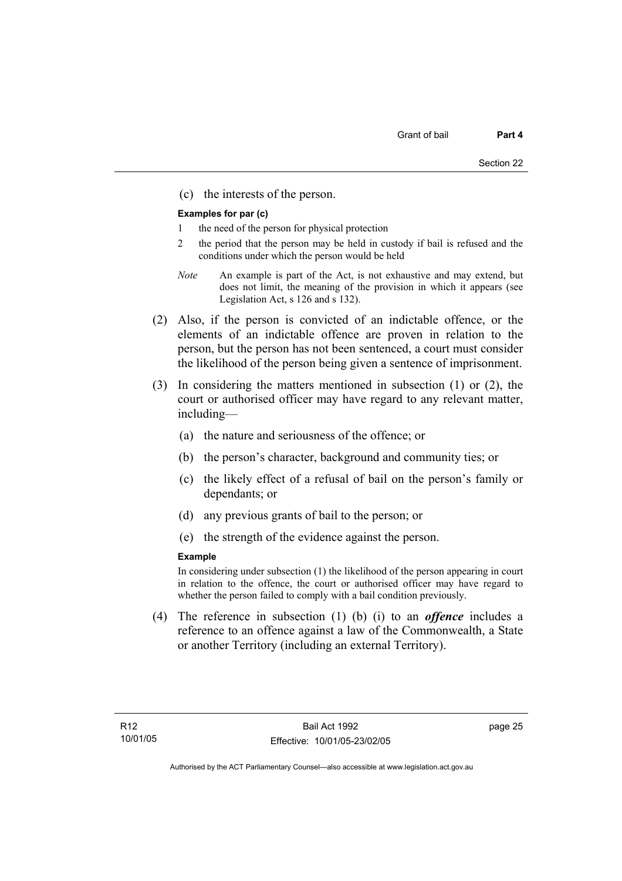(c) the interests of the person.

**Examples for par (c)**

1 the need of the person for physical protection

2 the period that the person may be held in custody if bail is refused and the conditions under which the person would be held

*Note* An example is part of the Act, is not exhaustive and may extend, but does not limit, the meaning of the provision in which it appears (see Legislation Act, s 126 and s 132).

(2) Also, if the person is convicted of an indictable offence, or the elements of an indictable offence are proven in relation to the person, but the person has not been sentenced, a court must consider the likelihood of the person being given a sentence of imprisonment.

(3) In considering the matters mentioned in subsection (1) or (2), the court or authorised officer may have regard to any relevant matter, including—

(a) the nature and seriousness of the offence; or

(b) the person's character, background and community ties; or

(c) the likely effect of a refusal of bail on the person's family or dependants; or

(d) any previous grants of bail to the person; or

(e) the strength of the evidence against the person.

**Example**

In considering under subsection (1) the likelihood of the person appearing in court in relation to the offence, the court or authorised officer may have regard to whether the person failed to comply with a bail condition previously.

(4) The reference in subsection (1) (b) (i) to an ***offence*** includes a reference to an offence against a law of the Commonwealth, a State or another Territory (including an external Territory).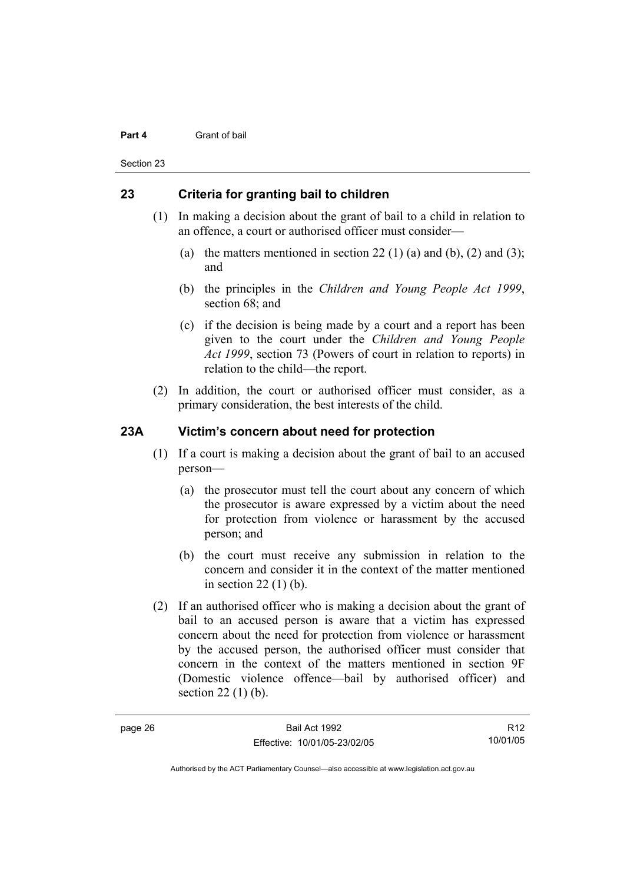## 23 Criteria for granting bail to children

(1) In making a decision about the grant of bail to a child in relation to an offence, a court or authorised officer must consider—

(a) the matters mentioned in section 22 (1) (a) and (b), (2) and (3); and

(b) the principles in the *Children and Young People Act 1999*, section 68; and

(c) if the decision is being made by a court and a report has been given to the court under the *Children and Young People Act 1999*, section 73 (Powers of court in relation to reports) in relation to the child—the report.

(2) In addition, the court or authorised officer must consider, as a primary consideration, the best interests of the child.

## 23A Victim's concern about need for protection

(1) If a court is making a decision about the grant of bail to an accused person—

(a) the prosecutor must tell the court about any concern of which the prosecutor is aware expressed by a victim about the need for protection from violence or harassment by the accused person; and

(b) the court must receive any submission in relation to the concern and consider it in the context of the matter mentioned in section 22 (1) (b).

(2) If an authorised officer who is making a decision about the grant of bail to an accused person is aware that a victim has expressed concern about the need for protection from violence or harassment by the accused person, the authorised officer must consider that concern in the context of the matters mentioned in section 9F (Domestic violence offence—bail by authorised officer) and section 22 (1) (b).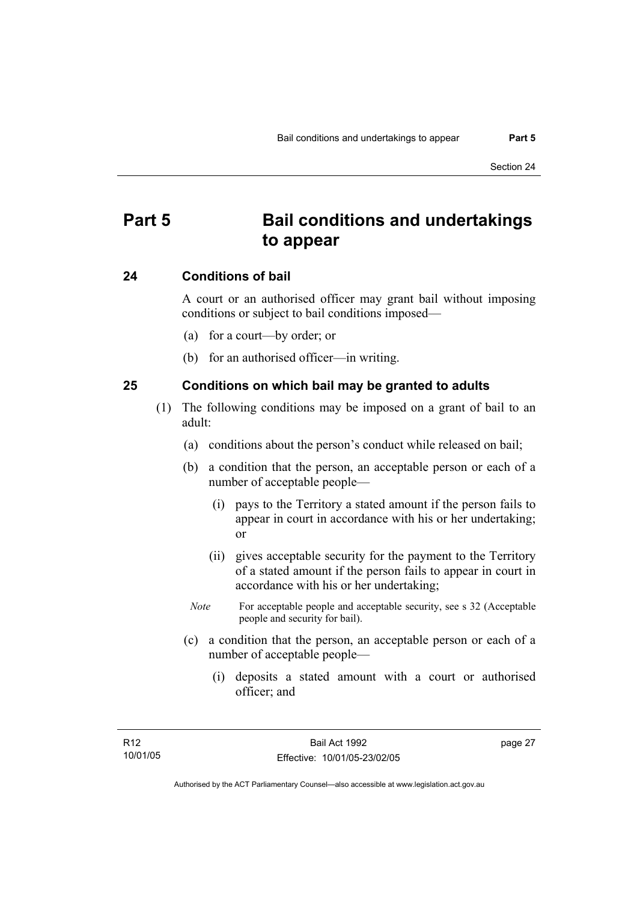# Part 5 Bail conditions and undertakings to appear

## 24 Conditions of bail

A court or an authorised officer may grant bail without imposing conditions or subject to bail conditions imposed—

(a) for a court—by order; or

(b) for an authorised officer—in writing.

## 25 Conditions on which bail may be granted to adults

(1) The following conditions may be imposed on a grant of bail to an adult:

(a) conditions about the person's conduct while released on bail;

(b) a condition that the person, an acceptable person or each of a number of acceptable people—

(i) pays to the Territory a stated amount if the person fails to appear in court in accordance with his or her undertaking; or

(ii) gives acceptable security for the payment to the Territory of a stated amount if the person fails to appear in court in accordance with his or her undertaking;

*Note* For acceptable people and acceptable security, see s 32 (Acceptable people and security for bail).

(c) a condition that the person, an acceptable person or each of a number of acceptable people—

(i) deposits a stated amount with a court or authorised officer; and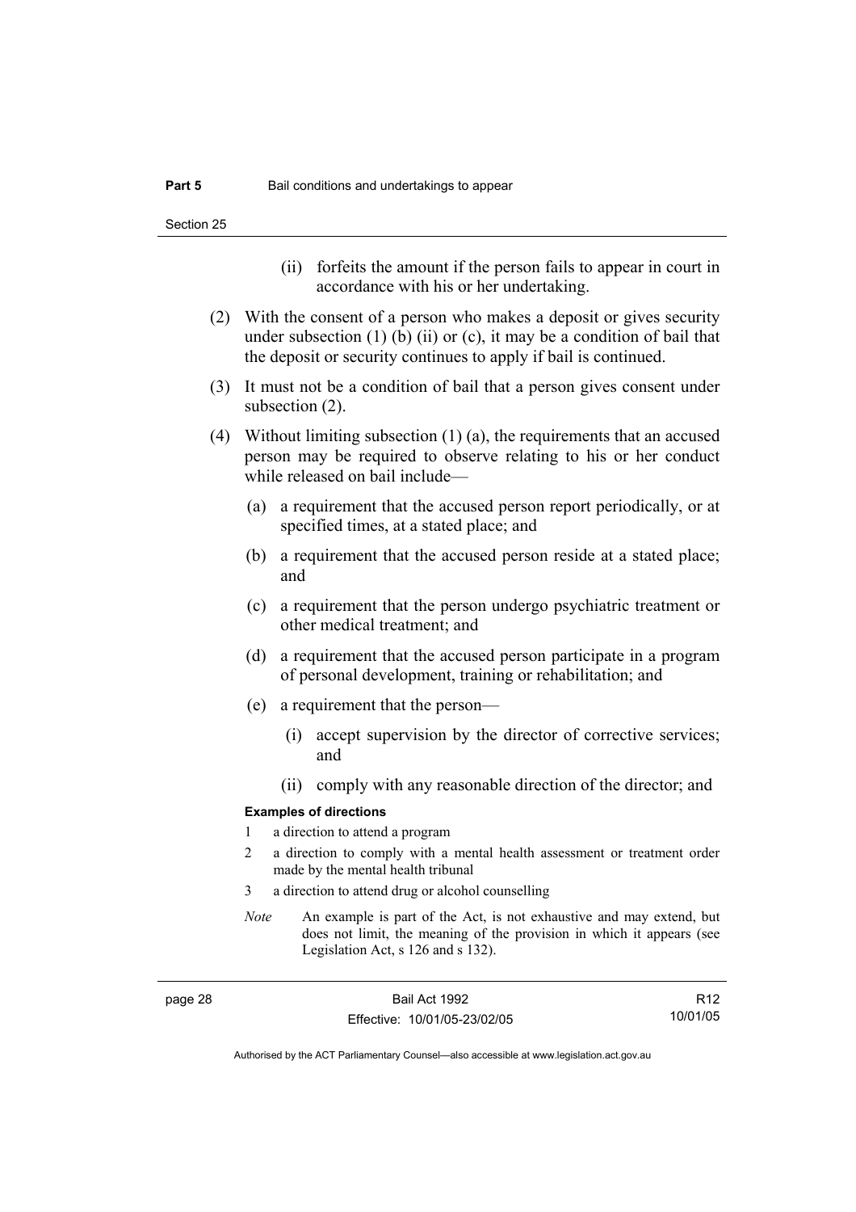(ii) forfeits the amount if the person fails to appear in court in accordance with his or her undertaking.

(2) With the consent of a person who makes a deposit or gives security under subsection (1) (b) (ii) or (c), it may be a condition of bail that the deposit or security continues to apply if bail is continued.

(3) It must not be a condition of bail that a person gives consent under subsection (2).

(4) Without limiting subsection (1) (a), the requirements that an accused person may be required to observe relating to his or her conduct while released on bail include—

(a) a requirement that the accused person report periodically, or at specified times, at a stated place; and

(b) a requirement that the accused person reside at a stated place; and

(c) a requirement that the person undergo psychiatric treatment or other medical treatment; and

(d) a requirement that the accused person participate in a program of personal development, training or rehabilitation; and

(e) a requirement that the person—

(i) accept supervision by the director of corrective services; and

(ii) comply with any reasonable direction of the director; and

**Examples of directions**

1 a direction to attend a program

2 a direction to comply with a mental health assessment or treatment order made by the mental health tribunal

3 a direction to attend drug or alcohol counselling

*Note* An example is part of the Act, is not exhaustive and may extend, but does not limit, the meaning of the provision in which it appears (see Legislation Act, s 126 and s 132).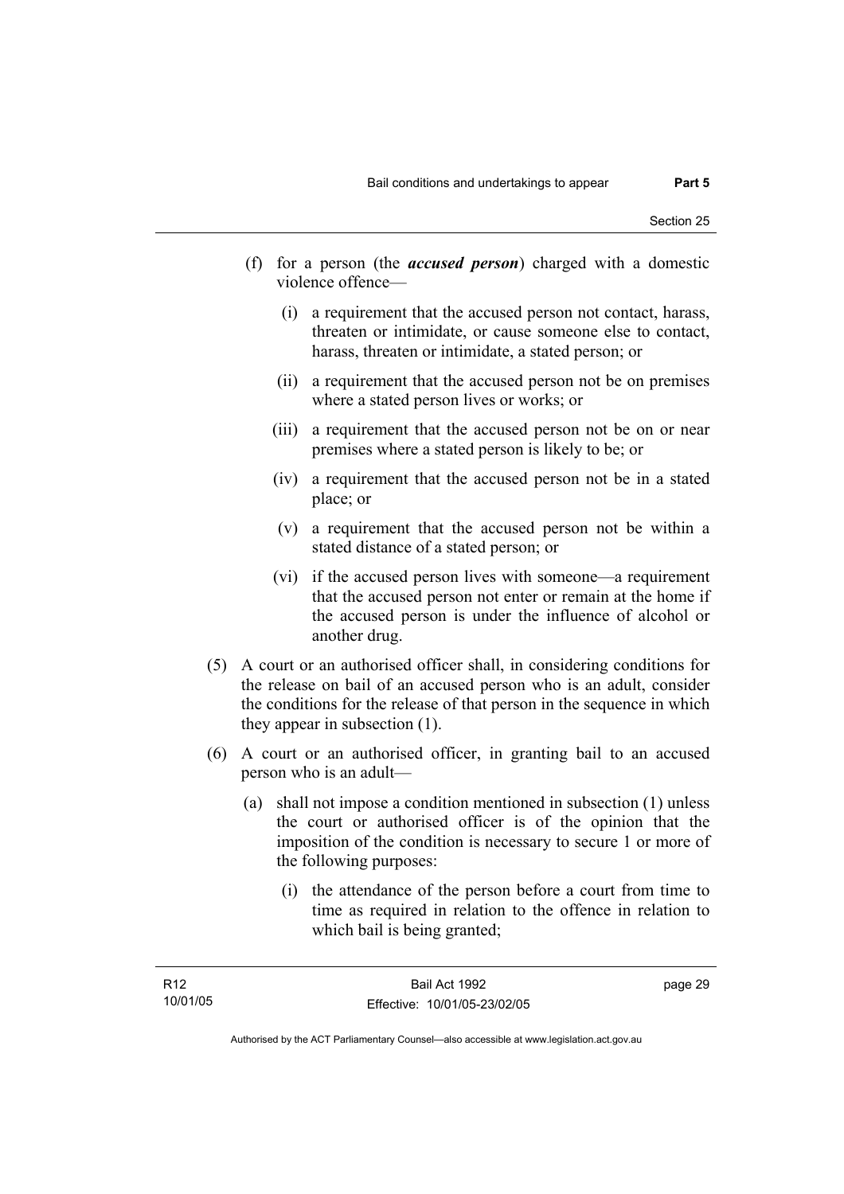(f) for a person (the ***accused person***) charged with a domestic violence offence—

  (i) a requirement that the accused person not contact, harass, threaten or intimidate, or cause someone else to contact, harass, threaten or intimidate, a stated person; or

  (ii) a requirement that the accused person not be on premises where a stated person lives or works; or

  (iii) a requirement that the accused person not be on or near premises where a stated person is likely to be; or

  (iv) a requirement that the accused person not be in a stated place; or

  (v) a requirement that the accused person not be within a stated distance of a stated person; or

  (vi) if the accused person lives with someone—a requirement that the accused person not enter or remain at the home if the accused person is under the influence of alcohol or another drug.

(5) A court or an authorised officer shall, in considering conditions for the release on bail of an accused person who is an adult, consider the conditions for the release of that person in the sequence in which they appear in subsection (1).

(6) A court or an authorised officer, in granting bail to an accused person who is an adult—

  (a) shall not impose a condition mentioned in subsection (1) unless the court or authorised officer is of the opinion that the imposition of the condition is necessary to secure 1 or more of the following purposes:

    (i) the attendance of the person before a court from time to time as required in relation to the offence in relation to which bail is being granted;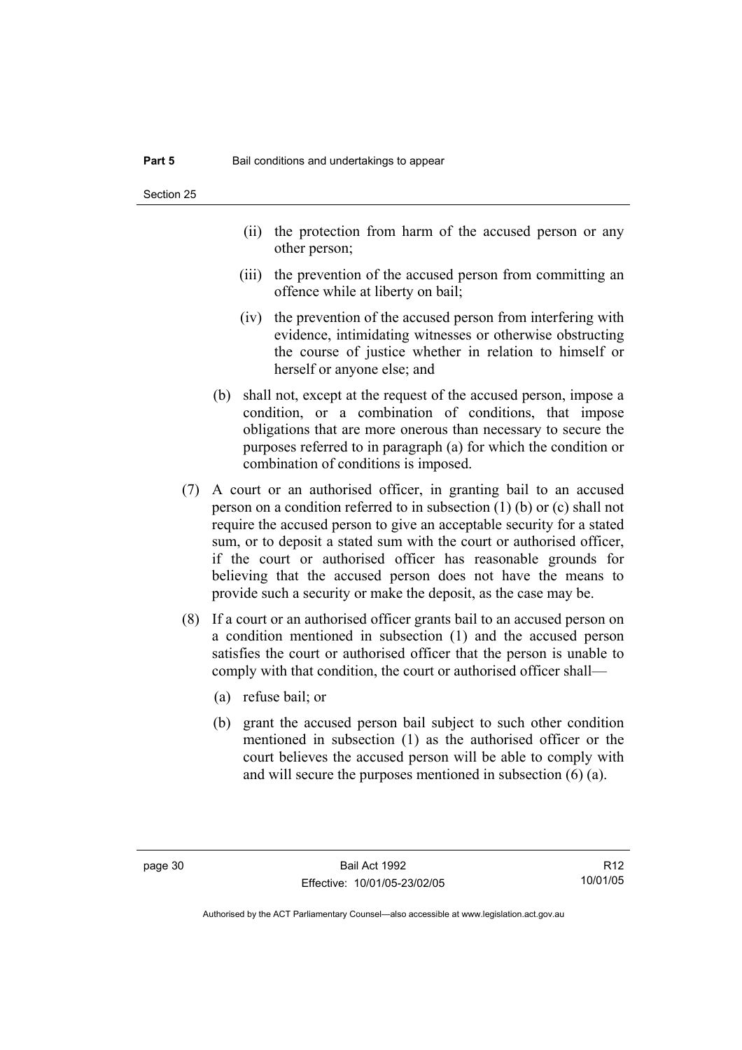(ii) the protection from harm of the accused person or any other person;

(iii) the prevention of the accused person from committing an offence while at liberty on bail;

(iv) the prevention of the accused person from interfering with evidence, intimidating witnesses or otherwise obstructing the course of justice whether in relation to himself or herself or anyone else; and

(b) shall not, except at the request of the accused person, impose a condition, or a combination of conditions, that impose obligations that are more onerous than necessary to secure the purposes referred to in paragraph (a) for which the condition or combination of conditions is imposed.

(7) A court or an authorised officer, in granting bail to an accused person on a condition referred to in subsection (1) (b) or (c) shall not require the accused person to give an acceptable security for a stated sum, or to deposit a stated sum with the court or authorised officer, if the court or authorised officer has reasonable grounds for believing that the accused person does not have the means to provide such a security or make the deposit, as the case may be.

(8) If a court or an authorised officer grants bail to an accused person on a condition mentioned in subsection (1) and the accused person satisfies the court or authorised officer that the person is unable to comply with that condition, the court or authorised officer shall—

(a) refuse bail; or

(b) grant the accused person bail subject to such other condition mentioned in subsection (1) as the authorised officer or the court believes the accused person will be able to comply with and will secure the purposes mentioned in subsection (6) (a).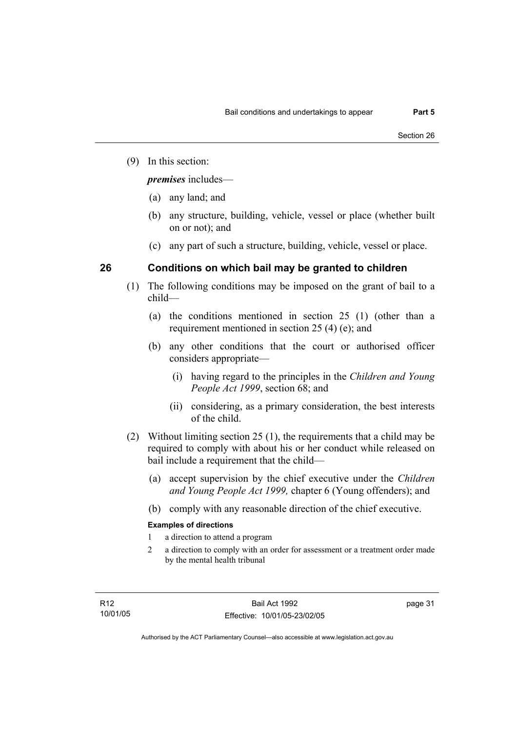(9) In this section:

***premises*** includes—

(a) any land; and

(b) any structure, building, vehicle, vessel or place (whether built on or not); and

(c) any part of such a structure, building, vehicle, vessel or place.

## 26 Conditions on which bail may be granted to children

(1) The following conditions may be imposed on the grant of bail to a child—

(a) the conditions mentioned in section 25 (1) (other than a requirement mentioned in section 25 (4) (e); and

(b) any other conditions that the court or authorised officer considers appropriate—

(i) having regard to the principles in the *Children and Young People Act 1999*, section 68; and

(ii) considering, as a primary consideration, the best interests of the child.

(2) Without limiting section 25 (1), the requirements that a child may be required to comply with about his or her conduct while released on bail include a requirement that the child—

(a) accept supervision by the chief executive under the *Children and Young People Act 1999,* chapter 6 (Young offenders); and

(b) comply with any reasonable direction of the chief executive.

**Examples of directions**

1 a direction to attend a program

2 a direction to comply with an order for assessment or a treatment order made by the mental health tribunal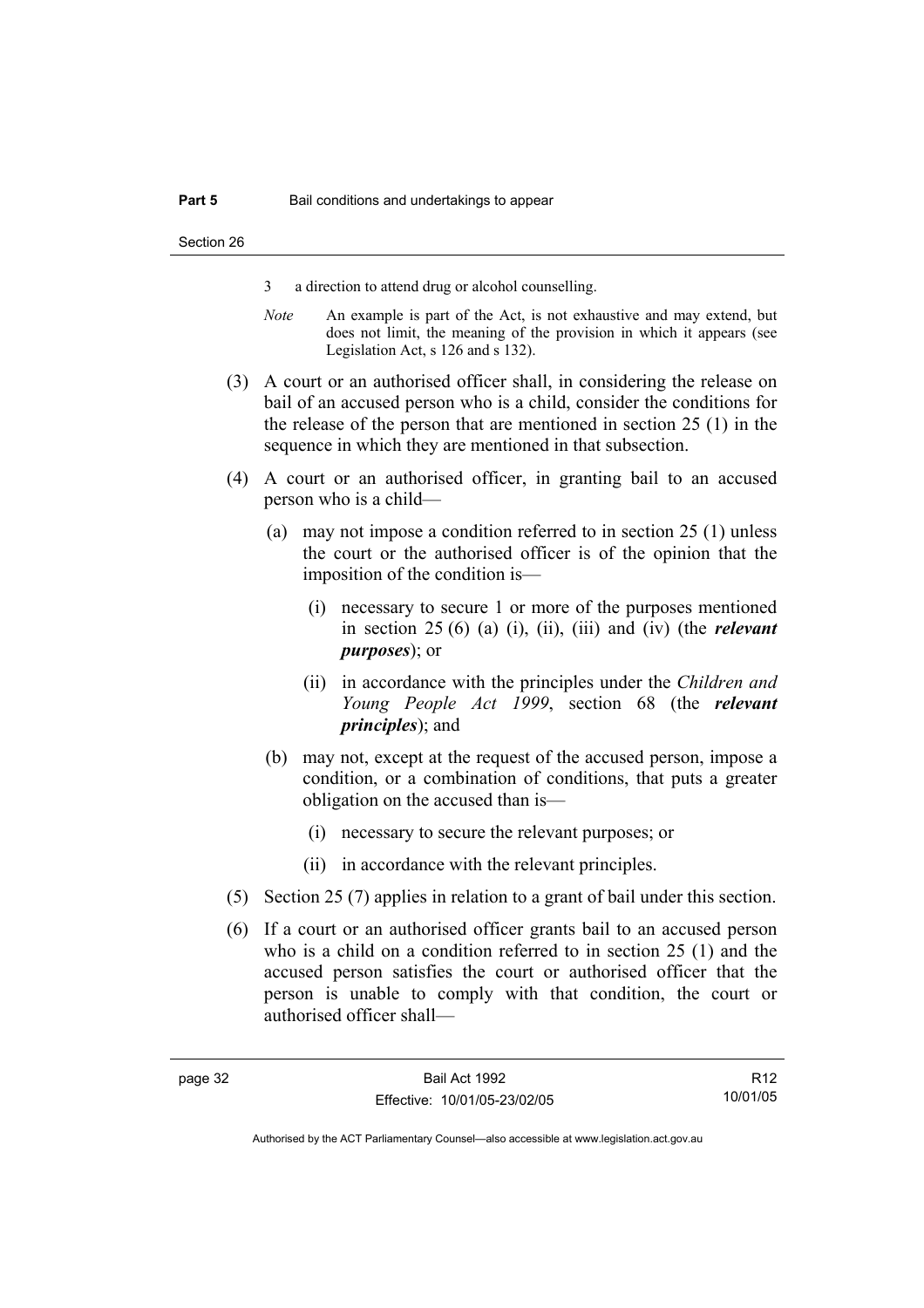3 a direction to attend drug or alcohol counselling.

*Note* An example is part of the Act, is not exhaustive and may extend, but does not limit, the meaning of the provision in which it appears (see Legislation Act, s 126 and s 132).

(3) A court or an authorised officer shall, in considering the release on bail of an accused person who is a child, consider the conditions for the release of the person that are mentioned in section 25 (1) in the sequence in which they are mentioned in that subsection.

(4) A court or an authorised officer, in granting bail to an accused person who is a child—

(a) may not impose a condition referred to in section 25 (1) unless the court or the authorised officer is of the opinion that the imposition of the condition is—

(i) necessary to secure 1 or more of the purposes mentioned in section 25 (6) (a) (i), (ii), (iii) and (iv) (the ***relevant purposes***); or

(ii) in accordance with the principles under the *Children and Young People Act 1999*, section 68 (the ***relevant principles***); and

(b) may not, except at the request of the accused person, impose a condition, or a combination of conditions, that puts a greater obligation on the accused than is—

(i) necessary to secure the relevant purposes; or

(ii) in accordance with the relevant principles.

(5) Section 25 (7) applies in relation to a grant of bail under this section.

(6) If a court or an authorised officer grants bail to an accused person who is a child on a condition referred to in section 25 (1) and the accused person satisfies the court or authorised officer that the person is unable to comply with that condition, the court or authorised officer shall—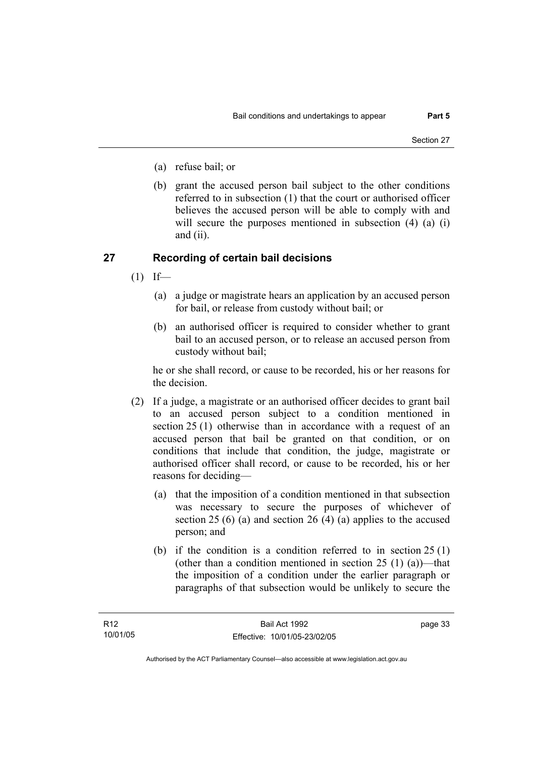(a) refuse bail; or

(b) grant the accused person bail subject to the other conditions referred to in subsection (1) that the court or authorised officer believes the accused person will be able to comply with and will secure the purposes mentioned in subsection (4) (a) (i) and (ii).

## 27 Recording of certain bail decisions

(1) If—

(a) a judge or magistrate hears an application by an accused person for bail, or release from custody without bail; or

(b) an authorised officer is required to consider whether to grant bail to an accused person, or to release an accused person from custody without bail;

he or she shall record, or cause to be recorded, his or her reasons for the decision.

(2) If a judge, a magistrate or an authorised officer decides to grant bail to an accused person subject to a condition mentioned in section 25 (1) otherwise than in accordance with a request of an accused person that bail be granted on that condition, or on conditions that include that condition, the judge, magistrate or authorised officer shall record, or cause to be recorded, his or her reasons for deciding—

(a) that the imposition of a condition mentioned in that subsection was necessary to secure the purposes of whichever of section 25 (6) (a) and section 26 (4) (a) applies to the accused person; and

(b) if the condition is a condition referred to in section 25 (1) (other than a condition mentioned in section 25 (1) (a))—that the imposition of a condition under the earlier paragraph or paragraphs of that subsection would be unlikely to secure the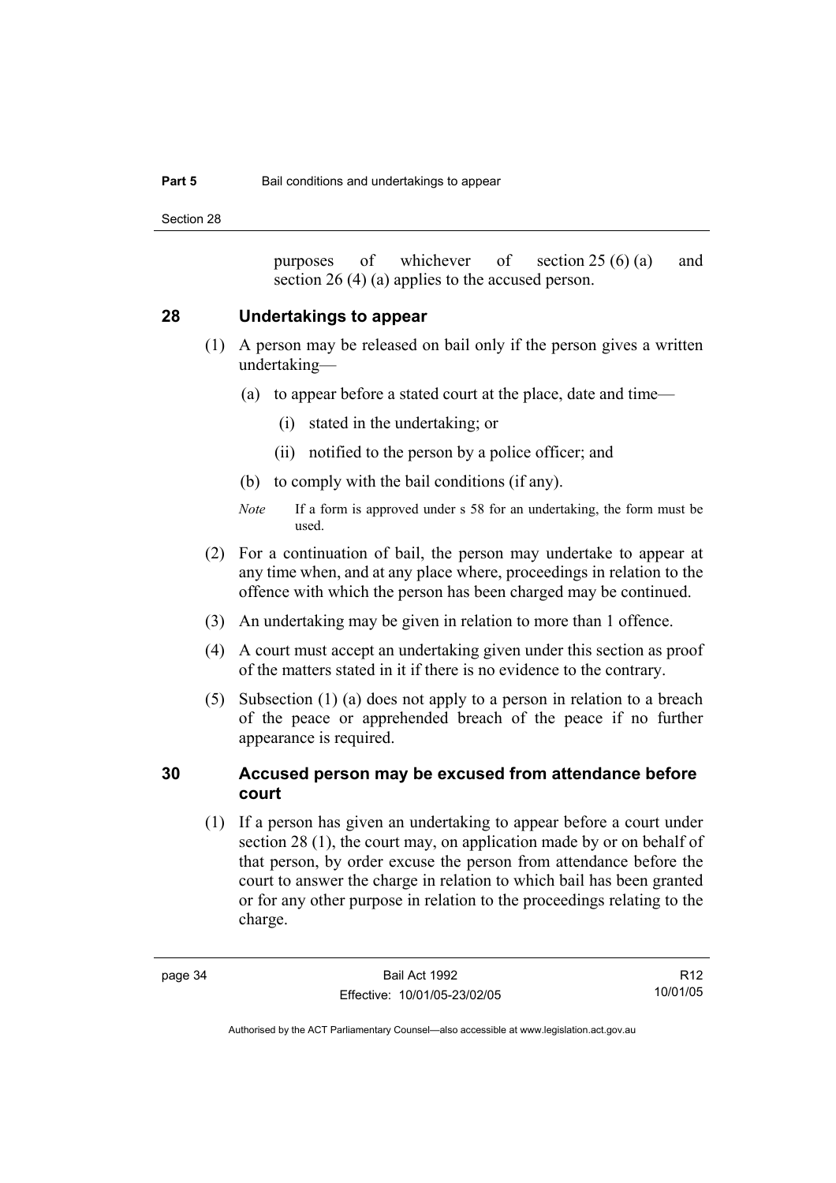purposes of whichever of section 25 (6) (a) and section 26 (4) (a) applies to the accused person.

## 28 Undertakings to appear

(1) A person may be released on bail only if the person gives a written undertaking—

(a) to appear before a stated court at the place, date and time—

(i) stated in the undertaking; or

(ii) notified to the person by a police officer; and

(b) to comply with the bail conditions (if any).

*Note* If a form is approved under s 58 for an undertaking, the form must be used.

(2) For a continuation of bail, the person may undertake to appear at any time when, and at any place where, proceedings in relation to the offence with which the person has been charged may be continued.

(3) An undertaking may be given in relation to more than 1 offence.

(4) A court must accept an undertaking given under this section as proof of the matters stated in it if there is no evidence to the contrary.

(5) Subsection (1) (a) does not apply to a person in relation to a breach of the peace or apprehended breach of the peace if no further appearance is required.

## 30 Accused person may be excused from attendance before court

(1) If a person has given an undertaking to appear before a court under section 28 (1), the court may, on application made by or on behalf of that person, by order excuse the person from attendance before the court to answer the charge in relation to which bail has been granted or for any other purpose in relation to the proceedings relating to the charge.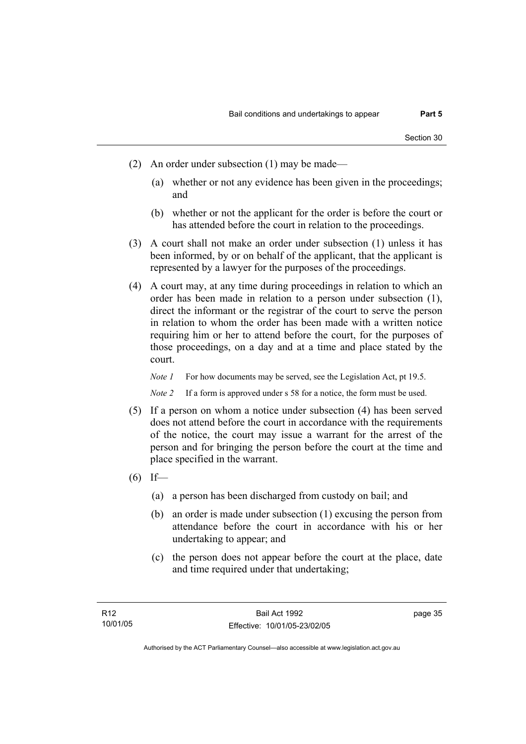(2) An order under subsection (1) may be made—

  (a) whether or not any evidence has been given in the proceedings; and

  (b) whether or not the applicant for the order is before the court or has attended before the court in relation to the proceedings.

(3) A court shall not make an order under subsection (1) unless it has been informed, by or on behalf of the applicant, that the applicant is represented by a lawyer for the purposes of the proceedings.

(4) A court may, at any time during proceedings in relation to which an order has been made in relation to a person under subsection (1), direct the informant or the registrar of the court to serve the person in relation to whom the order has been made with a written notice requiring him or her to attend before the court, for the purposes of those proceedings, on a day and at a time and place stated by the court.

*Note 1* For how documents may be served, see the Legislation Act, pt 19.5.

*Note 2* If a form is approved under s 58 for a notice, the form must be used.

(5) If a person on whom a notice under subsection (4) has been served does not attend before the court in accordance with the requirements of the notice, the court may issue a warrant for the arrest of the person and for bringing the person before the court at the time and place specified in the warrant.

(6) If—

  (a) a person has been discharged from custody on bail; and

  (b) an order is made under subsection (1) excusing the person from attendance before the court in accordance with his or her undertaking to appear; and

  (c) the person does not appear before the court at the place, date and time required under that undertaking;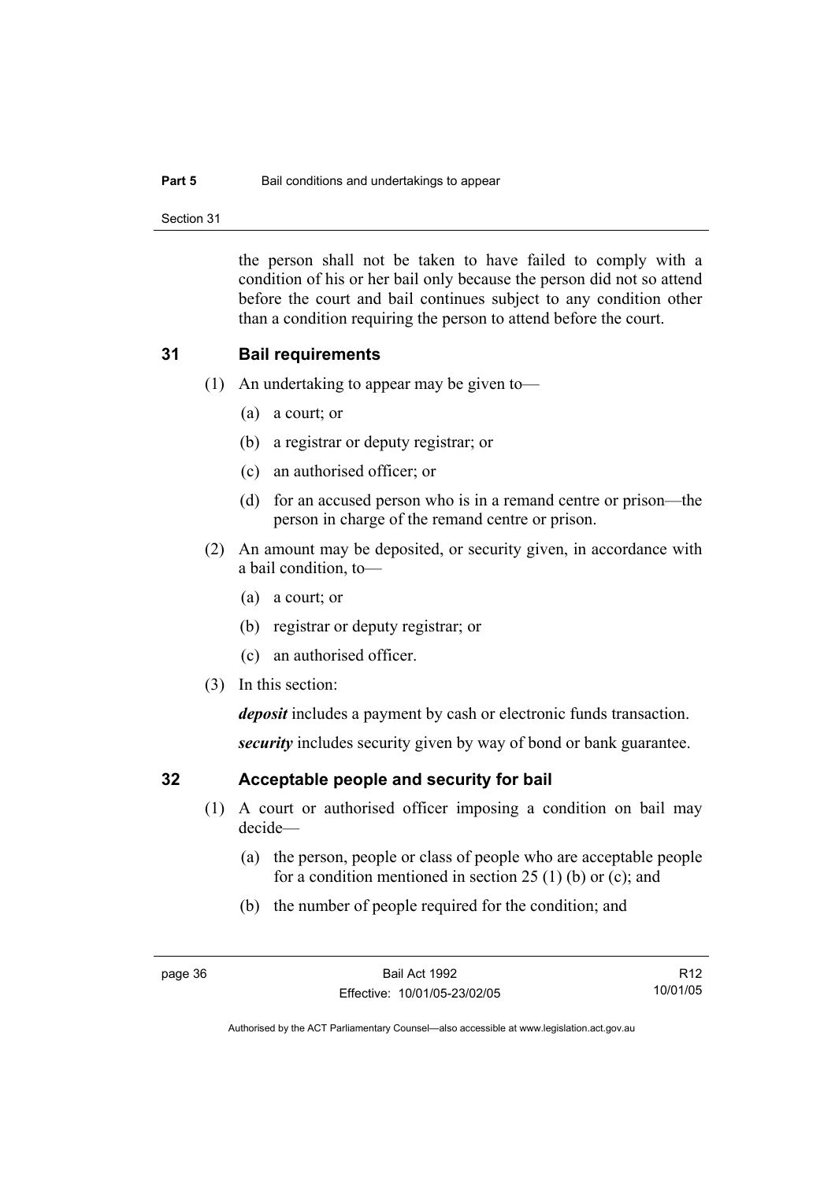the person shall not be taken to have failed to comply with a condition of his or her bail only because the person did not so attend before the court and bail continues subject to any condition other than a condition requiring the person to attend before the court.

## 31 Bail requirements

(1) An undertaking to appear may be given to—

(a) a court; or

(b) a registrar or deputy registrar; or

(c) an authorised officer; or

(d) for an accused person who is in a remand centre or prison—the person in charge of the remand centre or prison.

(2) An amount may be deposited, or security given, in accordance with a bail condition, to—

(a) a court; or

(b) registrar or deputy registrar; or

(c) an authorised officer.

(3) In this section:

***deposit*** includes a payment by cash or electronic funds transaction.

***security*** includes security given by way of bond or bank guarantee.

## 32 Acceptable people and security for bail

(1) A court or authorised officer imposing a condition on bail may decide—

(a) the person, people or class of people who are acceptable people for a condition mentioned in section 25 (1) (b) or (c); and

(b) the number of people required for the condition; and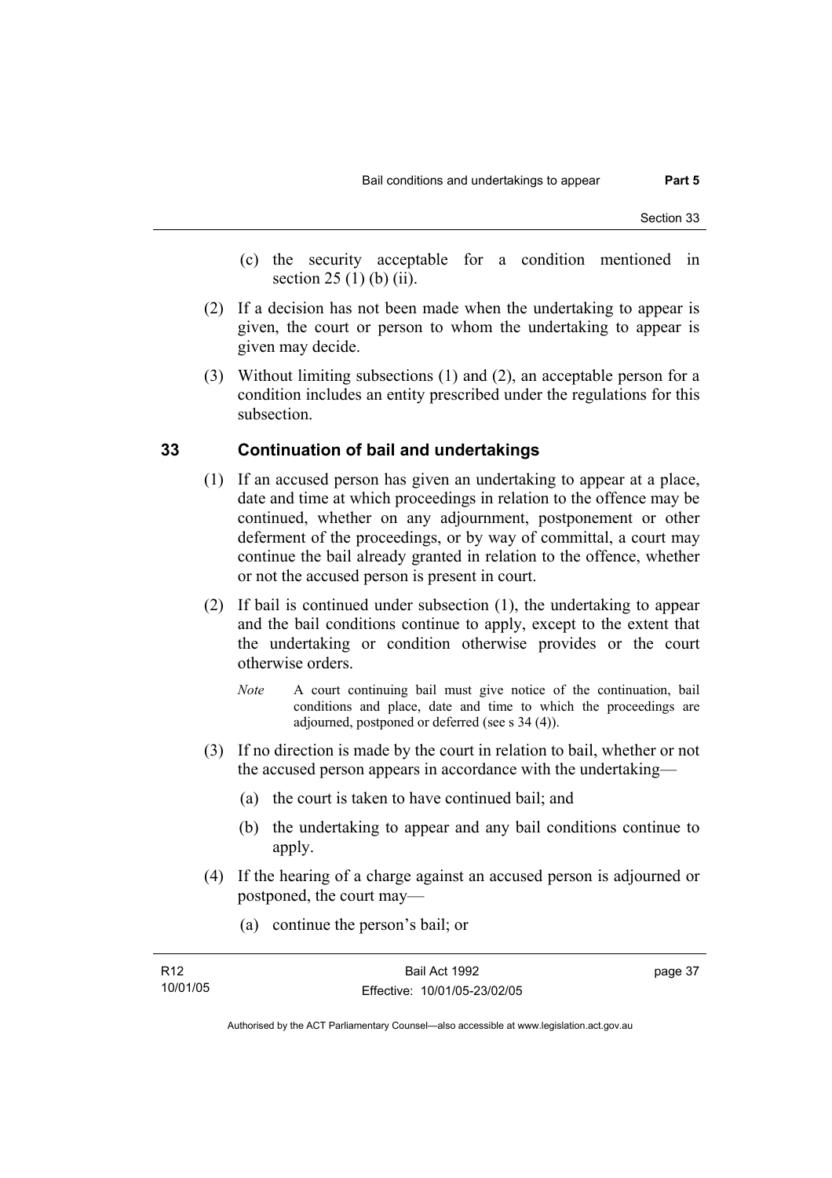(c) the security acceptable for a condition mentioned in section 25 (1) (b) (ii).

(2) If a decision has not been made when the undertaking to appear is given, the court or person to whom the undertaking to appear is given may decide.

(3) Without limiting subsections (1) and (2), an acceptable person for a condition includes an entity prescribed under the regulations for this subsection.

## 33 Continuation of bail and undertakings

(1) If an accused person has given an undertaking to appear at a place, date and time at which proceedings in relation to the offence may be continued, whether on any adjournment, postponement or other deferment of the proceedings, or by way of committal, a court may continue the bail already granted in relation to the offence, whether or not the accused person is present in court.

(2) If bail is continued under subsection (1), the undertaking to appear and the bail conditions continue to apply, except to the extent that the undertaking or condition otherwise provides or the court otherwise orders.

*Note* A court continuing bail must give notice of the continuation, bail conditions and place, date and time to which the proceedings are adjourned, postponed or deferred (see s 34 (4)).

(3) If no direction is made by the court in relation to bail, whether or not the accused person appears in accordance with the undertaking—

(a) the court is taken to have continued bail; and

(b) the undertaking to appear and any bail conditions continue to apply.

(4) If the hearing of a charge against an accused person is adjourned or postponed, the court may—

(a) continue the person's bail; or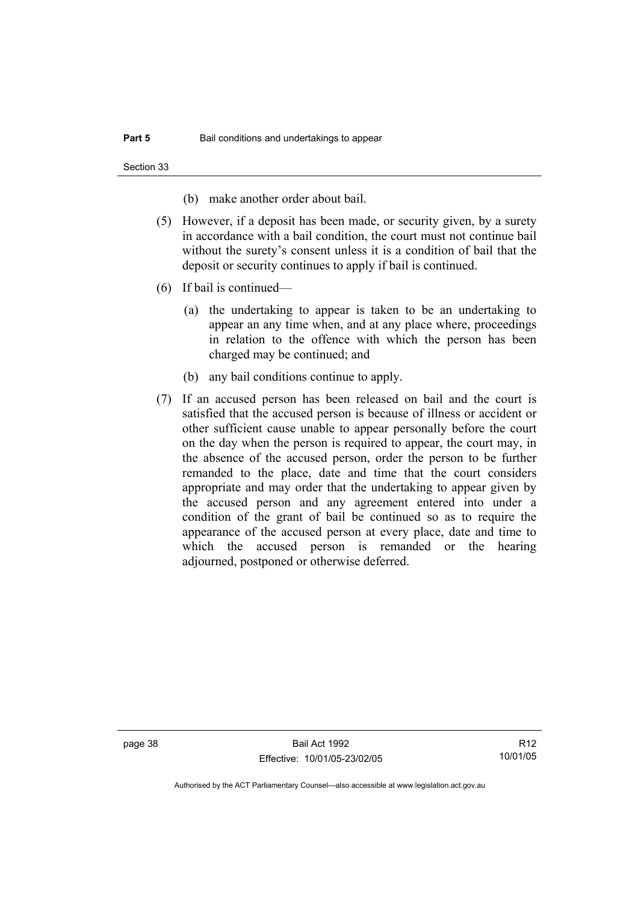(b) make another order about bail.

(5) However, if a deposit has been made, or security given, by a surety in accordance with a bail condition, the court must not continue bail without the surety's consent unless it is a condition of bail that the deposit or security continues to apply if bail is continued.

(6) If bail is continued—

(a) the undertaking to appear is taken to be an undertaking to appear an any time when, and at any place where, proceedings in relation to the offence with which the person has been charged may be continued; and

(b) any bail conditions continue to apply.

(7) If an accused person has been released on bail and the court is satisfied that the accused person is because of illness or accident or other sufficient cause unable to appear personally before the court on the day when the person is required to appear, the court may, in the absence of the accused person, order the person to be further remanded to the place, date and time that the court considers appropriate and may order that the undertaking to appear given by the accused person and any agreement entered into under a condition of the grant of bail be continued so as to require the appearance of the accused person at every place, date and time to which the accused person is remanded or the hearing adjourned, postponed or otherwise deferred.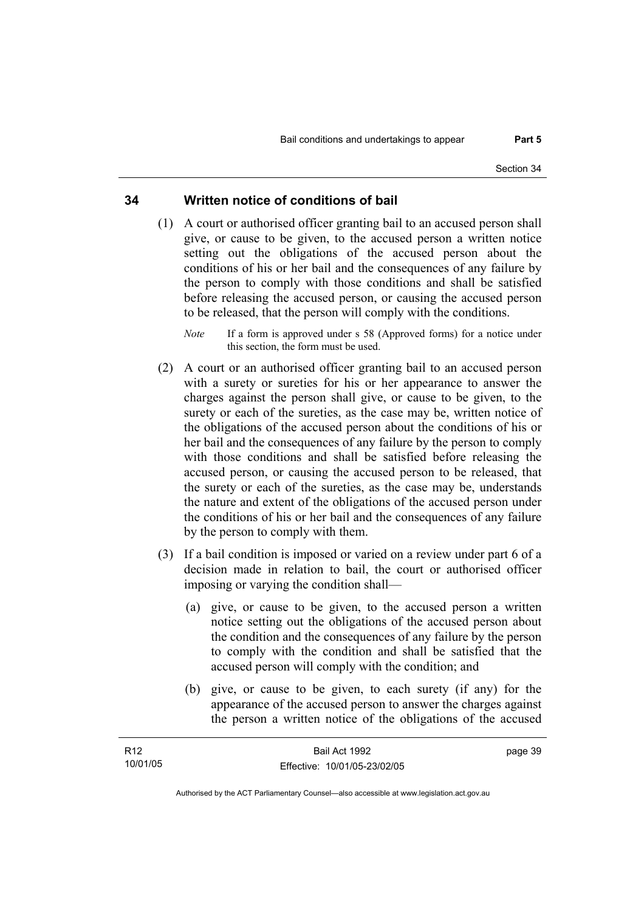## 34 Written notice of conditions of bail

(1) A court or authorised officer granting bail to an accused person shall give, or cause to be given, to the accused person a written notice setting out the obligations of the accused person about the conditions of his or her bail and the consequences of any failure by the person to comply with those conditions and shall be satisfied before releasing the accused person, or causing the accused person to be released, that the person will comply with the conditions.

*Note* If a form is approved under s 58 (Approved forms) for a notice under this section, the form must be used.

(2) A court or an authorised officer granting bail to an accused person with a surety or sureties for his or her appearance to answer the charges against the person shall give, or cause to be given, to the surety or each of the sureties, as the case may be, written notice of the obligations of the accused person about the conditions of his or her bail and the consequences of any failure by the person to comply with those conditions and shall be satisfied before releasing the accused person, or causing the accused person to be released, that the surety or each of the sureties, as the case may be, understands the nature and extent of the obligations of the accused person under the conditions of his or her bail and the consequences of any failure by the person to comply with them.

(3) If a bail condition is imposed or varied on a review under part 6 of a decision made in relation to bail, the court or authorised officer imposing or varying the condition shall—

(a) give, or cause to be given, to the accused person a written notice setting out the obligations of the accused person about the condition and the consequences of any failure by the person to comply with the condition and shall be satisfied that the accused person will comply with the condition; and

(b) give, or cause to be given, to each surety (if any) for the appearance of the accused person to answer the charges against the person a written notice of the obligations of the accused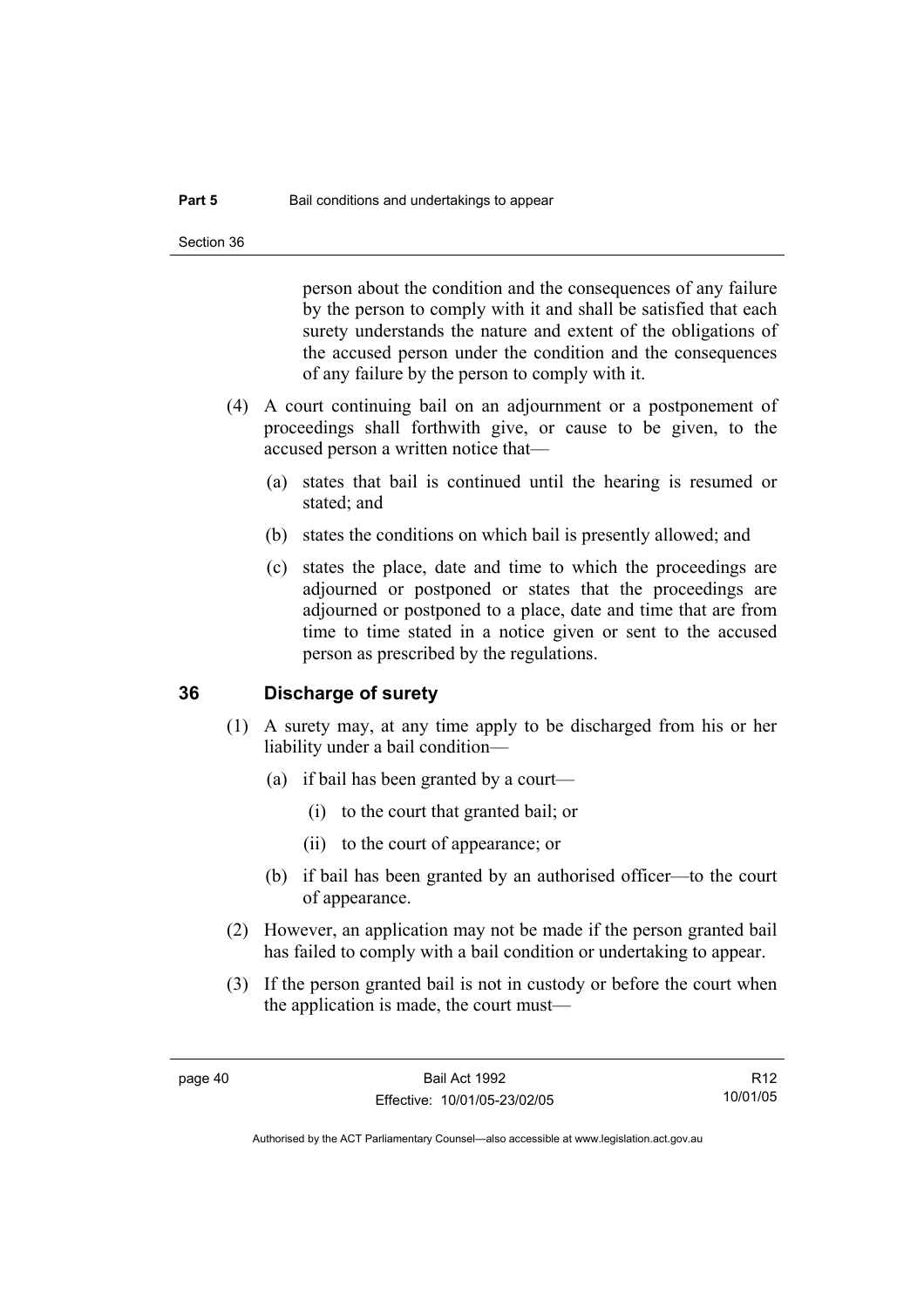person about the condition and the consequences of any failure by the person to comply with it and shall be satisfied that each surety understands the nature and extent of the obligations of the accused person under the condition and the consequences of any failure by the person to comply with it.

(4) A court continuing bail on an adjournment or a postponement of proceedings shall forthwith give, or cause to be given, to the accused person a written notice that—

(a) states that bail is continued until the hearing is resumed or stated; and

(b) states the conditions on which bail is presently allowed; and

(c) states the place, date and time to which the proceedings are adjourned or postponed or states that the proceedings are adjourned or postponed to a place, date and time that are from time to time stated in a notice given or sent to the accused person as prescribed by the regulations.

## 36 Discharge of surety

(1) A surety may, at any time apply to be discharged from his or her liability under a bail condition—

(a) if bail has been granted by a court—

(i) to the court that granted bail; or

(ii) to the court of appearance; or

(b) if bail has been granted by an authorised officer—to the court of appearance.

(2) However, an application may not be made if the person granted bail has failed to comply with a bail condition or undertaking to appear.

(3) If the person granted bail is not in custody or before the court when the application is made, the court must—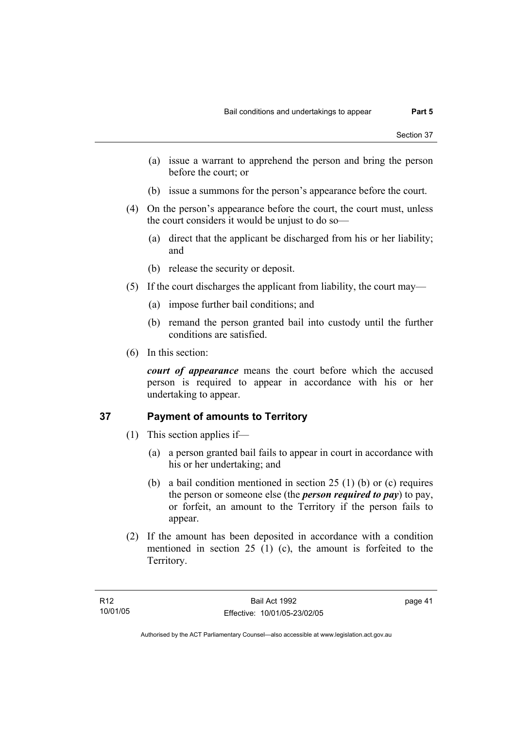(a) issue a warrant to apprehend the person and bring the person before the court; or

(b) issue a summons for the person's appearance before the court.

(4) On the person's appearance before the court, the court must, unless the court considers it would be unjust to do so—

(a) direct that the applicant be discharged from his or her liability; and

(b) release the security or deposit.

(5) If the court discharges the applicant from liability, the court may—

(a) impose further bail conditions; and

(b) remand the person granted bail into custody until the further conditions are satisfied.

(6) In this section:

***court of appearance*** means the court before which the accused person is required to appear in accordance with his or her undertaking to appear.

## 37 Payment of amounts to Territory

(1) This section applies if—

(a) a person granted bail fails to appear in court in accordance with his or her undertaking; and

(b) a bail condition mentioned in section 25 (1) (b) or (c) requires the person or someone else (the ***person required to pay***) to pay, or forfeit, an amount to the Territory if the person fails to appear.

(2) If the amount has been deposited in accordance with a condition mentioned in section 25 (1) (c), the amount is forfeited to the Territory.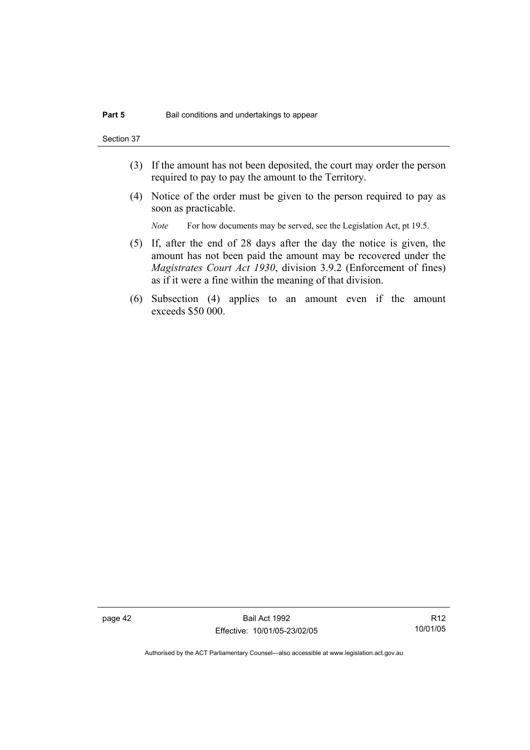(3) If the amount has not been deposited, the court may order the person required to pay to pay the amount to the Territory.

(4) Notice of the order must be given to the person required to pay as soon as practicable.

*Note* For how documents may be served, see the Legislation Act, pt 19.5.

(5) If, after the end of 28 days after the day the notice is given, the amount has not been paid the amount may be recovered under the *Magistrates Court Act 1930*, division 3.9.2 (Enforcement of fines) as if it were a fine within the meaning of that division.

(6) Subsection (4) applies to an amount even if the amount exceeds $50 000.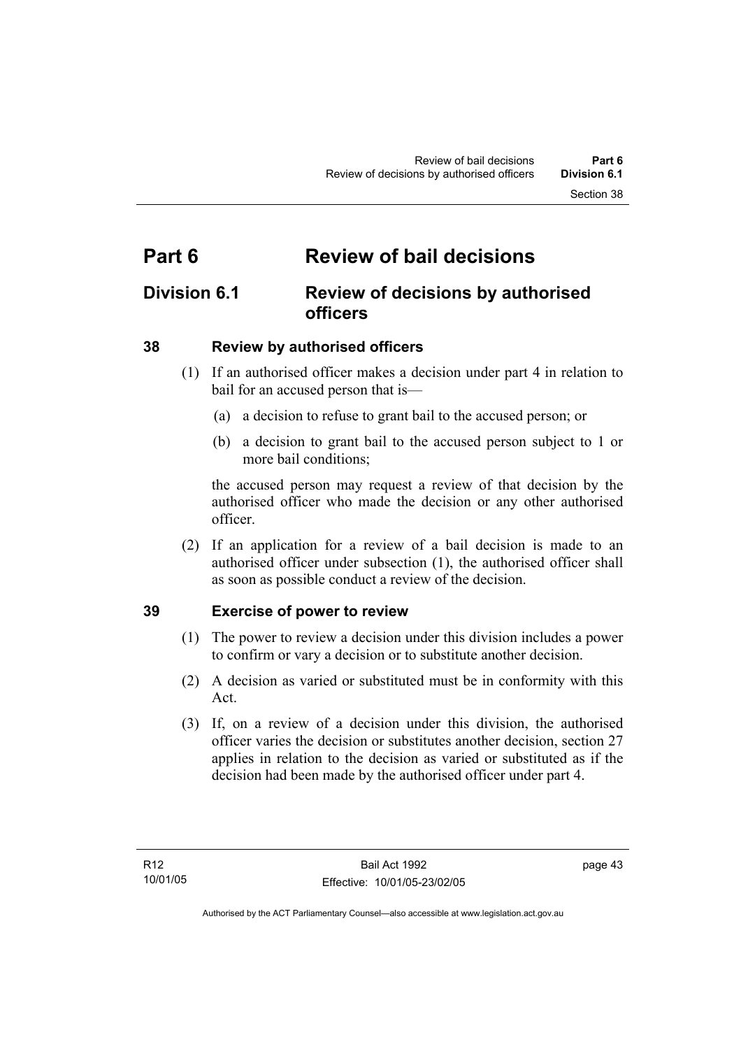# Part 6 Review of bail decisions

## Division 6.1 Review of decisions by authorised officers

### 38 Review by authorised officers

(1) If an authorised officer makes a decision under part 4 in relation to bail for an accused person that is—

(a) a decision to refuse to grant bail to the accused person; or

(b) a decision to grant bail to the accused person subject to 1 or more bail conditions;

the accused person may request a review of that decision by the authorised officer who made the decision or any other authorised officer.

(2) If an application for a review of a bail decision is made to an authorised officer under subsection (1), the authorised officer shall as soon as possible conduct a review of the decision.

### 39 Exercise of power to review

(1) The power to review a decision under this division includes a power to confirm or vary a decision or to substitute another decision.

(2) A decision as varied or substituted must be in conformity with this Act.

(3) If, on a review of a decision under this division, the authorised officer varies the decision or substitutes another decision, section 27 applies in relation to the decision as varied or substituted as if the decision had been made by the authorised officer under part 4.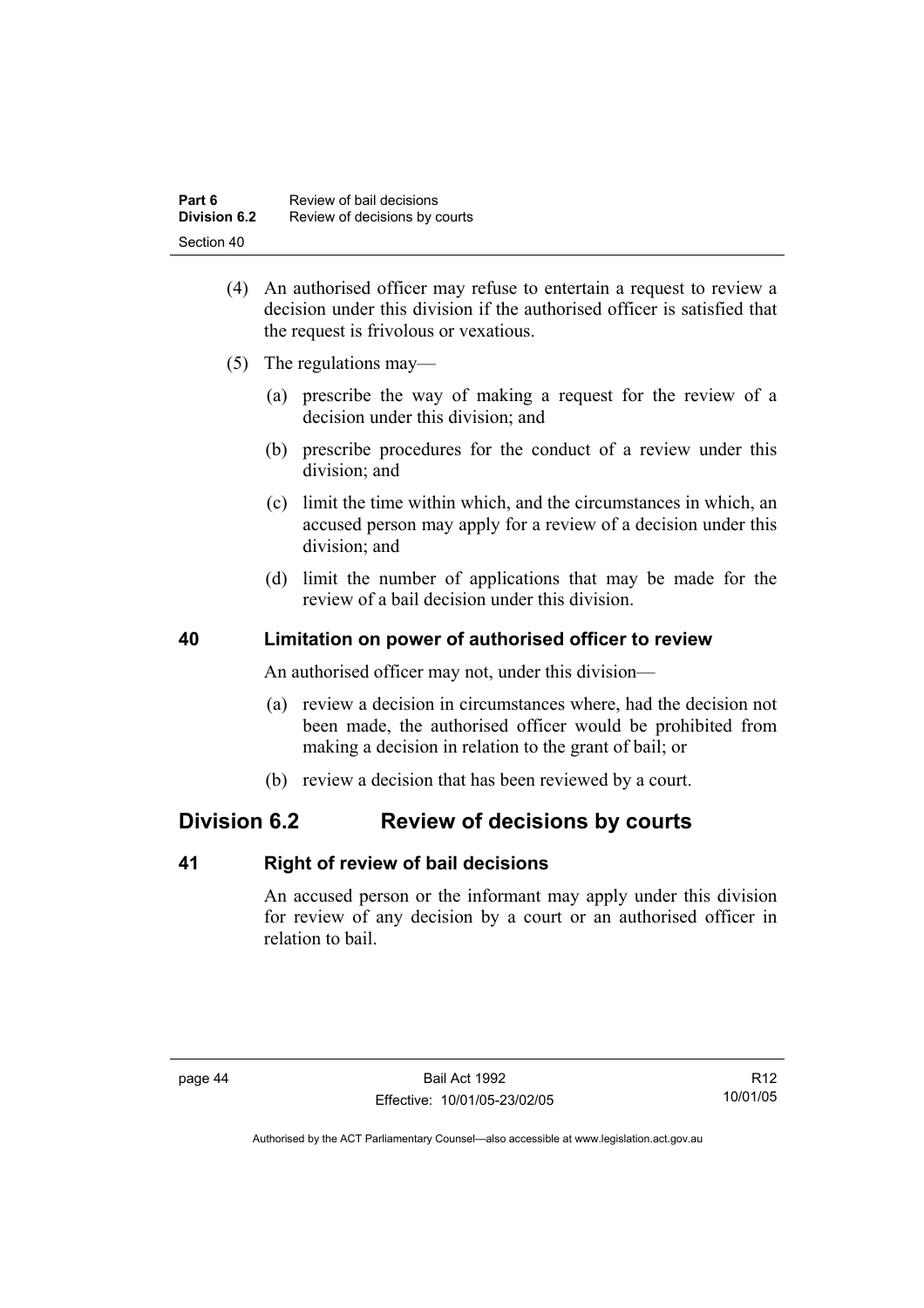(4) An authorised officer may refuse to entertain a request to review a decision under this division if the authorised officer is satisfied that the request is frivolous or vexatious.

(5) The regulations may—

(a) prescribe the way of making a request for the review of a decision under this division; and

(b) prescribe procedures for the conduct of a review under this division; and

(c) limit the time within which, and the circumstances in which, an accused person may apply for a review of a decision under this division; and

(d) limit the number of applications that may be made for the review of a bail decision under this division.

### 40 Limitation on power of authorised officer to review

An authorised officer may not, under this division—

(a) review a decision in circumstances where, had the decision not been made, the authorised officer would be prohibited from making a decision in relation to the grant of bail; or

(b) review a decision that has been reviewed by a court.

## Division 6.2 Review of decisions by courts

### 41 Right of review of bail decisions

An accused person or the informant may apply under this division for review of any decision by a court or an authorised officer in relation to bail.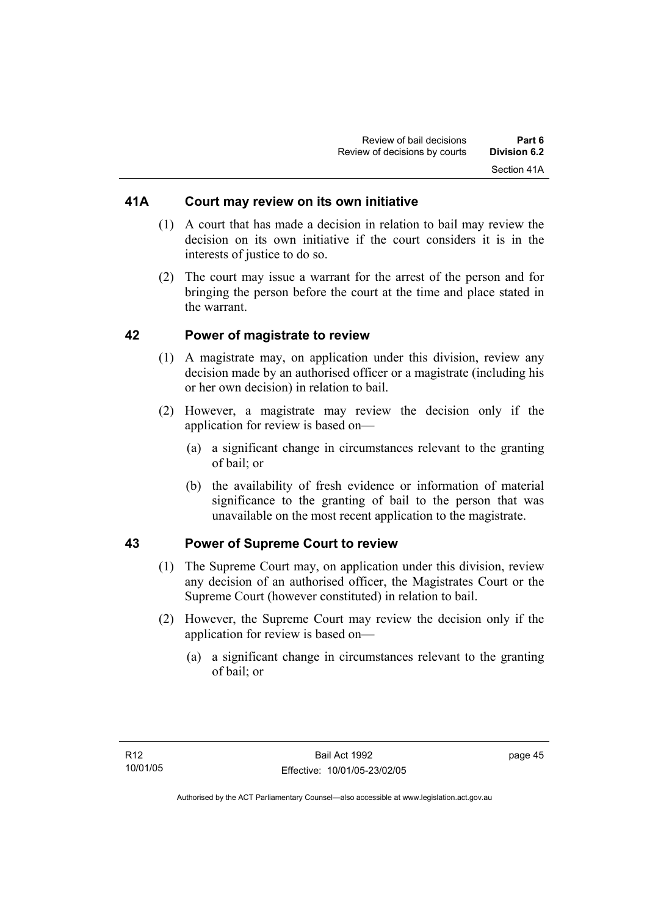## 41A Court may review on its own initiative

(1) A court that has made a decision in relation to bail may review the decision on its own initiative if the court considers it is in the interests of justice to do so.

(2) The court may issue a warrant for the arrest of the person and for bringing the person before the court at the time and place stated in the warrant.

## 42 Power of magistrate to review

(1) A magistrate may, on application under this division, review any decision made by an authorised officer or a magistrate (including his or her own decision) in relation to bail.

(2) However, a magistrate may review the decision only if the application for review is based on—

(a) a significant change in circumstances relevant to the granting of bail; or

(b) the availability of fresh evidence or information of material significance to the granting of bail to the person that was unavailable on the most recent application to the magistrate.

## 43 Power of Supreme Court to review

(1) The Supreme Court may, on application under this division, review any decision of an authorised officer, the Magistrates Court or the Supreme Court (however constituted) in relation to bail.

(2) However, the Supreme Court may review the decision only if the application for review is based on—

(a) a significant change in circumstances relevant to the granting of bail; or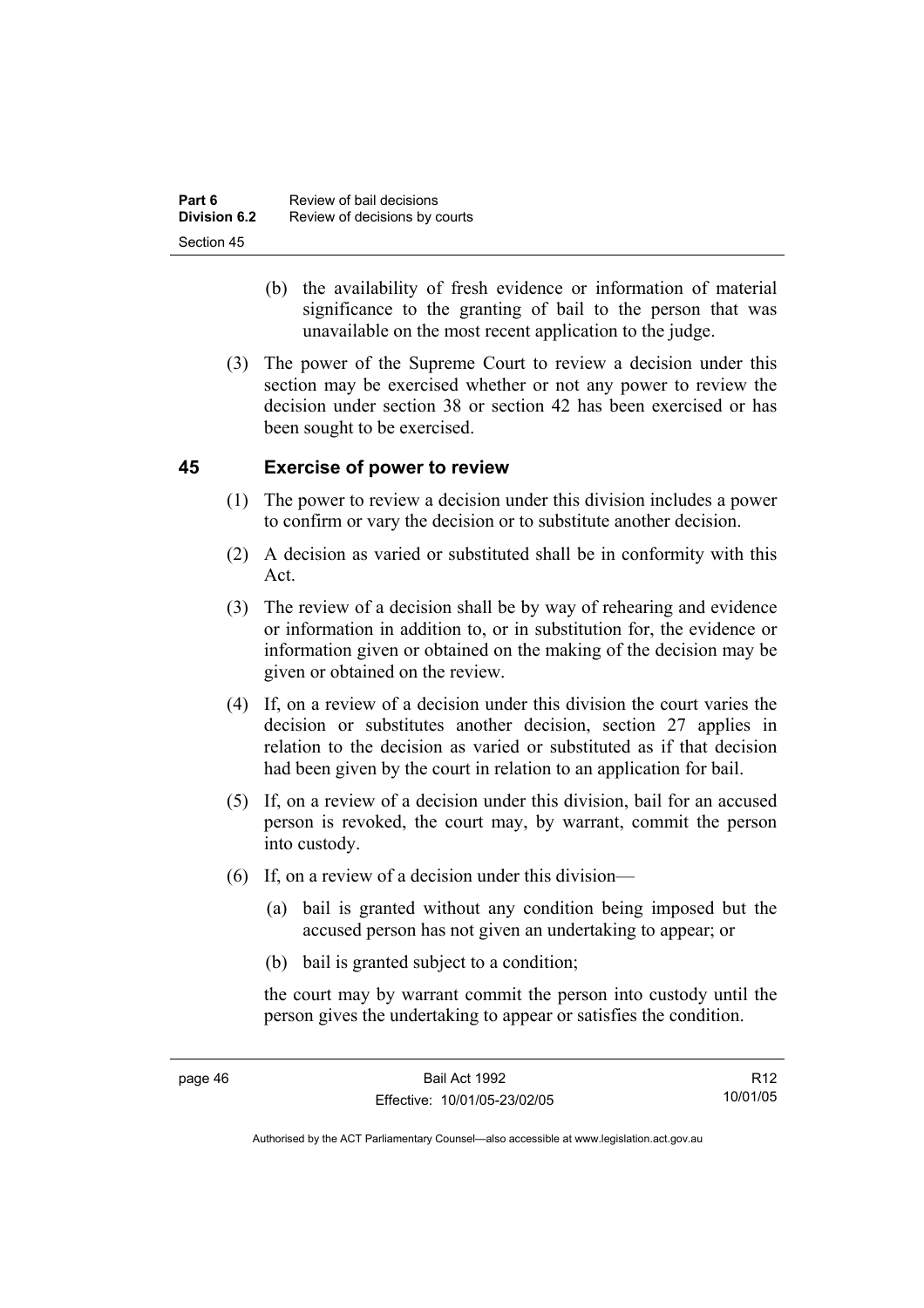(b) the availability of fresh evidence or information of material significance to the granting of bail to the person that was unavailable on the most recent application to the judge.

(3) The power of the Supreme Court to review a decision under this section may be exercised whether or not any power to review the decision under section 38 or section 42 has been exercised or has been sought to be exercised.

## 45 Exercise of power to review

(1) The power to review a decision under this division includes a power to confirm or vary the decision or to substitute another decision.

(2) A decision as varied or substituted shall be in conformity with this Act.

(3) The review of a decision shall be by way of rehearing and evidence or information in addition to, or in substitution for, the evidence or information given or obtained on the making of the decision may be given or obtained on the review.

(4) If, on a review of a decision under this division the court varies the decision or substitutes another decision, section 27 applies in relation to the decision as varied or substituted as if that decision had been given by the court in relation to an application for bail.

(5) If, on a review of a decision under this division, bail for an accused person is revoked, the court may, by warrant, commit the person into custody.

(6) If, on a review of a decision under this division—

(a) bail is granted without any condition being imposed but the accused person has not given an undertaking to appear; or

(b) bail is granted subject to a condition;

the court may by warrant commit the person into custody until the person gives the undertaking to appear or satisfies the condition.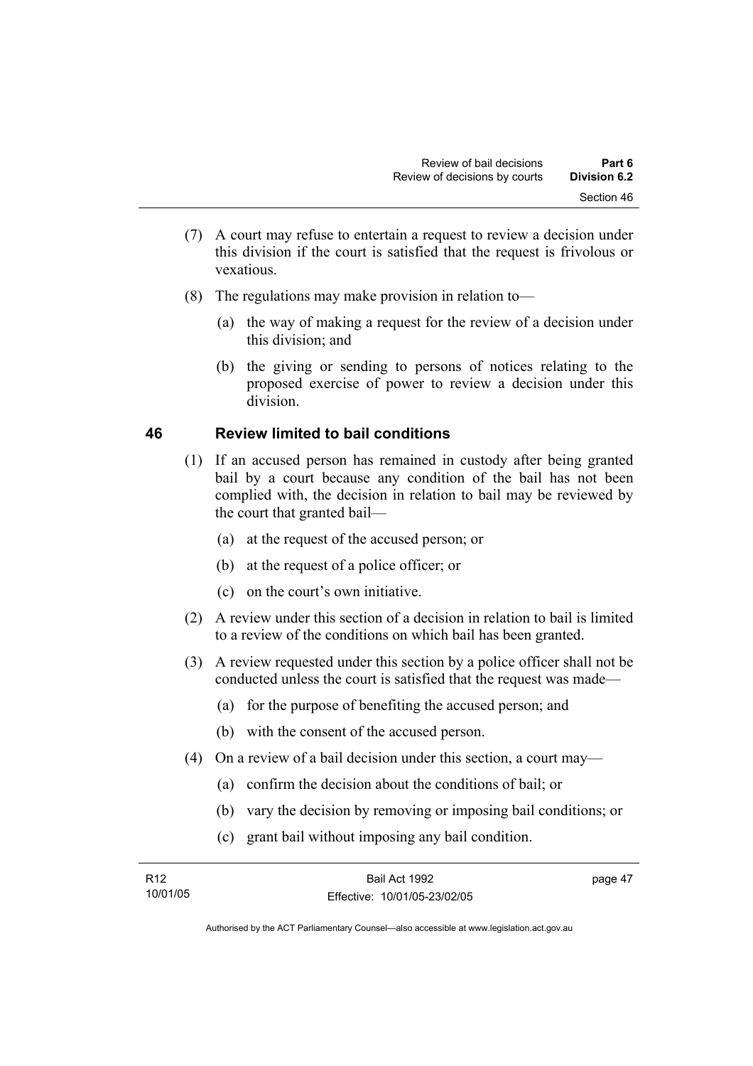(7) A court may refuse to entertain a request to review a decision under this division if the court is satisfied that the request is frivolous or vexatious.

(8) The regulations may make provision in relation to—

  (a) the way of making a request for the review of a decision under this division; and

  (b) the giving or sending to persons of notices relating to the proposed exercise of power to review a decision under this division.

## 46 Review limited to bail conditions

(1) If an accused person has remained in custody after being granted bail by a court because any condition of the bail has not been complied with, the decision in relation to bail may be reviewed by the court that granted bail—

  (a) at the request of the accused person; or

  (b) at the request of a police officer; or

  (c) on the court's own initiative.

(2) A review under this section of a decision in relation to bail is limited to a review of the conditions on which bail has been granted.

(3) A review requested under this section by a police officer shall not be conducted unless the court is satisfied that the request was made—

  (a) for the purpose of benefiting the accused person; and

  (b) with the consent of the accused person.

(4) On a review of a bail decision under this section, a court may—

  (a) confirm the decision about the conditions of bail; or

  (b) vary the decision by removing or imposing bail conditions; or

  (c) grant bail without imposing any bail condition.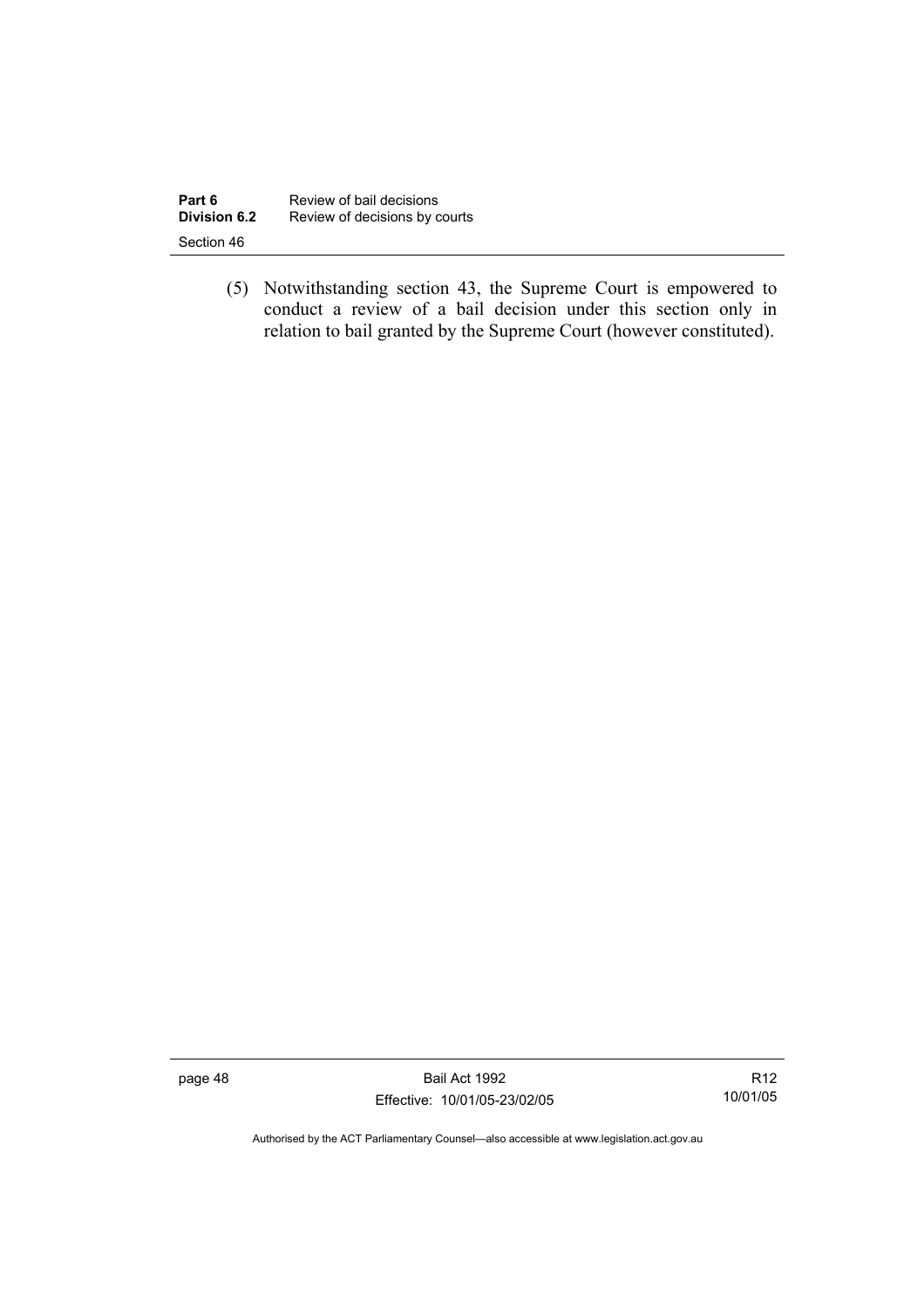(5) Notwithstanding section 43, the Supreme Court is empowered to conduct a review of a bail decision under this section only in relation to bail granted by the Supreme Court (however constituted).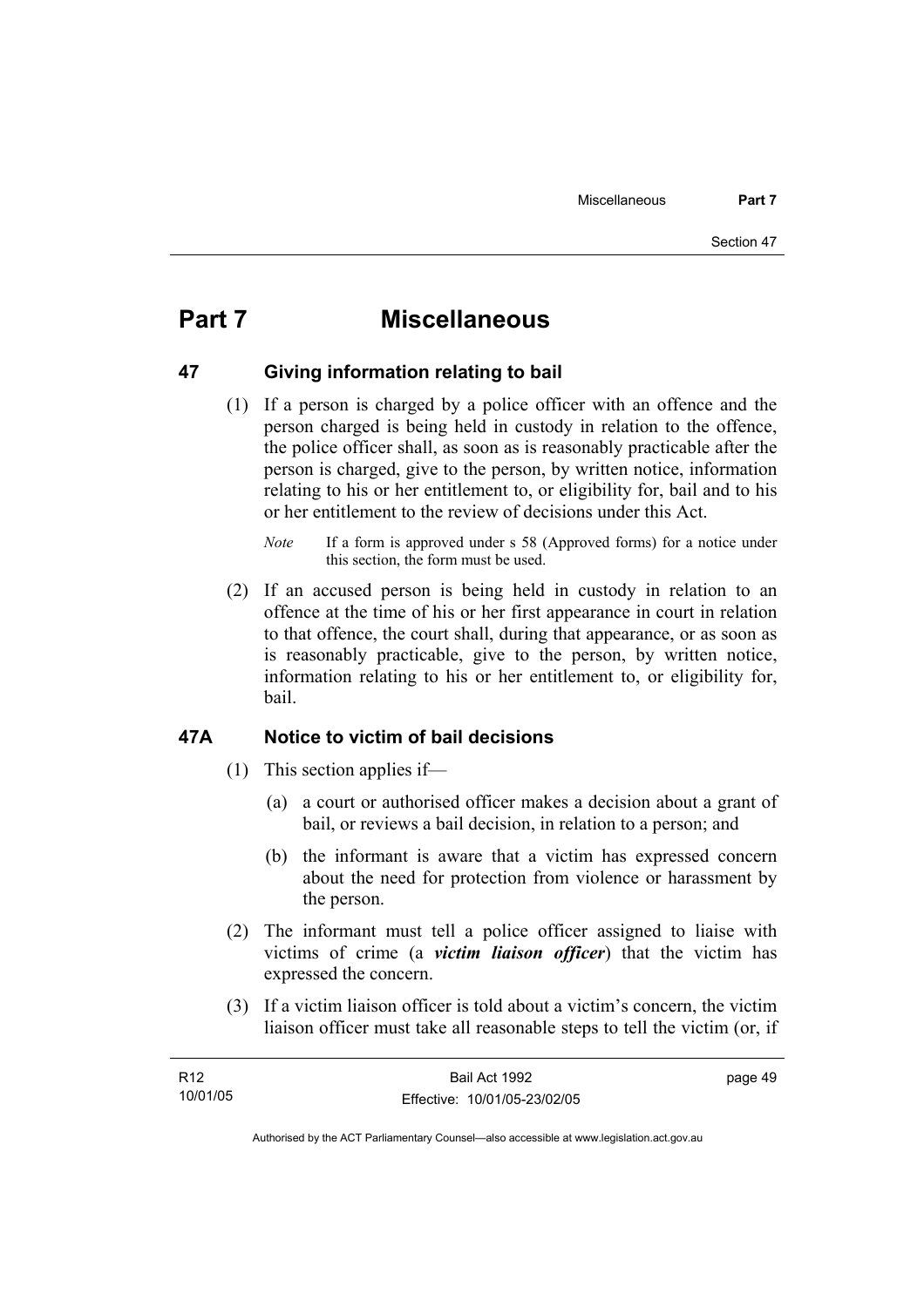# Part 7 Miscellaneous

## 47 Giving information relating to bail

(1) If a person is charged by a police officer with an offence and the person charged is being held in custody in relation to the offence, the police officer shall, as soon as is reasonably practicable after the person is charged, give to the person, by written notice, information relating to his or her entitlement to, or eligibility for, bail and to his or her entitlement to the review of decisions under this Act.

*Note* If a form is approved under s 58 (Approved forms) for a notice under this section, the form must be used.

(2) If an accused person is being held in custody in relation to an offence at the time of his or her first appearance in court in relation to that offence, the court shall, during that appearance, or as soon as is reasonably practicable, give to the person, by written notice, information relating to his or her entitlement to, or eligibility for, bail.

## 47A Notice to victim of bail decisions

(1) This section applies if—

(a) a court or authorised officer makes a decision about a grant of bail, or reviews a bail decision, in relation to a person; and

(b) the informant is aware that a victim has expressed concern about the need for protection from violence or harassment by the person.

(2) The informant must tell a police officer assigned to liaise with victims of crime (a ***victim liaison officer***) that the victim has expressed the concern.

(3) If a victim liaison officer is told about a victim's concern, the victim liaison officer must take all reasonable steps to tell the victim (or, if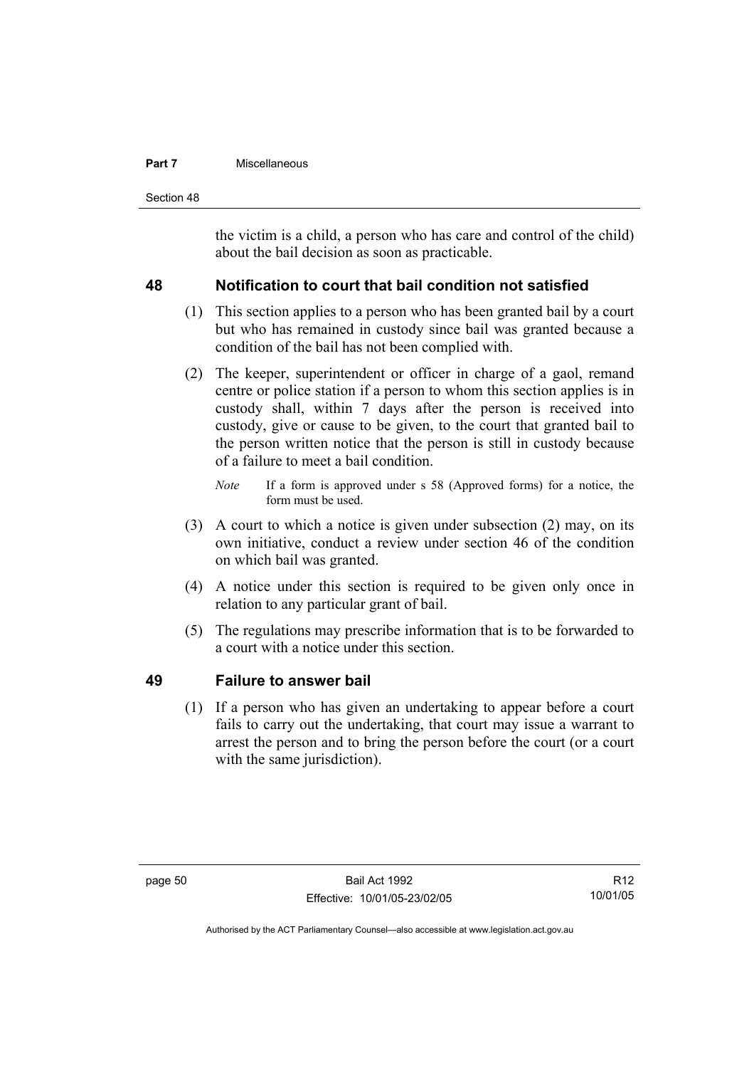the victim is a child, a person who has care and control of the child) about the bail decision as soon as practicable.

## 48 Notification to court that bail condition not satisfied

(1) This section applies to a person who has been granted bail by a court but who has remained in custody since bail was granted because a condition of the bail has not been complied with.

(2) The keeper, superintendent or officer in charge of a gaol, remand centre or police station if a person to whom this section applies is in custody shall, within 7 days after the person is received into custody, give or cause to be given, to the court that granted bail to the person written notice that the person is still in custody because of a failure to meet a bail condition.

*Note* If a form is approved under s 58 (Approved forms) for a notice, the form must be used.

(3) A court to which a notice is given under subsection (2) may, on its own initiative, conduct a review under section 46 of the condition on which bail was granted.

(4) A notice under this section is required to be given only once in relation to any particular grant of bail.

(5) The regulations may prescribe information that is to be forwarded to a court with a notice under this section.

## 49 Failure to answer bail

(1) If a person who has given an undertaking to appear before a court fails to carry out the undertaking, that court may issue a warrant to arrest the person and to bring the person before the court (or a court with the same jurisdiction).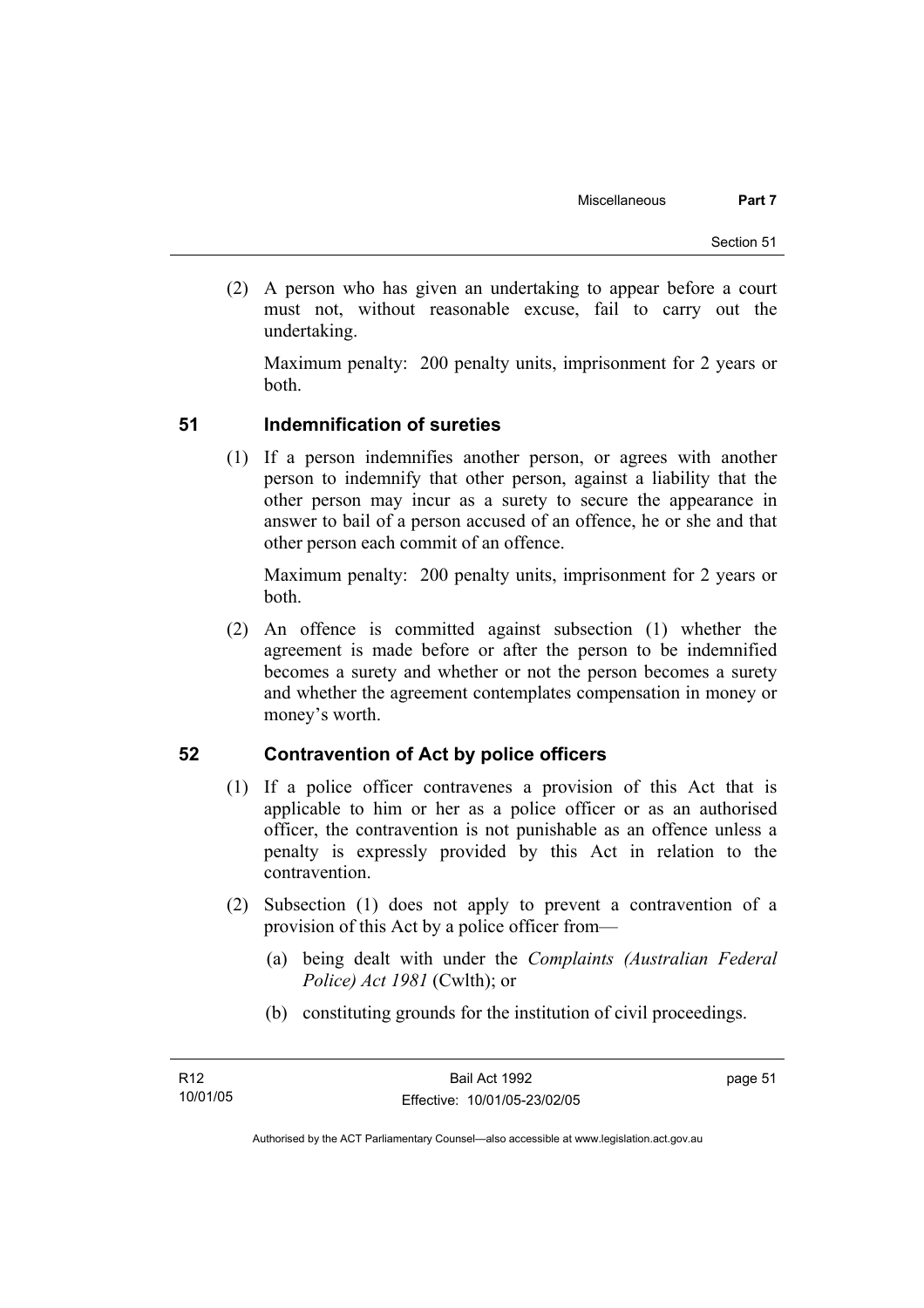(2) A person who has given an undertaking to appear before a court must not, without reasonable excuse, fail to carry out the undertaking.

Maximum penalty: 200 penalty units, imprisonment for 2 years or both.

## 51 Indemnification of sureties

(1) If a person indemnifies another person, or agrees with another person to indemnify that other person, against a liability that the other person may incur as a surety to secure the appearance in answer to bail of a person accused of an offence, he or she and that other person each commit of an offence.

Maximum penalty: 200 penalty units, imprisonment for 2 years or both.

(2) An offence is committed against subsection (1) whether the agreement is made before or after the person to be indemnified becomes a surety and whether or not the person becomes a surety and whether the agreement contemplates compensation in money or money's worth.

## 52 Contravention of Act by police officers

(1) If a police officer contravenes a provision of this Act that is applicable to him or her as a police officer or as an authorised officer, the contravention is not punishable as an offence unless a penalty is expressly provided by this Act in relation to the contravention.

(2) Subsection (1) does not apply to prevent a contravention of a provision of this Act by a police officer from—

(a) being dealt with under the *Complaints (Australian Federal Police) Act 1981* (Cwlth); or

(b) constituting grounds for the institution of civil proceedings.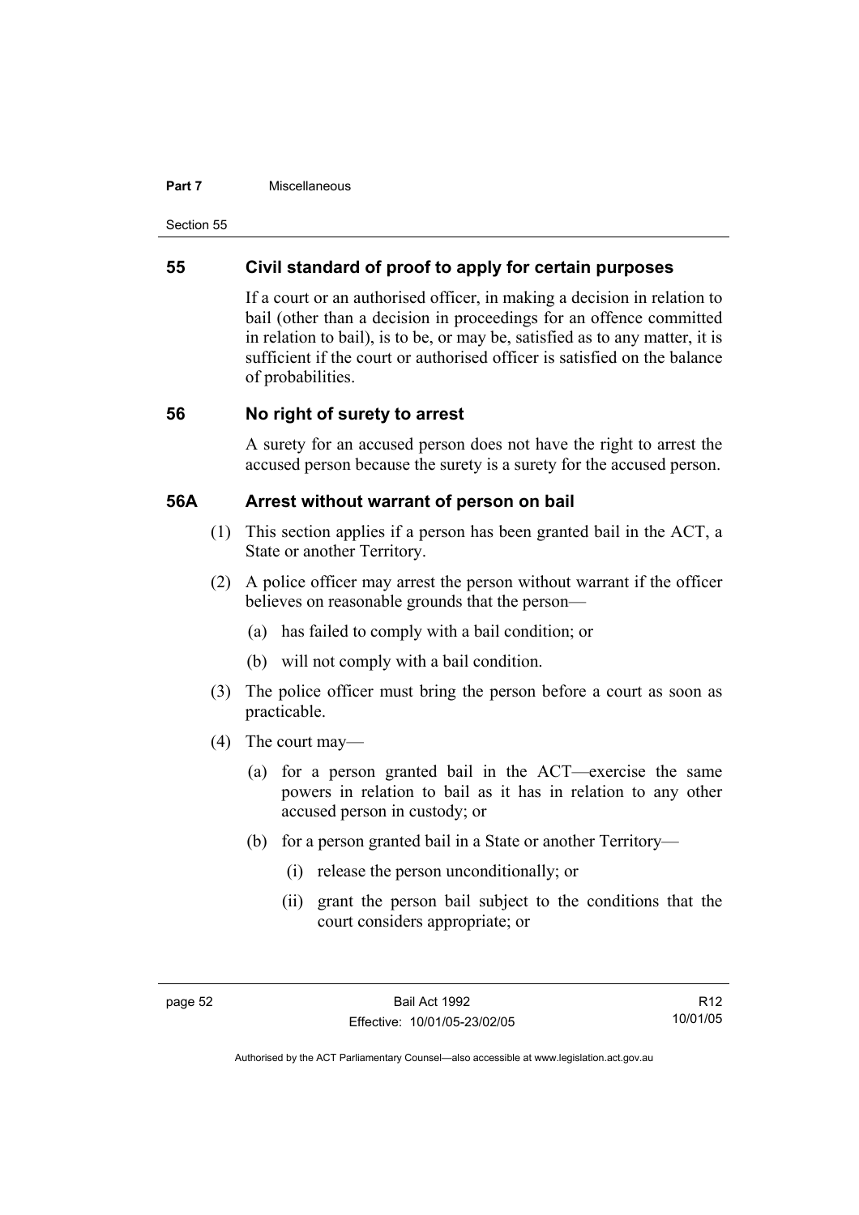## 55 Civil standard of proof to apply for certain purposes

If a court or an authorised officer, in making a decision in relation to bail (other than a decision in proceedings for an offence committed in relation to bail), is to be, or may be, satisfied as to any matter, it is sufficient if the court or authorised officer is satisfied on the balance of probabilities.

## 56 No right of surety to arrest

A surety for an accused person does not have the right to arrest the accused person because the surety is a surety for the accused person.

## 56A Arrest without warrant of person on bail

(1) This section applies if a person has been granted bail in the ACT, a State or another Territory.

(2) A police officer may arrest the person without warrant if the officer believes on reasonable grounds that the person—

(a) has failed to comply with a bail condition; or

(b) will not comply with a bail condition.

(3) The police officer must bring the person before a court as soon as practicable.

(4) The court may—

(a) for a person granted bail in the ACT—exercise the same powers in relation to bail as it has in relation to any other accused person in custody; or

(b) for a person granted bail in a State or another Territory—

(i) release the person unconditionally; or

(ii) grant the person bail subject to the conditions that the court considers appropriate; or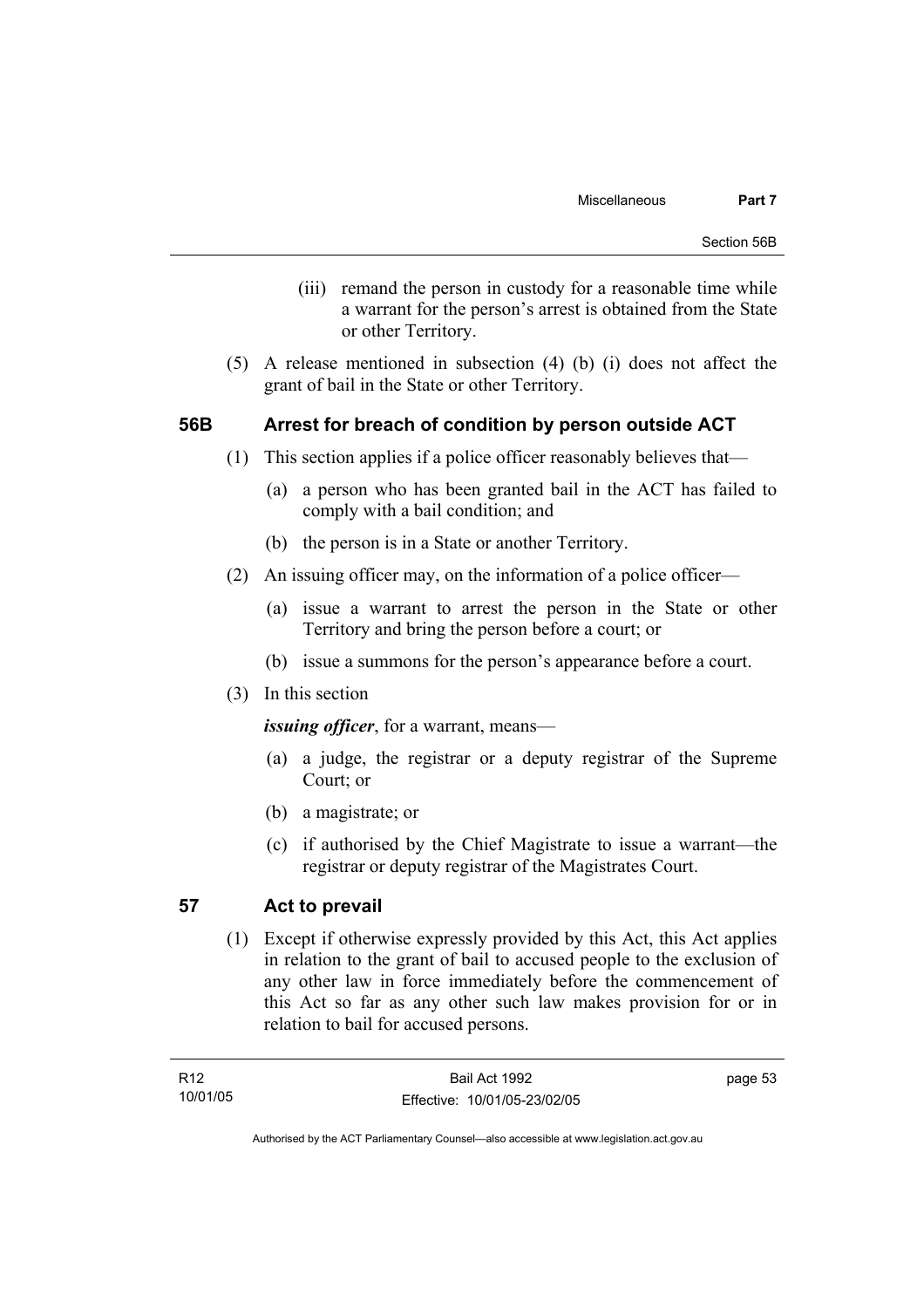(iii) remand the person in custody for a reasonable time while a warrant for the person's arrest is obtained from the State or other Territory.

(5) A release mentioned in subsection (4) (b) (i) does not affect the grant of bail in the State or other Territory.

## 56B Arrest for breach of condition by person outside ACT

(1) This section applies if a police officer reasonably believes that—

(a) a person who has been granted bail in the ACT has failed to comply with a bail condition; and

(b) the person is in a State or another Territory.

(2) An issuing officer may, on the information of a police officer—

(a) issue a warrant to arrest the person in the State or other Territory and bring the person before a court; or

(b) issue a summons for the person's appearance before a court.

(3) In this section

***issuing officer***, for a warrant, means—

(a) a judge, the registrar or a deputy registrar of the Supreme Court; or

(b) a magistrate; or

(c) if authorised by the Chief Magistrate to issue a warrant—the registrar or deputy registrar of the Magistrates Court.

## 57 Act to prevail

(1) Except if otherwise expressly provided by this Act, this Act applies in relation to the grant of bail to accused people to the exclusion of any other law in force immediately before the commencement of this Act so far as any other such law makes provision for or in relation to bail for accused persons.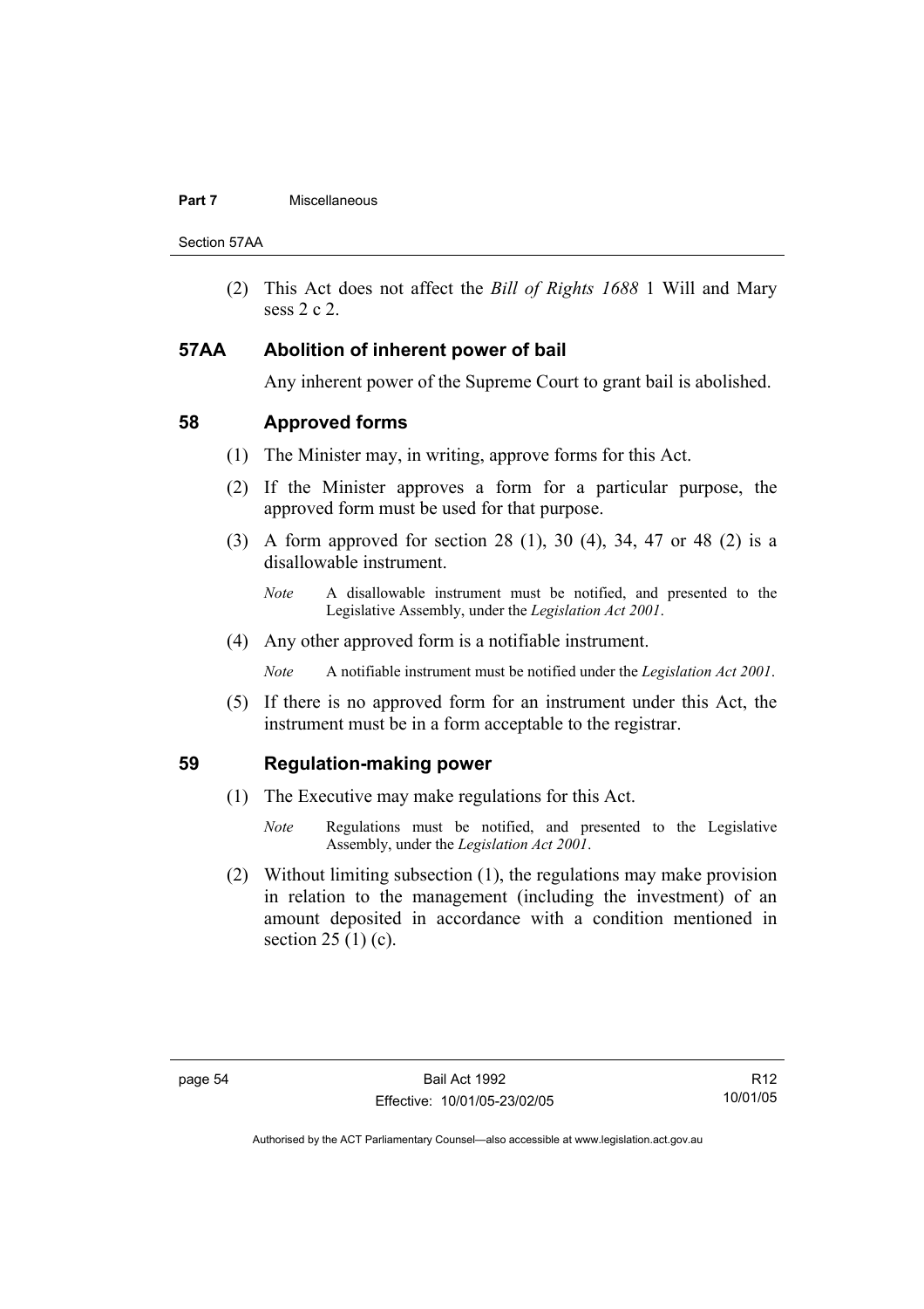(2) This Act does not affect the *Bill of Rights 1688* 1 Will and Mary sess 2 c 2.

## 57AA Abolition of inherent power of bail

Any inherent power of the Supreme Court to grant bail is abolished.

## 58 Approved forms

(1) The Minister may, in writing, approve forms for this Act.

(2) If the Minister approves a form for a particular purpose, the approved form must be used for that purpose.

(3) A form approved for section 28 (1), 30 (4), 34, 47 or 48 (2) is a disallowable instrument.

*Note* A disallowable instrument must be notified, and presented to the Legislative Assembly, under the *Legislation Act 2001*.

(4) Any other approved form is a notifiable instrument.

*Note* A notifiable instrument must be notified under the *Legislation Act 2001*.

(5) If there is no approved form for an instrument under this Act, the instrument must be in a form acceptable to the registrar.

## 59 Regulation-making power

(1) The Executive may make regulations for this Act.

*Note* Regulations must be notified, and presented to the Legislative Assembly, under the *Legislation Act 2001*.

(2) Without limiting subsection (1), the regulations may make provision in relation to the management (including the investment) of an amount deposited in accordance with a condition mentioned in section 25 (1) (c).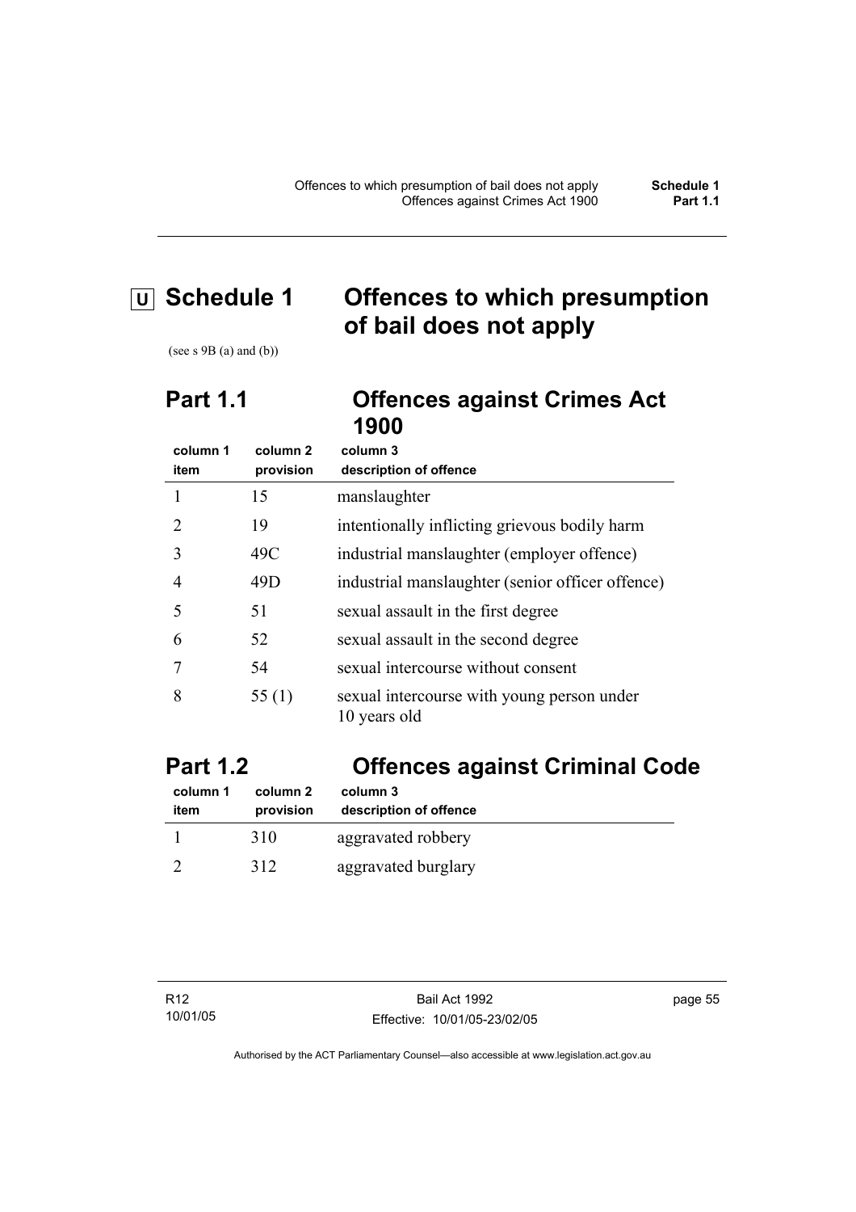# U Schedule 1 Offences to which presumption of bail does not apply

(see s 9B (a) and (b))

## Part 1.1 Offences against Crimes Act 1900

| column 1<br>item | column 2<br>provision | column 3<br>description of offence |
|---|---|---|
| 1 | 15 | manslaughter |
| 2 | 19 | intentionally inflicting grievous bodily harm |
| 3 | 49C | industrial manslaughter (employer offence) |
| 4 | 49D | industrial manslaughter (senior officer offence) |
| 5 | 51 | sexual assault in the first degree |
| 6 | 52 | sexual assault in the second degree |
| 7 | 54 | sexual intercourse without consent |
| 8 | 55 (1) | sexual intercourse with young person under 10 years old |

## Part 1.2 Offences against Criminal Code

| column 1<br>item | column 2<br>provision | column 3<br>description of offence |
|---|---|---|
| 1 | 310 | aggravated robbery |
| 2 | 312 | aggravated burglary |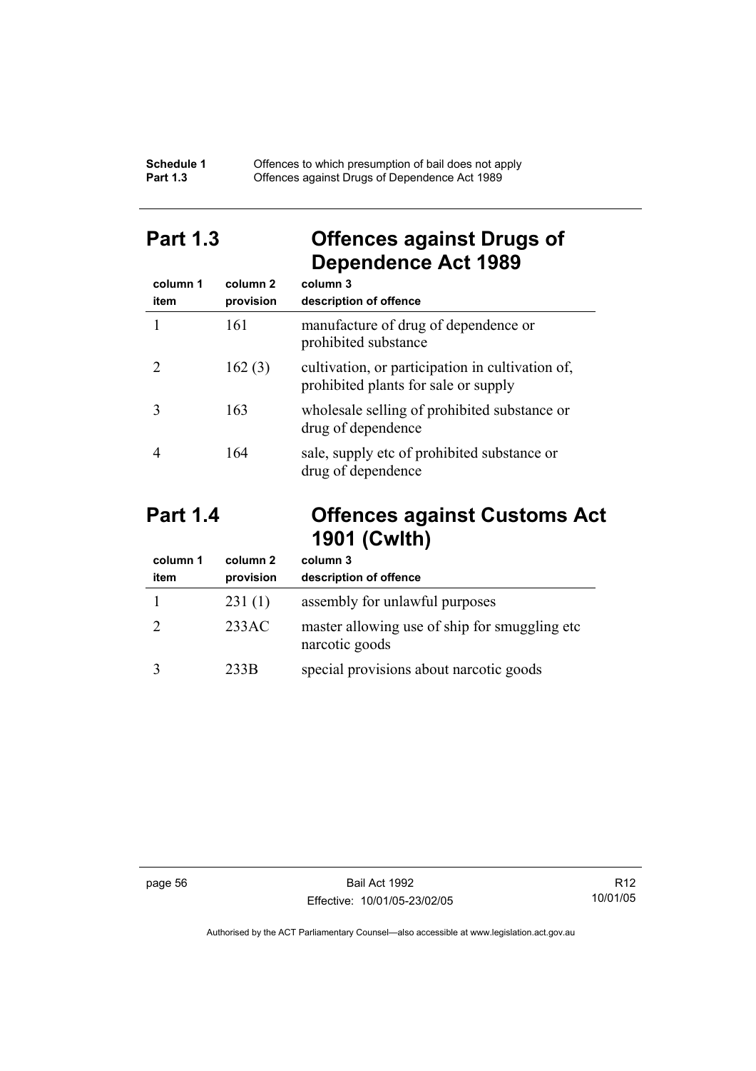## Part 1.3 Offences against Drugs of Dependence Act 1989

| column 1 item | column 2 provision | column 3 description of offence |
|---|---|---|
| 1 | 161 | manufacture of drug of dependence or prohibited substance |
| 2 | 162 (3) | cultivation, or participation in cultivation of, prohibited plants for sale or supply |
| 3 | 163 | wholesale selling of prohibited substance or drug of dependence |
| 4 | 164 | sale, supply etc of prohibited substance or drug of dependence |

## Part 1.4 Offences against Customs Act 1901 (Cwlth)

| column 1 item | column 2 provision | column 3 description of offence |
|---|---|---|
| 1 | 231 (1) | assembly for unlawful purposes |
| 2 | 233AC | master allowing use of ship for smuggling etc narcotic goods |
| 3 | 233B | special provisions about narcotic goods |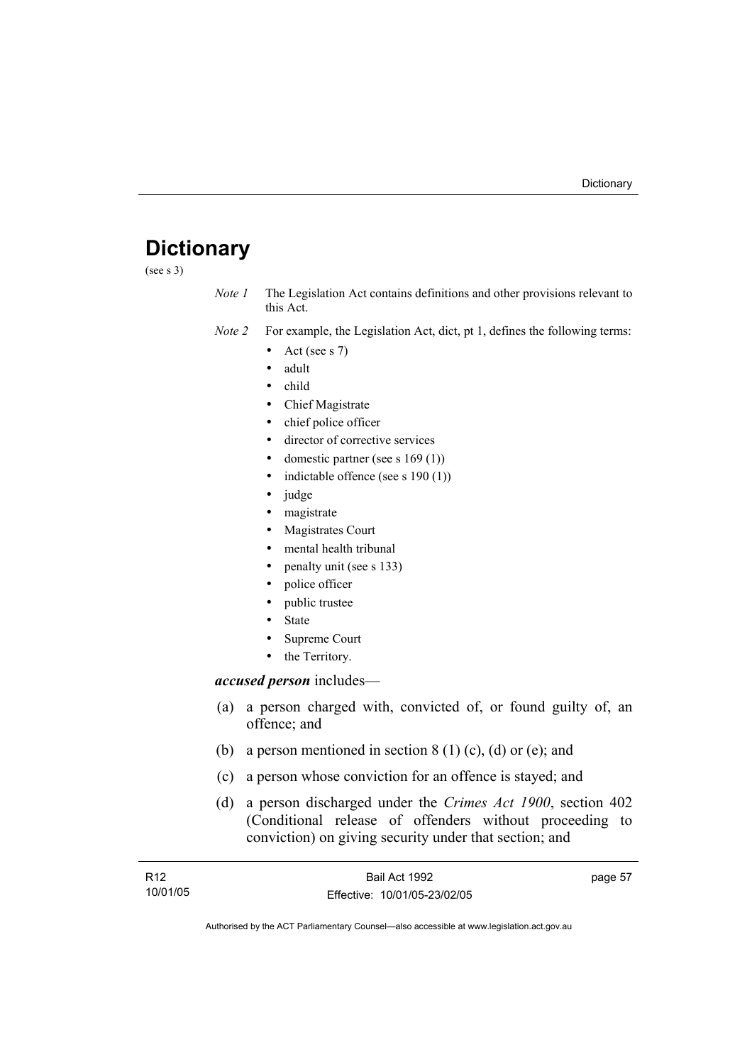# Dictionary

(see s 3)

*Note 1* The Legislation Act contains definitions and other provisions relevant to this Act.

*Note 2* For example, the Legislation Act, dict, pt 1, defines the following terms:

- Act (see s 7)
- adult
- child
- Chief Magistrate
- chief police officer
- director of corrective services
- domestic partner (see s 169 (1))
- indictable offence (see s 190 (1))
- judge
- magistrate
- Magistrates Court
- mental health tribunal
- penalty unit (see s 133)
- police officer
- public trustee
- State
- Supreme Court
- the Territory.

***accused person*** includes—

(a) a person charged with, convicted of, or found guilty of, an offence; and

(b) a person mentioned in section 8 (1) (c), (d) or (e); and

(c) a person whose conviction for an offence is stayed; and

(d) a person discharged under the *Crimes Act 1900*, section 402 (Conditional release of offenders without proceeding to conviction) on giving security under that section; and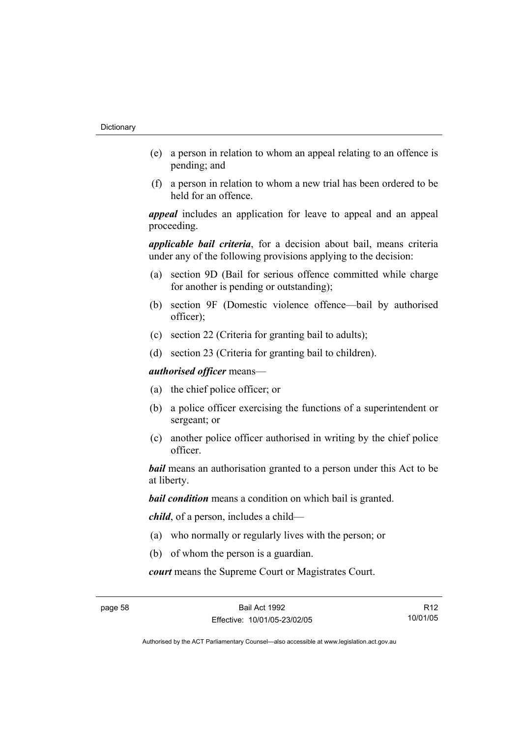(e) a person in relation to whom an appeal relating to an offence is pending; and

(f) a person in relation to whom a new trial has been ordered to be held for an offence.

***appeal*** includes an application for leave to appeal and an appeal proceeding.

***applicable bail criteria***, for a decision about bail, means criteria under any of the following provisions applying to the decision:

(a) section 9D (Bail for serious offence committed while charge for another is pending or outstanding);

(b) section 9F (Domestic violence offence—bail by authorised officer);

(c) section 22 (Criteria for granting bail to adults);

(d) section 23 (Criteria for granting bail to children).

***authorised officer*** means—

(a) the chief police officer; or

(b) a police officer exercising the functions of a superintendent or sergeant; or

(c) another police officer authorised in writing by the chief police officer.

***bail*** means an authorisation granted to a person under this Act to be at liberty.

***bail condition*** means a condition on which bail is granted.

***child***, of a person, includes a child—

(a) who normally or regularly lives with the person; or

(b) of whom the person is a guardian.

***court*** means the Supreme Court or Magistrates Court.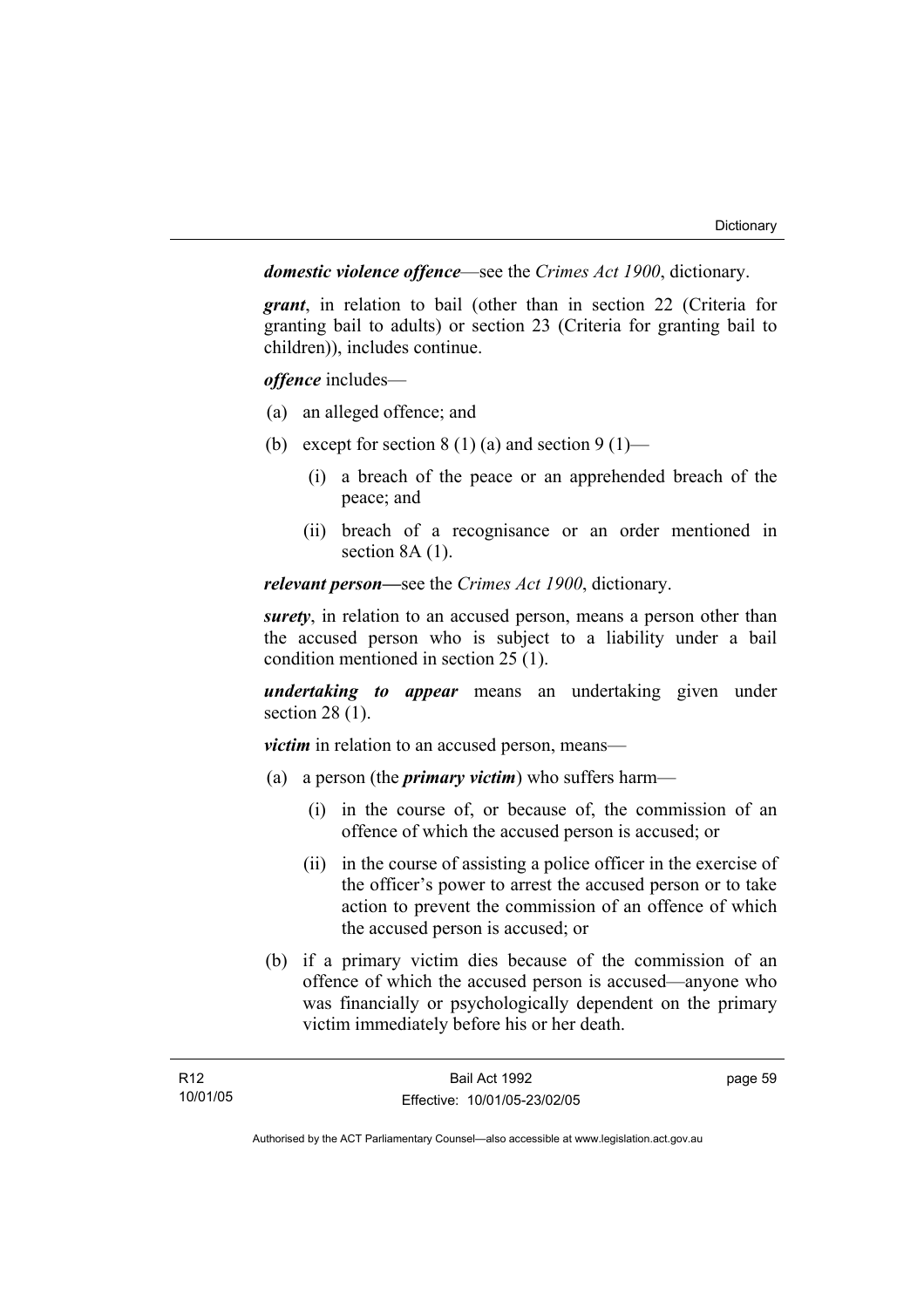***domestic violence offence***—see the *Crimes Act 1900*, dictionary.

***grant***, in relation to bail (other than in section 22 (Criteria for granting bail to adults) or section 23 (Criteria for granting bail to children)), includes continue.

***offence*** includes—

(a) an alleged offence; and

(b) except for section 8 (1) (a) and section 9 (1)—

   (i) a breach of the peace or an apprehended breach of the peace; and

   (ii) breach of a recognisance or an order mentioned in section 8A (1).

***relevant person—***see the *Crimes Act 1900*, dictionary.

***surety***, in relation to an accused person, means a person other than the accused person who is subject to a liability under a bail condition mentioned in section 25 (1).

***undertaking to appear*** means an undertaking given under section 28 (1).

***victim*** in relation to an accused person, means—

(a) a person (the ***primary victim***) who suffers harm—

   (i) in the course of, or because of, the commission of an offence of which the accused person is accused; or

   (ii) in the course of assisting a police officer in the exercise of the officer's power to arrest the accused person or to take action to prevent the commission of an offence of which the accused person is accused; or

(b) if a primary victim dies because of the commission of an offence of which the accused person is accused—anyone who was financially or psychologically dependent on the primary victim immediately before his or her death.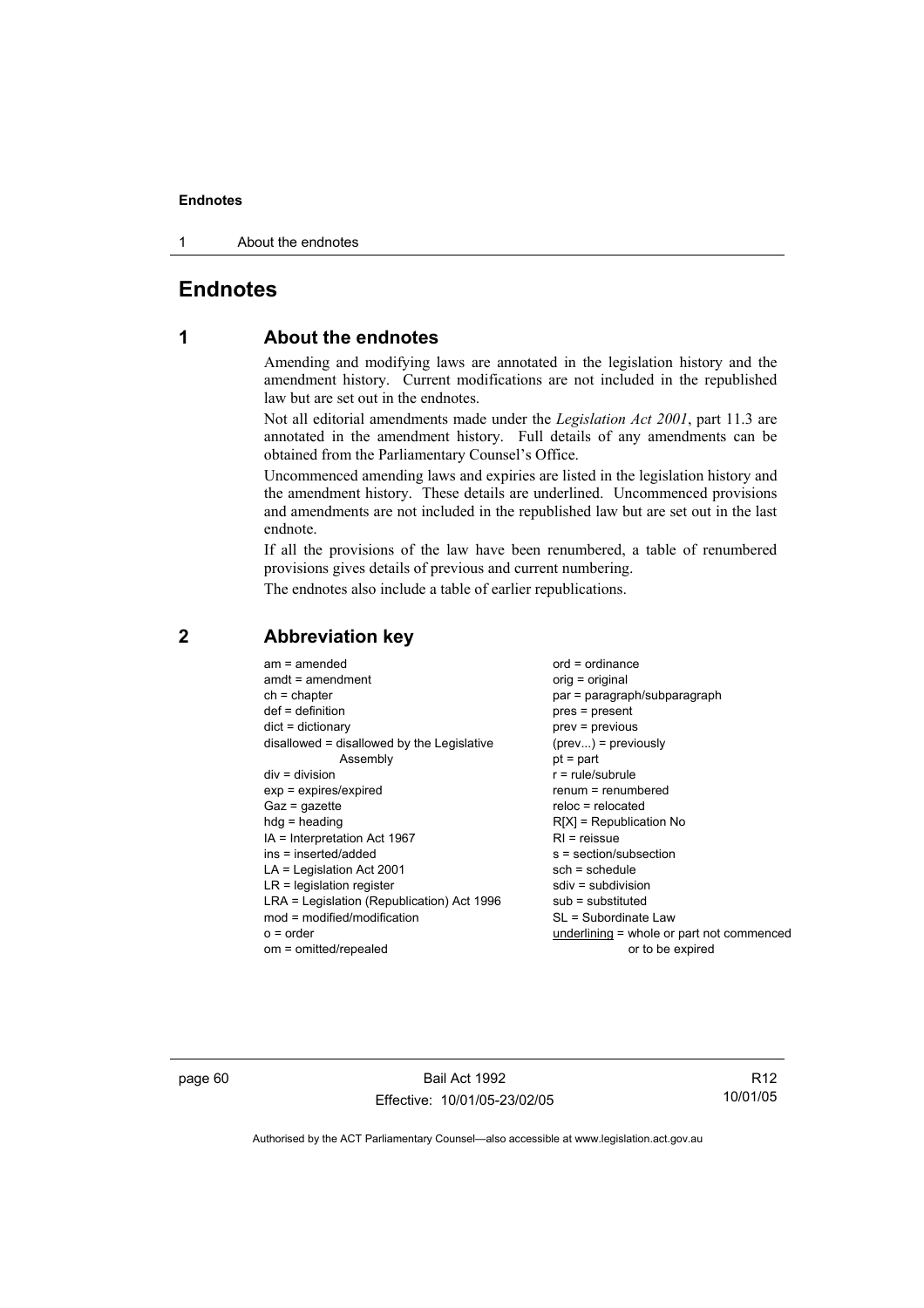# Endnotes

## 1 About the endnotes

Amending and modifying laws are annotated in the legislation history and the amendment history. Current modifications are not included in the republished law but are set out in the endnotes.

Not all editorial amendments made under the *Legislation Act 2001*, part 11.3 are annotated in the amendment history. Full details of any amendments can be obtained from the Parliamentary Counsel's Office.

Uncommenced amending laws and expiries are listed in the legislation history and the amendment history. These details are underlined. Uncommenced provisions and amendments are not included in the republished law but are set out in the last endnote.

If all the provisions of the law have been renumbered, a table of renumbered provisions gives details of previous and current numbering.

The endnotes also include a table of earlier republications.

## 2 Abbreviation key

am = amended
amdt = amendment
ch = chapter
def = definition
dict = dictionary
disallowed = disallowed by the Legislative Assembly
div = division
exp = expires/expired
Gaz = gazette
hdg = heading
IA = Interpretation Act 1967
ins = inserted/added
LA = Legislation Act 2001
LR = legislation register
LRA = Legislation (Republication) Act 1996
mod = modified/modification
o = order
om = omitted/repealed
ord = ordinance
orig = original
par = paragraph/subparagraph
pres = present
prev = previous
(prev...) = previously
pt = part
r = rule/subrule
renum = renumbered
reloc = relocated
R[X] = Republication No
RI = reissue
s = section/subsection
sch = schedule
sdiv = subdivision
sub = substituted
SL = Subordinate Law
underlining = whole or part not commenced or to be expired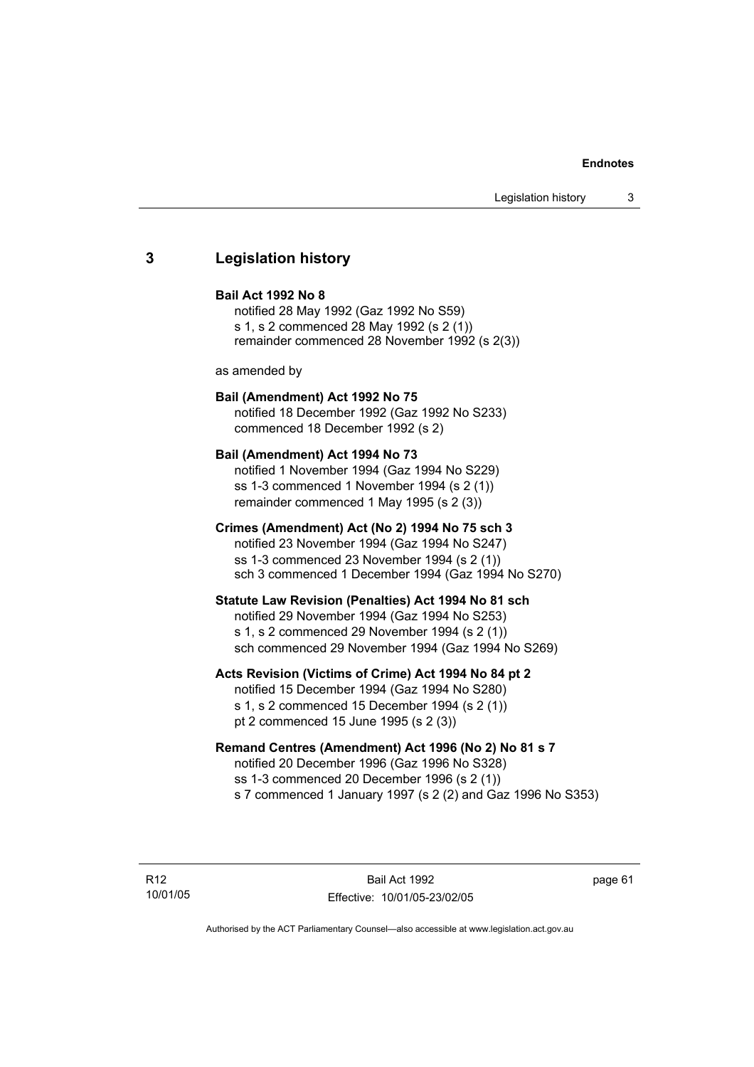## 3 Legislation history

**Bail Act 1992 No 8**

notified 28 May 1992 (Gaz 1992 No S59)
s 1, s 2 commenced 28 May 1992 (s 2 (1))
remainder commenced 28 November 1992 (s 2(3))

as amended by

**Bail (Amendment) Act 1992 No 75**

notified 18 December 1992 (Gaz 1992 No S233)
commenced 18 December 1992 (s 2)

**Bail (Amendment) Act 1994 No 73**

notified 1 November 1994 (Gaz 1994 No S229)
ss 1-3 commenced 1 November 1994 (s 2 (1))
remainder commenced 1 May 1995 (s 2 (3))

**Crimes (Amendment) Act (No 2) 1994 No 75 sch 3**

notified 23 November 1994 (Gaz 1994 No S247)
ss 1-3 commenced 23 November 1994 (s 2 (1))
sch 3 commenced 1 December 1994 (Gaz 1994 No S270)

**Statute Law Revision (Penalties) Act 1994 No 81 sch**

notified 29 November 1994 (Gaz 1994 No S253)
s 1, s 2 commenced 29 November 1994 (s 2 (1))
sch commenced 29 November 1994 (Gaz 1994 No S269)

**Acts Revision (Victims of Crime) Act 1994 No 84 pt 2**

notified 15 December 1994 (Gaz 1994 No S280)
s 1, s 2 commenced 15 December 1994 (s 2 (1))
pt 2 commenced 15 June 1995 (s 2 (3))

**Remand Centres (Amendment) Act 1996 (No 2) No 81 s 7**

notified 20 December 1996 (Gaz 1996 No S328)
ss 1-3 commenced 20 December 1996 (s 2 (1))
s 7 commenced 1 January 1997 (s 2 (2) and Gaz 1996 No S353)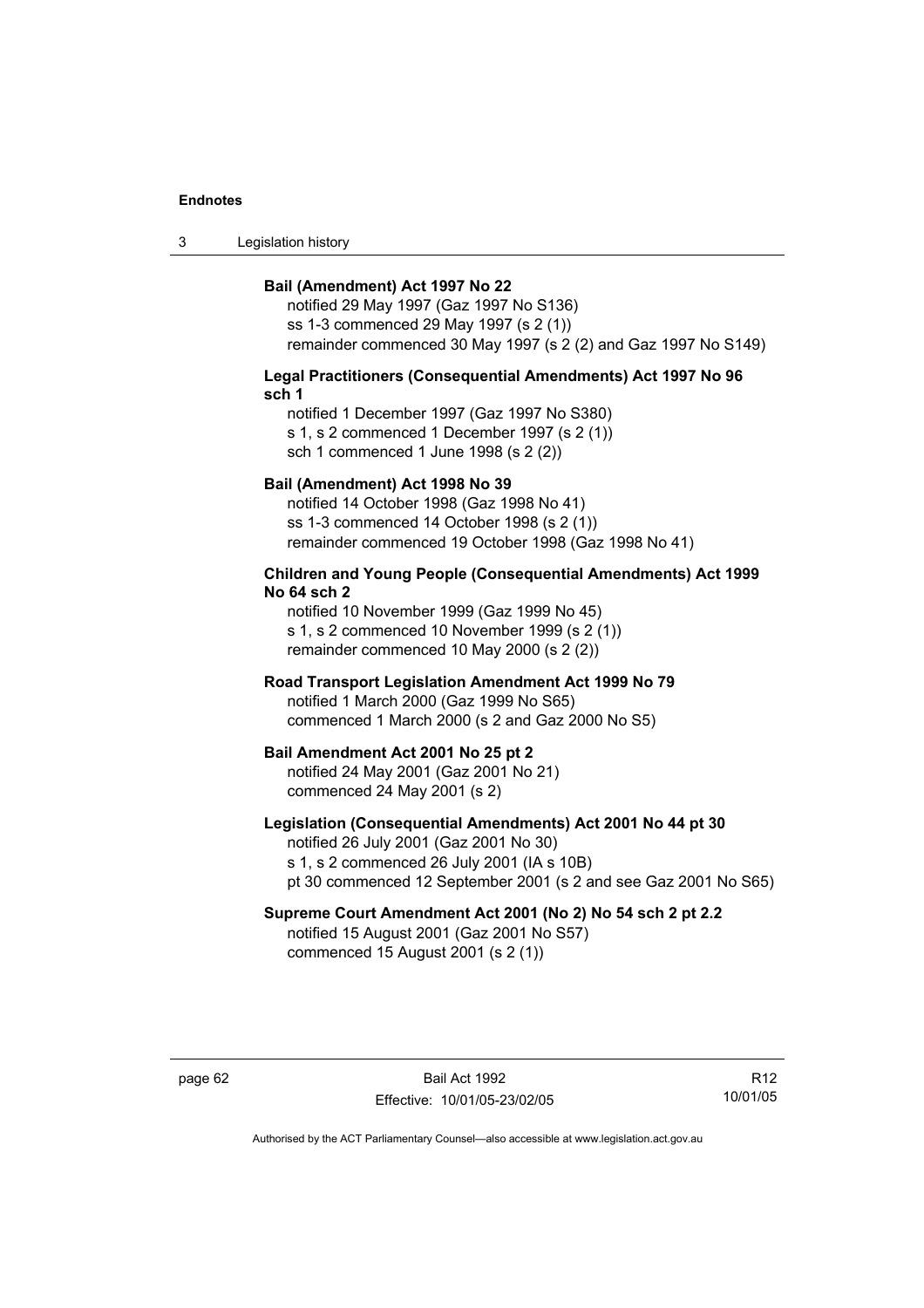**Bail (Amendment) Act 1997 No 22**

notified 29 May 1997 (Gaz 1997 No S136)
ss 1-3 commenced 29 May 1997 (s 2 (1))
remainder commenced 30 May 1997 (s 2 (2) and Gaz 1997 No S149)

**Legal Practitioners (Consequential Amendments) Act 1997 No 96 sch 1**

notified 1 December 1997 (Gaz 1997 No S380)
s 1, s 2 commenced 1 December 1997 (s 2 (1))
sch 1 commenced 1 June 1998 (s 2 (2))

**Bail (Amendment) Act 1998 No 39**

notified 14 October 1998 (Gaz 1998 No 41)
ss 1-3 commenced 14 October 1998 (s 2 (1))
remainder commenced 19 October 1998 (Gaz 1998 No 41)

**Children and Young People (Consequential Amendments) Act 1999 No 64 sch 2**

notified 10 November 1999 (Gaz 1999 No 45)
s 1, s 2 commenced 10 November 1999 (s 2 (1))
remainder commenced 10 May 2000 (s 2 (2))

**Road Transport Legislation Amendment Act 1999 No 79**

notified 1 March 2000 (Gaz 1999 No S65)
commenced 1 March 2000 (s 2 and Gaz 2000 No S5)

**Bail Amendment Act 2001 No 25 pt 2**

notified 24 May 2001 (Gaz 2001 No 21)
commenced 24 May 2001 (s 2)

**Legislation (Consequential Amendments) Act 2001 No 44 pt 30**

notified 26 July 2001 (Gaz 2001 No 30)
s 1, s 2 commenced 26 July 2001 (IA s 10B)
pt 30 commenced 12 September 2001 (s 2 and see Gaz 2001 No S65)

**Supreme Court Amendment Act 2001 (No 2) No 54 sch 2 pt 2.2**

notified 15 August 2001 (Gaz 2001 No S57)
commenced 15 August 2001 (s 2 (1))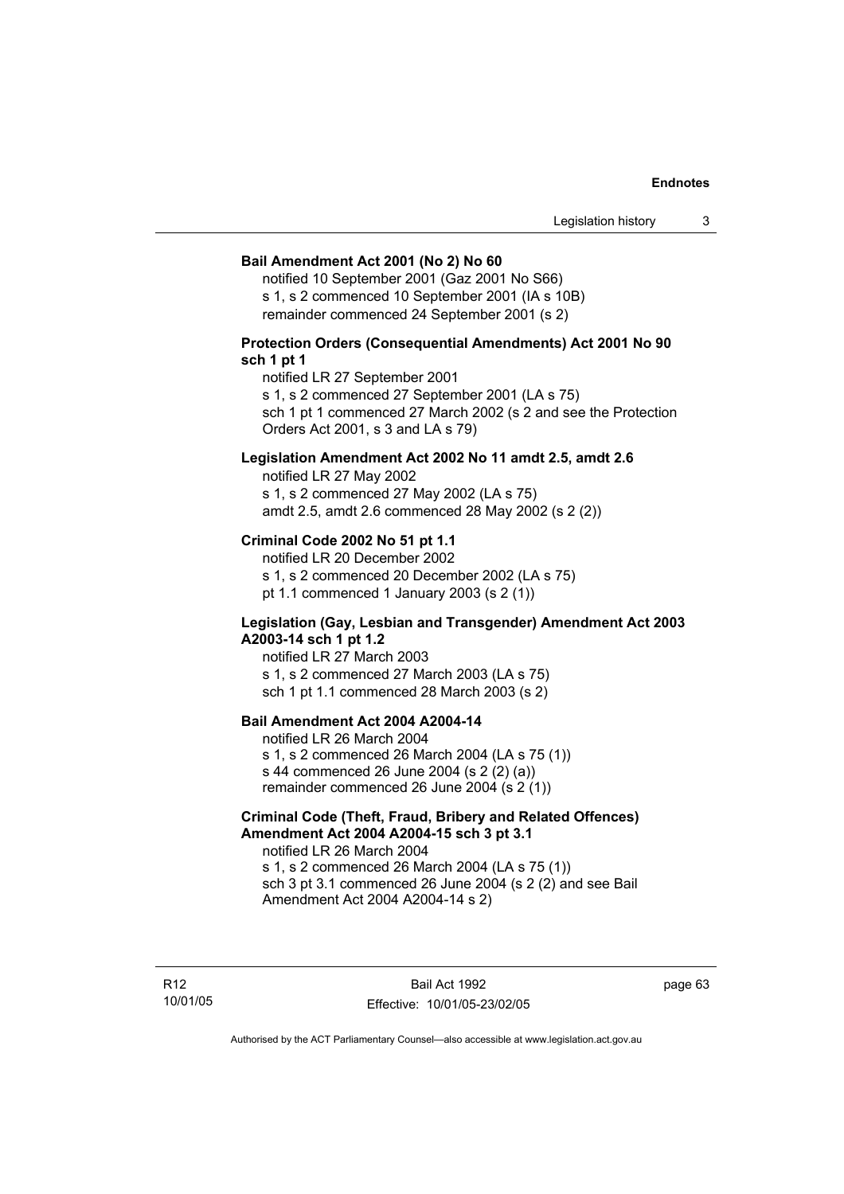**Bail Amendment Act 2001 (No 2) No 60**

notified 10 September 2001 (Gaz 2001 No S66)
s 1, s 2 commenced 10 September 2001 (IA s 10B)
remainder commenced 24 September 2001 (s 2)

**Protection Orders (Consequential Amendments) Act 2001 No 90 sch 1 pt 1**

notified LR 27 September 2001
s 1, s 2 commenced 27 September 2001 (LA s 75)
sch 1 pt 1 commenced 27 March 2002 (s 2 and see the Protection Orders Act 2001, s 3 and LA s 79)

**Legislation Amendment Act 2002 No 11 amdt 2.5, amdt 2.6**

notified LR 27 May 2002
s 1, s 2 commenced 27 May 2002 (LA s 75)
amdt 2.5, amdt 2.6 commenced 28 May 2002 (s 2 (2))

**Criminal Code 2002 No 51 pt 1.1**

notified LR 20 December 2002
s 1, s 2 commenced 20 December 2002 (LA s 75)
pt 1.1 commenced 1 January 2003 (s 2 (1))

**Legislation (Gay, Lesbian and Transgender) Amendment Act 2003 A2003-14 sch 1 pt 1.2**

notified LR 27 March 2003
s 1, s 2 commenced 27 March 2003 (LA s 75)
sch 1 pt 1.1 commenced 28 March 2003 (s 2)

**Bail Amendment Act 2004 A2004-14**

notified LR 26 March 2004
s 1, s 2 commenced 26 March 2004 (LA s 75 (1))
s 44 commenced 26 June 2004 (s 2 (2) (a))
remainder commenced 26 June 2004 (s 2 (1))

**Criminal Code (Theft, Fraud, Bribery and Related Offences) Amendment Act 2004 A2004-15 sch 3 pt 3.1**

notified LR 26 March 2004
s 1, s 2 commenced 26 March 2004 (LA s 75 (1))
sch 3 pt 3.1 commenced 26 June 2004 (s 2 (2) and see Bail Amendment Act 2004 A2004-14 s 2)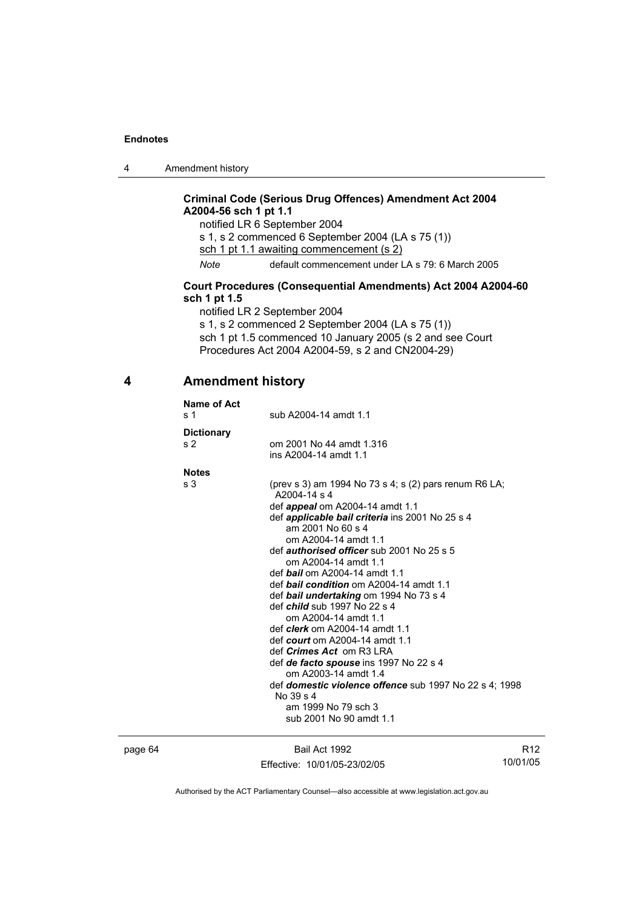**Criminal Code (Serious Drug Offences) Amendment Act 2004 A2004-56 sch 1 pt 1.1**

notified LR 6 September 2004

s 1, s 2 commenced 6 September 2004 (LA s 75 (1))

sch 1 pt 1.1 awaiting commencement (s 2)

*Note* default commencement under LA s 79: 6 March 2005

**Court Procedures (Consequential Amendments) Act 2004 A2004-60 sch 1 pt 1.5**

notified LR 2 September 2004

s 1, s 2 commenced 2 September 2004 (LA s 75 (1))

sch 1 pt 1.5 commenced 10 January 2005 (s 2 and see Court Procedures Act 2004 A2004-59, s 2 and CN2004-29)

## 4 Amendment history

**Name of Act**

s 1 sub A2004-14 amdt 1.1

**Dictionary**

s 2 om 2001 No 44 amdt 1.316
ins A2004-14 amdt 1.1

**Notes**

s 3 (prev s 3) am 1994 No 73 s 4; s (2) pars renum R6 LA; A2004-14 s 4
def ***appeal*** om A2004-14 amdt 1.1
def ***applicable bail criteria*** ins 2001 No 25 s 4
am 2001 No 60 s 4
om A2004-14 amdt 1.1
def ***authorised officer*** sub 2001 No 25 s 5
om A2004-14 amdt 1.1
def ***bail*** om A2004-14 amdt 1.1
def ***bail condition*** om A2004-14 amdt 1.1
def ***bail undertaking*** om 1994 No 73 s 4
def ***child*** sub 1997 No 22 s 4
om A2004-14 amdt 1.1
def ***clerk*** om A2004-14 amdt 1.1
def ***court*** om A2004-14 amdt 1.1
def ***Crimes Act*** om R3 LRA
def ***de facto spouse*** ins 1997 No 22 s 4
om A2003-14 amdt 1.4
def ***domestic violence offence*** sub 1997 No 22 s 4; 1998 No 39 s 4
am 1999 No 79 sch 3
sub 2001 No 90 amdt 1.1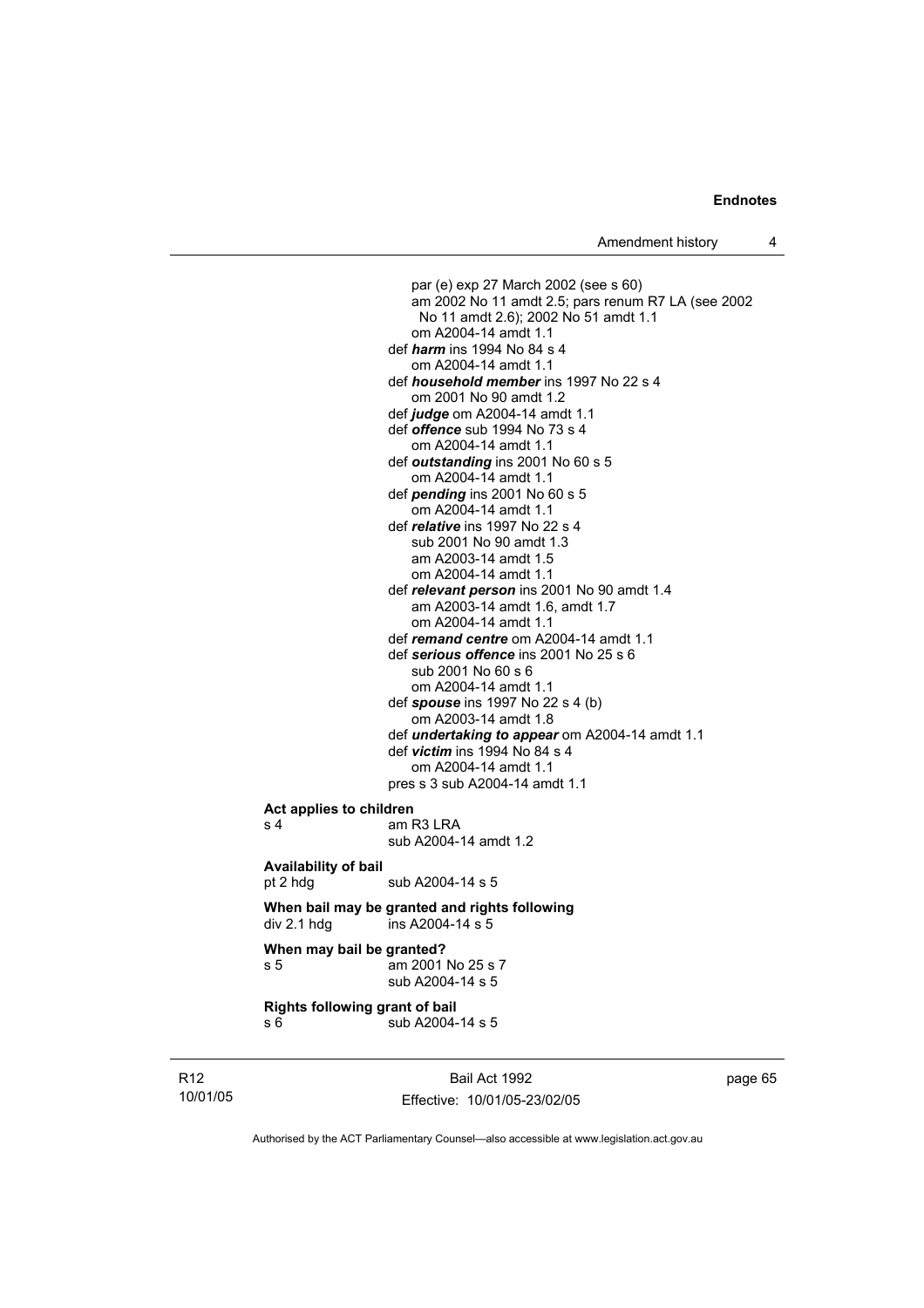par (e) exp 27 March 2002 (see s 60)
am 2002 No 11 amdt 2.5; pars renum R7 LA (see 2002 No 11 amdt 2.6); 2002 No 51 amdt 1.1
om A2004-14 amdt 1.1

def ***harm*** ins 1994 No 84 s 4
om A2004-14 amdt 1.1

def ***household member*** ins 1997 No 22 s 4
om 2001 No 90 amdt 1.2

def ***judge*** om A2004-14 amdt 1.1

def ***offence*** sub 1994 No 73 s 4
om A2004-14 amdt 1.1

def ***outstanding*** ins 2001 No 60 s 5
om A2004-14 amdt 1.1

def ***pending*** ins 2001 No 60 s 5
om A2004-14 amdt 1.1

def ***relative*** ins 1997 No 22 s 4
sub 2001 No 90 amdt 1.3
am A2003-14 amdt 1.5
om A2004-14 amdt 1.1

def ***relevant person*** ins 2001 No 90 amdt 1.4
am A2003-14 amdt 1.6, amdt 1.7
om A2004-14 amdt 1.1

def ***remand centre*** om A2004-14 amdt 1.1

def ***serious offence*** ins 2001 No 25 s 6
sub 2001 No 60 s 6
om A2004-14 amdt 1.1

def ***spouse*** ins 1997 No 22 s 4 (b)
om A2003-14 amdt 1.8

def ***undertaking to appear*** om A2004-14 amdt 1.1

def ***victim*** ins 1994 No 84 s 4
om A2004-14 amdt 1.1

pres s 3 sub A2004-14 amdt 1.1

**Act applies to children**

s 4 am R3 LRA
sub A2004-14 amdt 1.2

**Availability of bail**

pt 2 hdg sub A2004-14 s 5

**When bail may be granted and rights following**

div 2.1 hdg ins A2004-14 s 5

**When may bail be granted?**

s 5 am 2001 No 25 s 7
sub A2004-14 s 5

**Rights following grant of bail**

s 6 sub A2004-14 s 5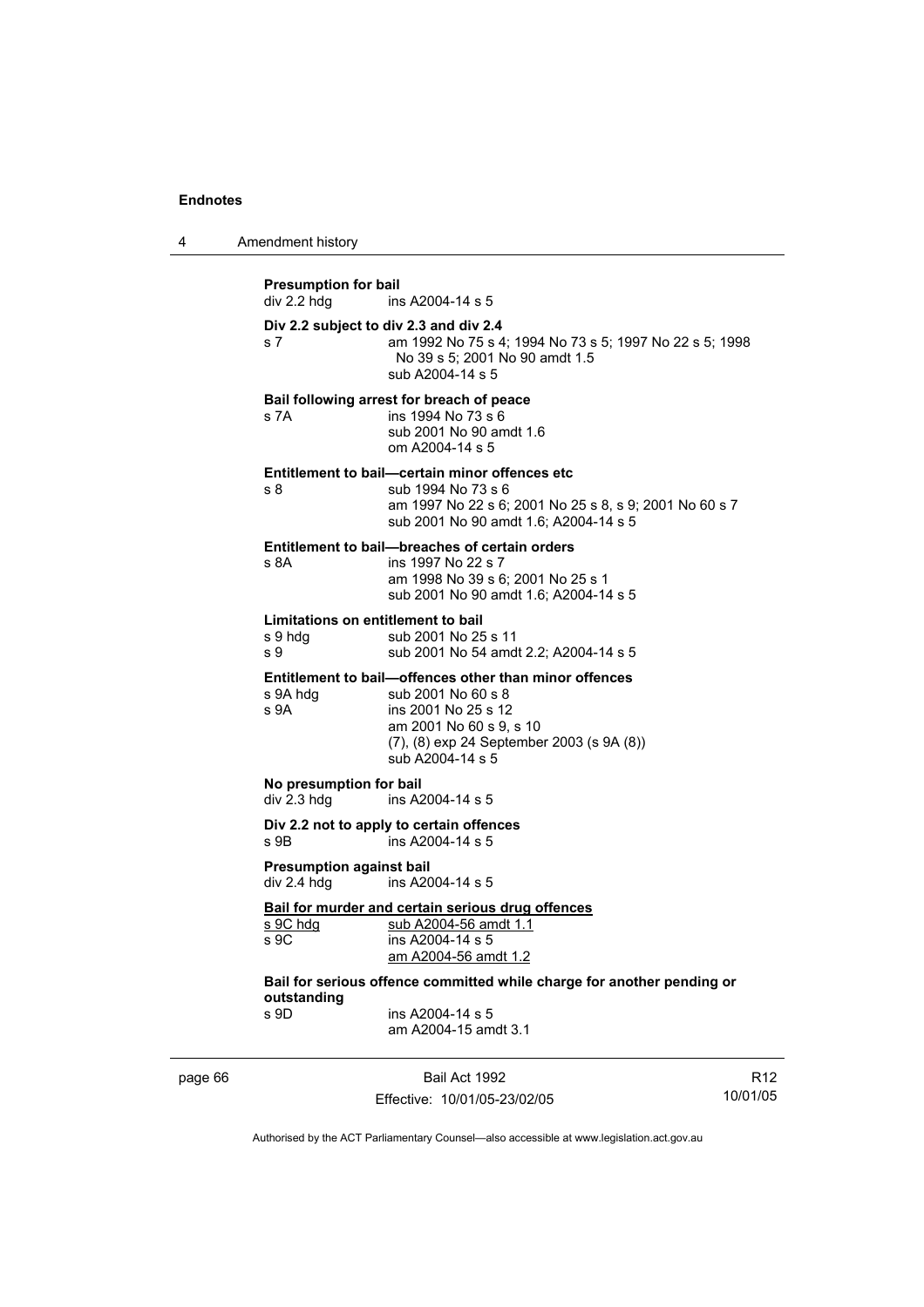**Presumption for bail**

div 2.2 hdg ins A2004-14 s 5

**Div 2.2 subject to div 2.3 and div 2.4**

s 7 am 1992 No 75 s 4; 1994 No 73 s 5; 1997 No 22 s 5; 1998 No 39 s 5; 2001 No 90 amdt 1.5
sub A2004-14 s 5

**Bail following arrest for breach of peace**

s 7A ins 1994 No 73 s 6
sub 2001 No 90 amdt 1.6
om A2004-14 s 5

**Entitlement to bail—certain minor offences etc**

s 8 sub 1994 No 73 s 6
am 1997 No 22 s 6; 2001 No 25 s 8, s 9; 2001 No 60 s 7
sub 2001 No 90 amdt 1.6; A2004-14 s 5

**Entitlement to bail—breaches of certain orders**

s 8A ins 1997 No 22 s 7
am 1998 No 39 s 6; 2001 No 25 s 1
sub 2001 No 90 amdt 1.6; A2004-14 s 5

**Limitations on entitlement to bail**

s 9 hdg sub 2001 No 25 s 11
s 9 sub 2001 No 54 amdt 2.2; A2004-14 s 5

**Entitlement to bail—offences other than minor offences**

s 9A hdg sub 2001 No 60 s 8
s 9A ins 2001 No 25 s 12
am 2001 No 60 s 9, s 10
(7), (8) exp 24 September 2003 (s 9A (8))
sub A2004-14 s 5

**No presumption for bail**

div 2.3 hdg ins A2004-14 s 5

**Div 2.2 not to apply to certain offences**

s 9B ins A2004-14 s 5

**Presumption against bail**

div 2.4 hdg ins A2004-14 s 5

**Bail for murder and certain serious drug offences**

s 9C hdg sub A2004-56 amdt 1.1
s 9C ins A2004-14 s 5
am A2004-56 amdt 1.2

**Bail for serious offence committed while charge for another pending or outstanding**

s 9D ins A2004-14 s 5
am A2004-15 amdt 3.1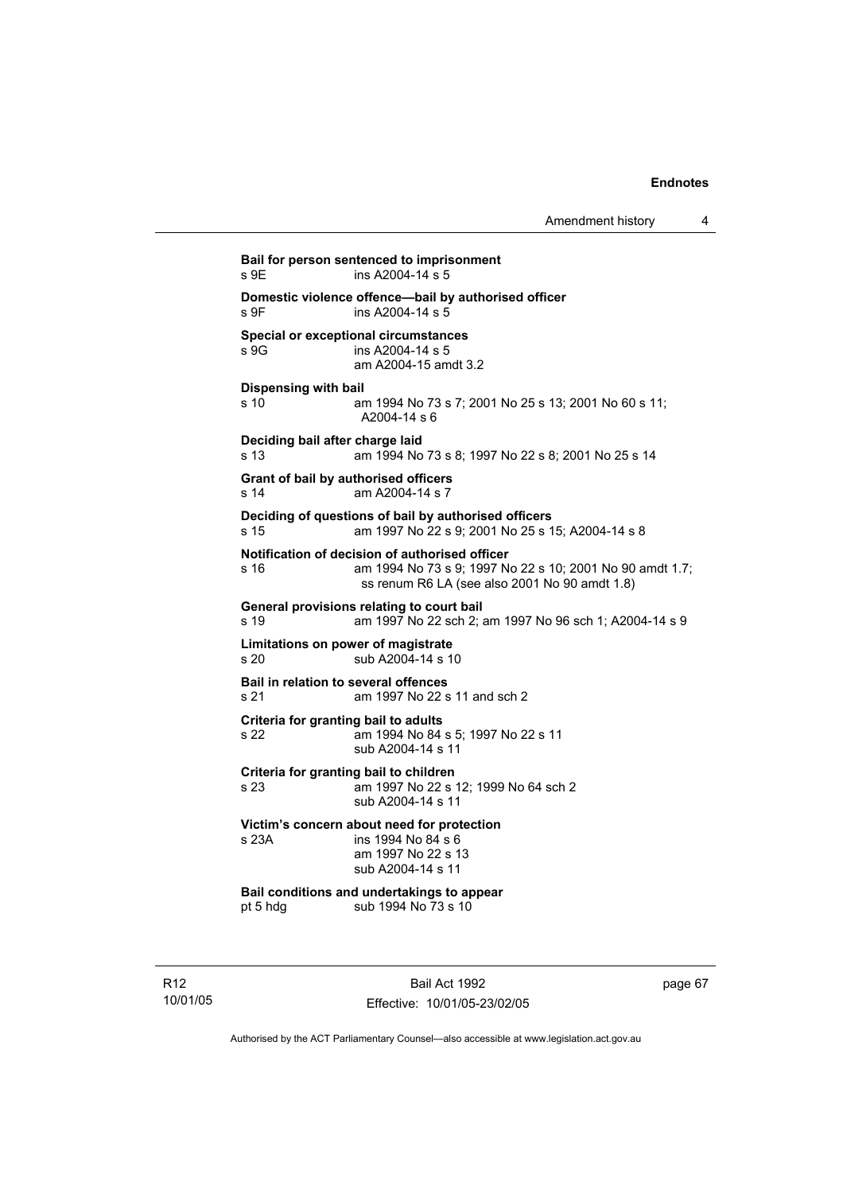**Bail for person sentenced to imprisonment**
s 9E ins A2004-14 s 5

**Domestic violence offence—bail by authorised officer**
s 9F ins A2004-14 s 5

**Special or exceptional circumstances**
s 9G ins A2004-14 s 5
am A2004-15 amdt 3.2

**Dispensing with bail**
s 10 am 1994 No 73 s 7; 2001 No 25 s 13; 2001 No 60 s 11; A2004-14 s 6

**Deciding bail after charge laid**
s 13 am 1994 No 73 s 8; 1997 No 22 s 8; 2001 No 25 s 14

**Grant of bail by authorised officers**
s 14 am A2004-14 s 7

**Deciding of questions of bail by authorised officers**
s 15 am 1997 No 22 s 9; 2001 No 25 s 15; A2004-14 s 8

**Notification of decision of authorised officer**
s 16 am 1994 No 73 s 9; 1997 No 22 s 10; 2001 No 90 amdt 1.7; ss renum R6 LA (see also 2001 No 90 amdt 1.8)

**General provisions relating to court bail**
s 19 am 1997 No 22 sch 2; am 1997 No 96 sch 1; A2004-14 s 9

**Limitations on power of magistrate**
s 20 sub A2004-14 s 10

**Bail in relation to several offences**
s 21 am 1997 No 22 s 11 and sch 2

**Criteria for granting bail to adults**
s 22 am 1994 No 84 s 5; 1997 No 22 s 11
sub A2004-14 s 11

**Criteria for granting bail to children**
s 23 am 1997 No 22 s 12; 1999 No 64 sch 2
sub A2004-14 s 11

**Victim's concern about need for protection**
s 23A ins 1994 No 84 s 6
am 1997 No 22 s 13
sub A2004-14 s 11

**Bail conditions and undertakings to appear**
pt 5 hdg sub 1994 No 73 s 10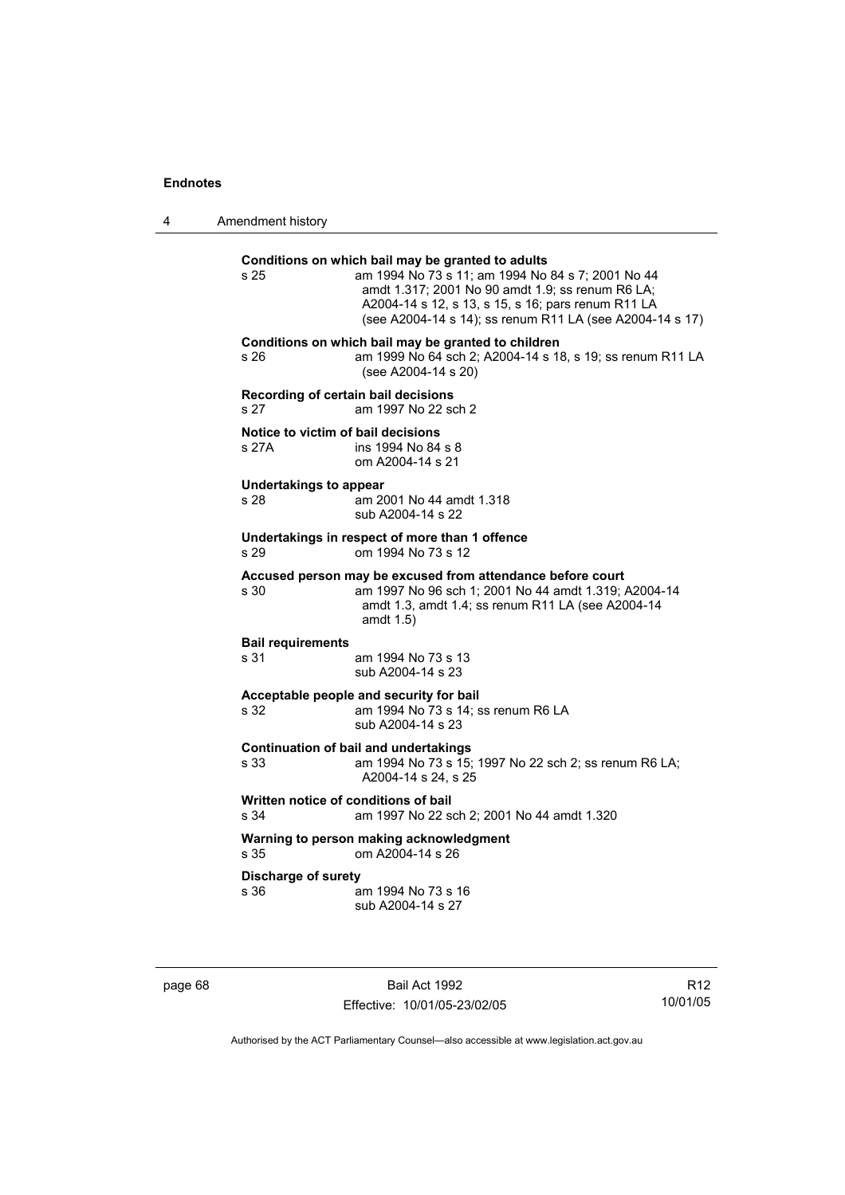**Conditions on which bail may be granted to adults**

s 25 am 1994 No 73 s 11; am 1994 No 84 s 7; 2001 No 44 amdt 1.317; 2001 No 90 amdt 1.9; ss renum R6 LA; A2004-14 s 12, s 13, s 15, s 16; pars renum R11 LA (see A2004-14 s 14); ss renum R11 LA (see A2004-14 s 17)

**Conditions on which bail may be granted to children**

s 26 am 1999 No 64 sch 2; A2004-14 s 18, s 19; ss renum R11 LA (see A2004-14 s 20)

**Recording of certain bail decisions**

s 27 am 1997 No 22 sch 2

**Notice to victim of bail decisions**

s 27A ins 1994 No 84 s 8
om A2004-14 s 21

**Undertakings to appear**

s 28 am 2001 No 44 amdt 1.318
sub A2004-14 s 22

**Undertakings in respect of more than 1 offence**

s 29 om 1994 No 73 s 12

**Accused person may be excused from attendance before court**

s 30 am 1997 No 96 sch 1; 2001 No 44 amdt 1.319; A2004-14 amdt 1.3, amdt 1.4; ss renum R11 LA (see A2004-14 amdt 1.5)

**Bail requirements**

s 31 am 1994 No 73 s 13
sub A2004-14 s 23

**Acceptable people and security for bail**

s 32 am 1994 No 73 s 14; ss renum R6 LA
sub A2004-14 s 23

**Continuation of bail and undertakings**

s 33 am 1994 No 73 s 15; 1997 No 22 sch 2; ss renum R6 LA; A2004-14 s 24, s 25

**Written notice of conditions of bail**

s 34 am 1997 No 22 sch 2; 2001 No 44 amdt 1.320

**Warning to person making acknowledgment**

s 35 om A2004-14 s 26

**Discharge of surety**

s 36 am 1994 No 73 s 16
sub A2004-14 s 27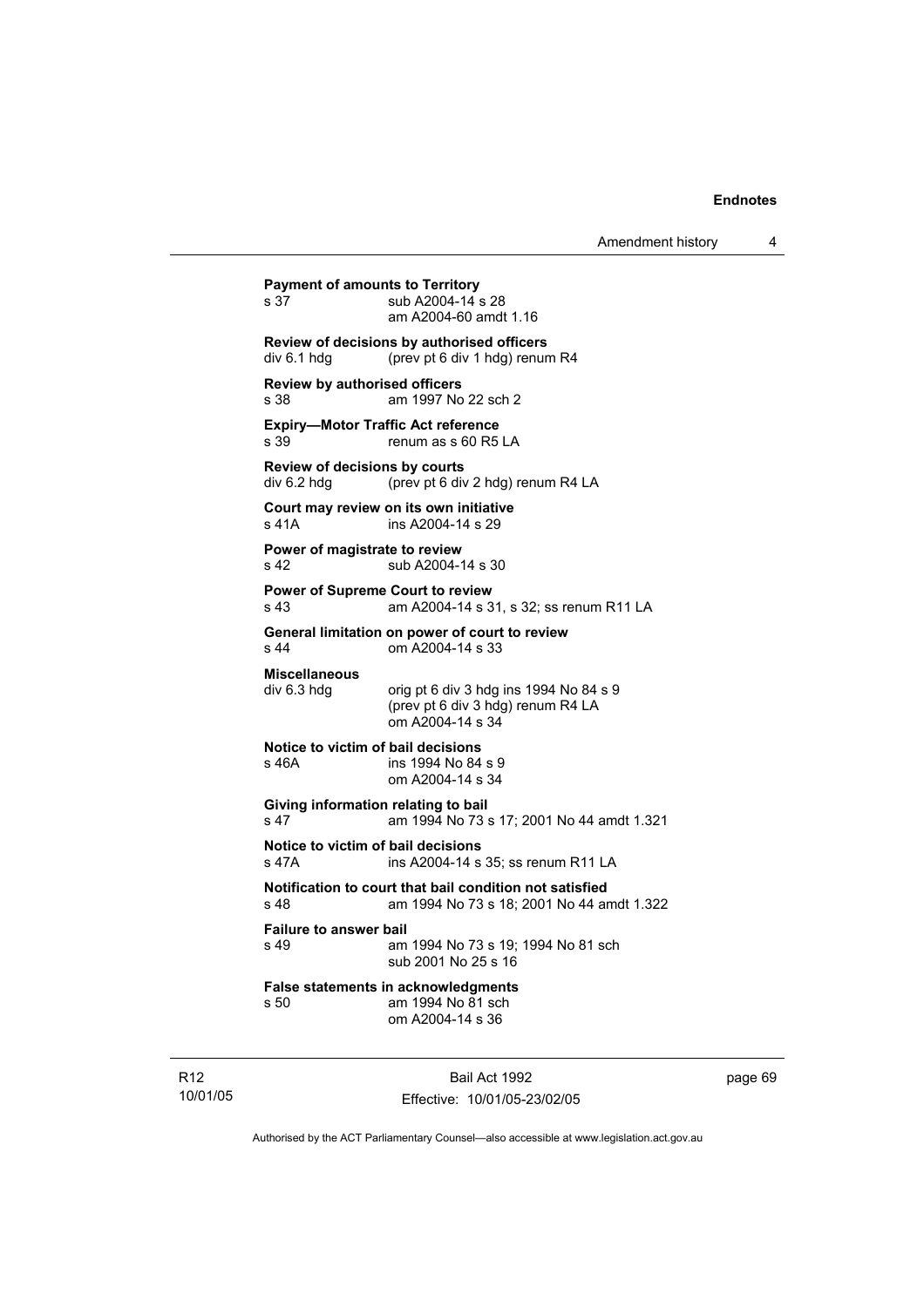**Payment of amounts to Territory**
s 37 sub A2004-14 s 28
am A2004-60 amdt 1.16

**Review of decisions by authorised officers**
div 6.1 hdg (prev pt 6 div 1 hdg) renum R4

**Review by authorised officers**
s 38 am 1997 No 22 sch 2

**Expiry—Motor Traffic Act reference**
s 39 renum as s 60 R5 LA

**Review of decisions by courts**
div 6.2 hdg (prev pt 6 div 2 hdg) renum R4 LA

**Court may review on its own initiative**
s 41A ins A2004-14 s 29

**Power of magistrate to review**
s 42 sub A2004-14 s 30

**Power of Supreme Court to review**
s 43 am A2004-14 s 31, s 32; ss renum R11 LA

**General limitation on power of court to review**
s 44 om A2004-14 s 33

**Miscellaneous**
div 6.3 hdg orig pt 6 div 3 hdg ins 1994 No 84 s 9
(prev pt 6 div 3 hdg) renum R4 LA
om A2004-14 s 34

**Notice to victim of bail decisions**
s 46A ins 1994 No 84 s 9
om A2004-14 s 34

**Giving information relating to bail**
s 47 am 1994 No 73 s 17; 2001 No 44 amdt 1.321

**Notice to victim of bail decisions**
s 47A ins A2004-14 s 35; ss renum R11 LA

**Notification to court that bail condition not satisfied**
s 48 am 1994 No 73 s 18; 2001 No 44 amdt 1.322

**Failure to answer bail**
s 49 am 1994 No 73 s 19; 1994 No 81 sch
sub 2001 No 25 s 16

**False statements in acknowledgments**
s 50 am 1994 No 81 sch
om A2004-14 s 36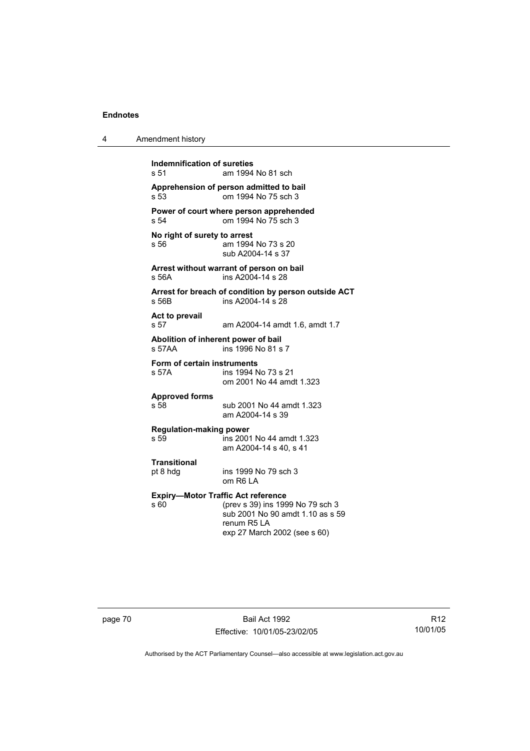**Indemnification of sureties**
s 51 am 1994 No 81 sch

**Apprehension of person admitted to bail**
s 53 om 1994 No 75 sch 3

**Power of court where person apprehended**
s 54 om 1994 No 75 sch 3

**No right of surety to arrest**
s 56 am 1994 No 73 s 20
sub A2004-14 s 37

**Arrest without warrant of person on bail**
s 56A ins A2004-14 s 28

**Arrest for breach of condition by person outside ACT**
s 56B ins A2004-14 s 28

**Act to prevail**
s 57 am A2004-14 amdt 1.6, amdt 1.7

**Abolition of inherent power of bail**
s 57AA ins 1996 No 81 s 7

**Form of certain instruments**
s 57A ins 1994 No 73 s 21
om 2001 No 44 amdt 1.323

**Approved forms**
s 58 sub 2001 No 44 amdt 1.323
am A2004-14 s 39

**Regulation-making power**
s 59 ins 2001 No 44 amdt 1.323
am A2004-14 s 40, s 41

**Transitional**
pt 8 hdg ins 1999 No 79 sch 3
om R6 LA

**Expiry—Motor Traffic Act reference**
s 60 (prev s 39) ins 1999 No 79 sch 3
sub 2001 No 90 amdt 1.10 as s 59
renum R5 LA
exp 27 March 2002 (see s 60)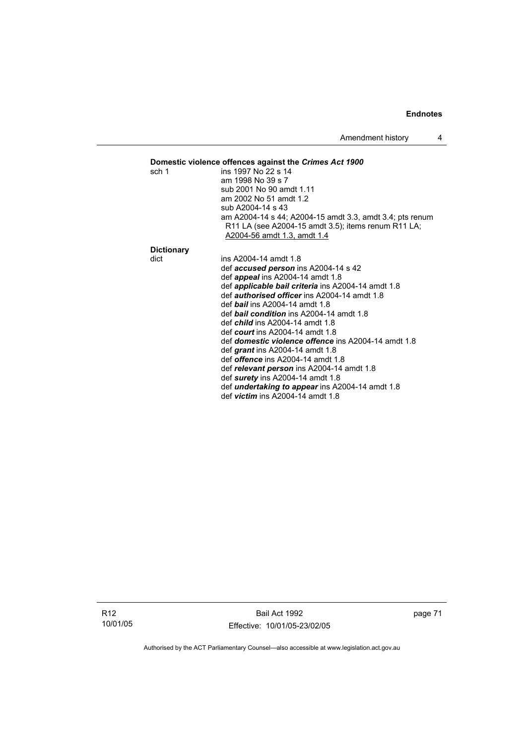**Domestic violence offences against the *Crimes Act 1900***

sch 1 ins 1997 No 22 s 14
am 1998 No 39 s 7
sub 2001 No 90 amdt 1.11
am 2002 No 51 amdt 1.2
sub A2004-14 s 43
am A2004-14 s 44; A2004-15 amdt 3.3, amdt 3.4; pts renum R11 LA (see A2004-15 amdt 3.5); items renum R11 LA; A2004-56 amdt 1.3, amdt 1.4

**Dictionary**

dict ins A2004-14 amdt 1.8
def ***accused person*** ins A2004-14 s 42
def ***appeal*** ins A2004-14 amdt 1.8
def ***applicable bail criteria*** ins A2004-14 amdt 1.8
def ***authorised officer*** ins A2004-14 amdt 1.8
def ***bail*** ins A2004-14 amdt 1.8
def ***bail condition*** ins A2004-14 amdt 1.8
def ***child*** ins A2004-14 amdt 1.8
def ***court*** ins A2004-14 amdt 1.8
def ***domestic violence offence*** ins A2004-14 amdt 1.8
def ***grant*** ins A2004-14 amdt 1.8
def ***offence*** ins A2004-14 amdt 1.8
def ***relevant person*** ins A2004-14 amdt 1.8
def ***surety*** ins A2004-14 amdt 1.8
def ***undertaking to appear*** ins A2004-14 amdt 1.8
def ***victim*** ins A2004-14 amdt 1.8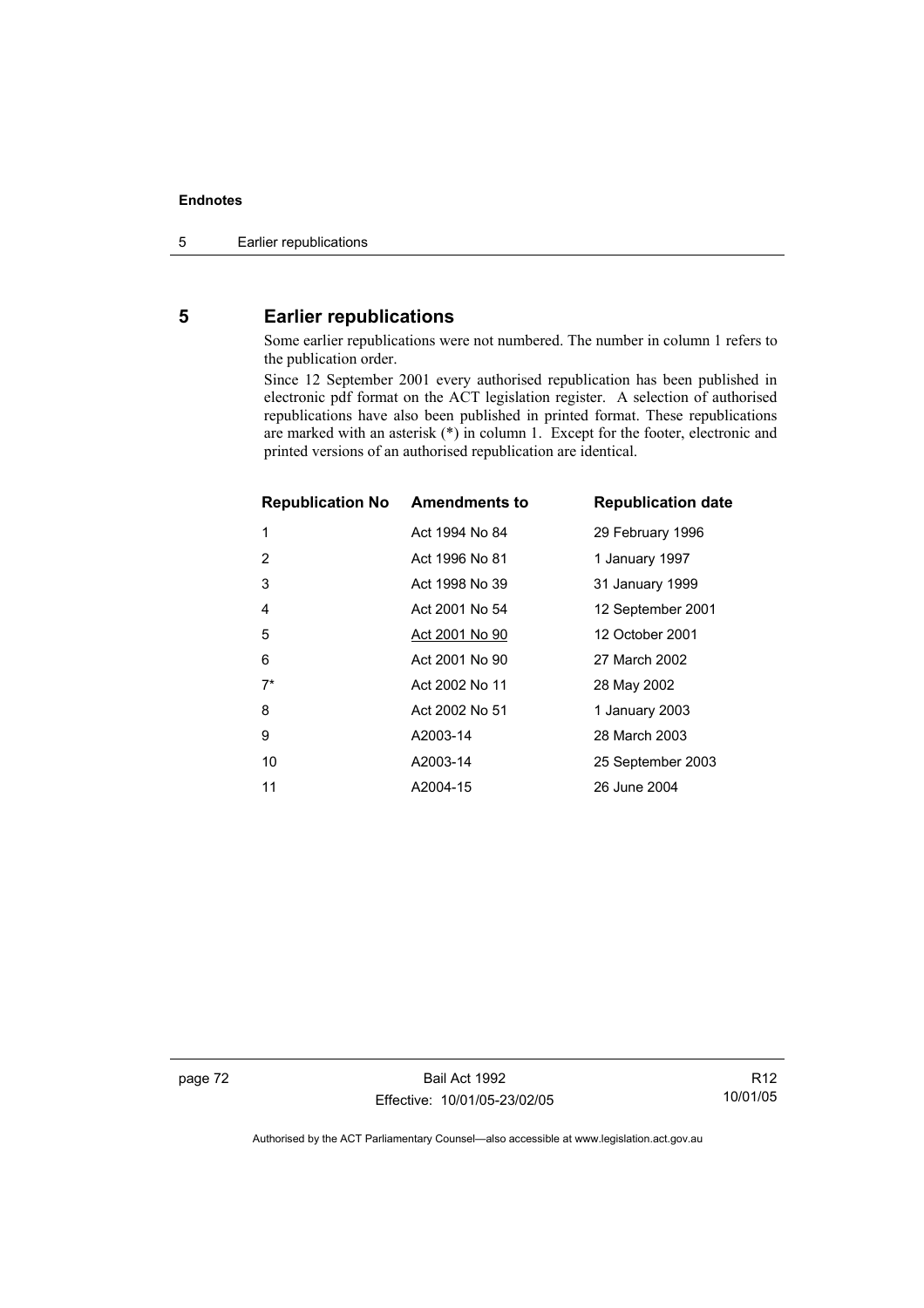## 5 Earlier republications

Some earlier republications were not numbered. The number in column 1 refers to the publication order.

Since 12 September 2001 every authorised republication has been published in electronic pdf format on the ACT legislation register. A selection of authorised republications have also been published in printed format. These republications are marked with an asterisk (*) in column 1. Except for the footer, electronic and printed versions of an authorised republication are identical.

| Republication No | Amendments to | Republication date |
|---|---|---|
| 1 | Act 1994 No 84 | 29 February 1996 |
| 2 | Act 1996 No 81 | 1 January 1997 |
| 3 | Act 1998 No 39 | 31 January 1999 |
| 4 | Act 2001 No 54 | 12 September 2001 |
| 5 | Act 2001 No 90 | 12 October 2001 |
| 6 | Act 2001 No 90 | 27 March 2002 |
| 7* | Act 2002 No 11 | 28 May 2002 |
| 8 | Act 2002 No 51 | 1 January 2003 |
| 9 | A2003-14 | 28 March 2003 |
| 10 | A2003-14 | 25 September 2003 |
| 11 | A2004-15 | 26 June 2004 |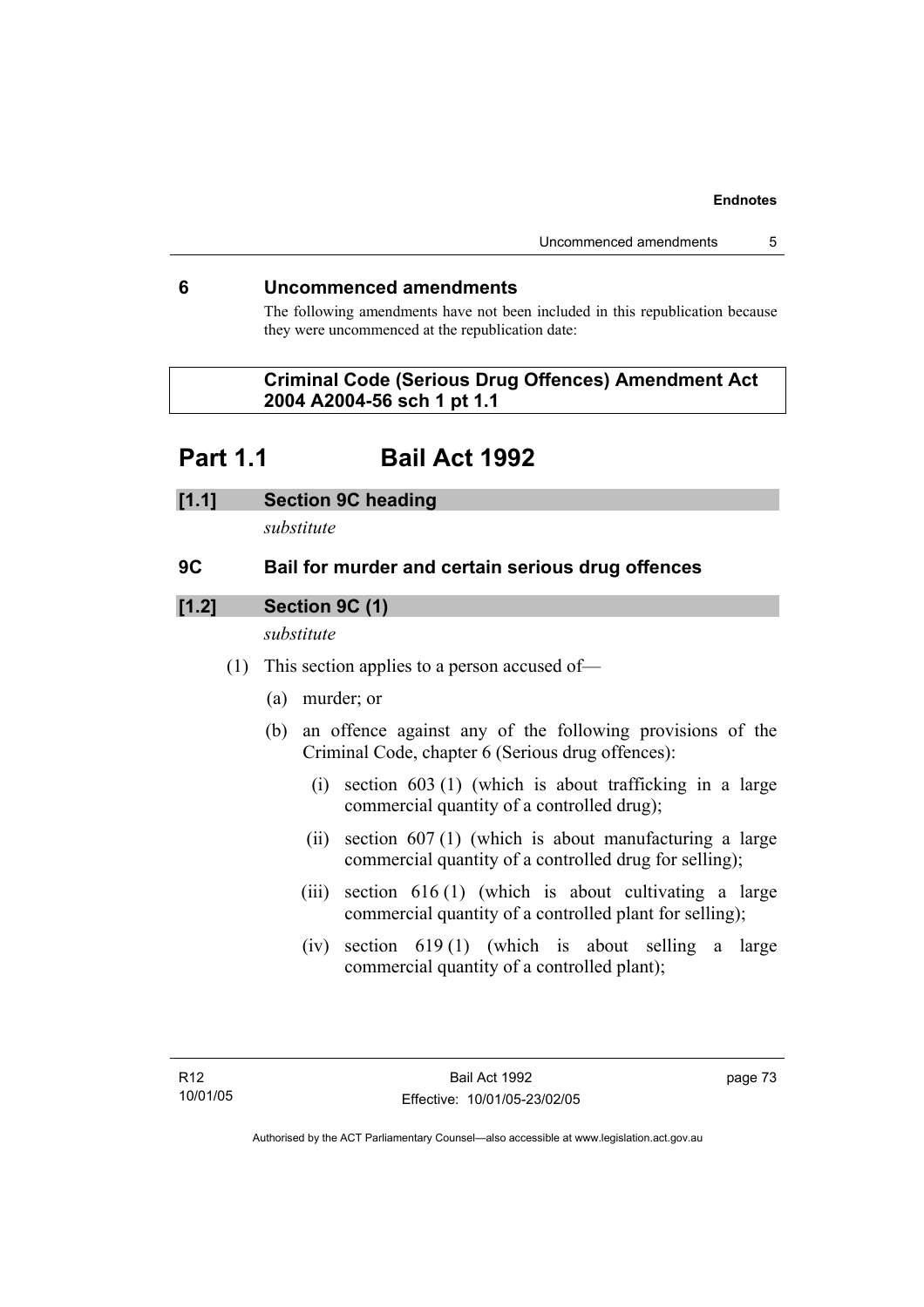## 6 Uncommenced amendments

The following amendments have not been included in this republication because they were uncommenced at the republication date:

**Criminal Code (Serious Drug Offences) Amendment Act 2004 A2004-56 sch 1 pt 1.1**

# Part 1.1 Bail Act 1992

### [1.1] Section 9C heading

*substitute*

### 9C Bail for murder and certain serious drug offences

### [1.2] Section 9C (1)

*substitute*

(1) This section applies to a person accused of—

(a) murder; or

(b) an offence against any of the following provisions of the Criminal Code, chapter 6 (Serious drug offences):

(i) section 603 (1) (which is about trafficking in a large commercial quantity of a controlled drug);

(ii) section 607 (1) (which is about manufacturing a large commercial quantity of a controlled drug for selling);

(iii) section 616 (1) (which is about cultivating a large commercial quantity of a controlled plant for selling);

(iv) section 619 (1) (which is about selling a large commercial quantity of a controlled plant);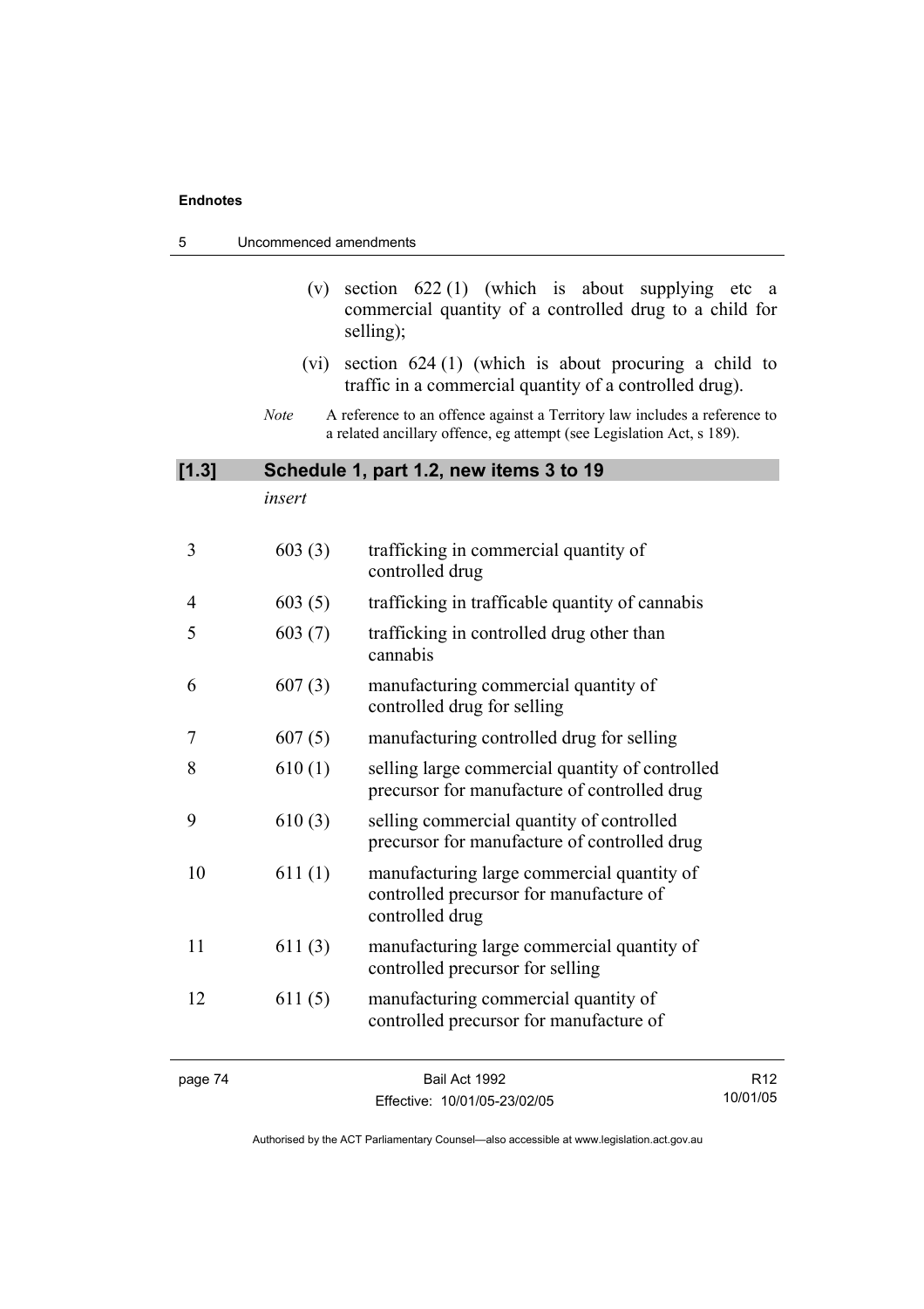(v) section 622 (1) (which is about supplying etc a commercial quantity of a controlled drug to a child for selling);

(vi) section 624 (1) (which is about procuring a child to traffic in a commercial quantity of a controlled drug).

*Note* A reference to an offence against a Territory law includes a reference to a related ancillary offence, eg attempt (see Legislation Act, s 189).

### [1.3] Schedule 1, part 1.2, new items 3 to 19

*insert*

| | | |
|---|---|---|
| 3 | 603 (3) | trafficking in commercial quantity of controlled drug |
| 4 | 603 (5) | trafficking in trafficable quantity of cannabis |
| 5 | 603 (7) | trafficking in controlled drug other than cannabis |
| 6 | 607 (3) | manufacturing commercial quantity of controlled drug for selling |
| 7 | 607 (5) | manufacturing controlled drug for selling |
| 8 | 610 (1) | selling large commercial quantity of controlled precursor for manufacture of controlled drug |
| 9 | 610 (3) | selling commercial quantity of controlled precursor for manufacture of controlled drug |
| 10 | 611 (1) | manufacturing large commercial quantity of controlled precursor for manufacture of controlled drug |
| 11 | 611 (3) | manufacturing large commercial quantity of controlled precursor for selling |
| 12 | 611 (5) | manufacturing commercial quantity of controlled precursor for manufacture of |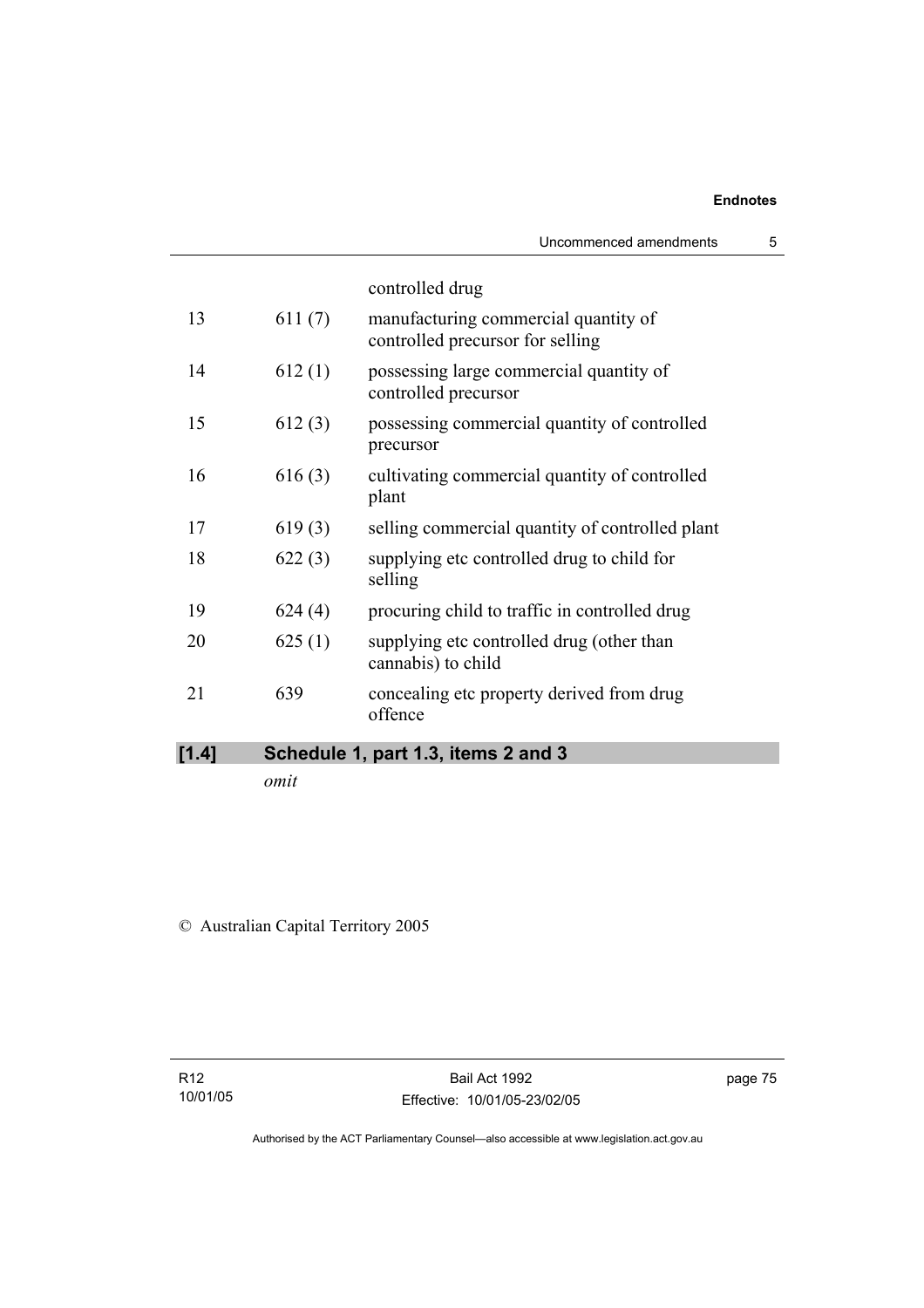| | | |
|---|---|---|
| | | controlled drug |
| 13 | 611 (7) | manufacturing commercial quantity of controlled precursor for selling |
| 14 | 612 (1) | possessing large commercial quantity of controlled precursor |
| 15 | 612 (3) | possessing commercial quantity of controlled precursor |
| 16 | 616 (3) | cultivating commercial quantity of controlled plant |
| 17 | 619 (3) | selling commercial quantity of controlled plant |
| 18 | 622 (3) | supplying etc controlled drug to child for selling |
| 19 | 624 (4) | procuring child to traffic in controlled drug |
| 20 | 625 (1) | supplying etc controlled drug (other than cannabis) to child |
| 21 | 639 | concealing etc property derived from drug offence |

**[1.4] Schedule 1, part 1.3, items 2 and 3**

*omit*

© Australian Capital Territory 2005